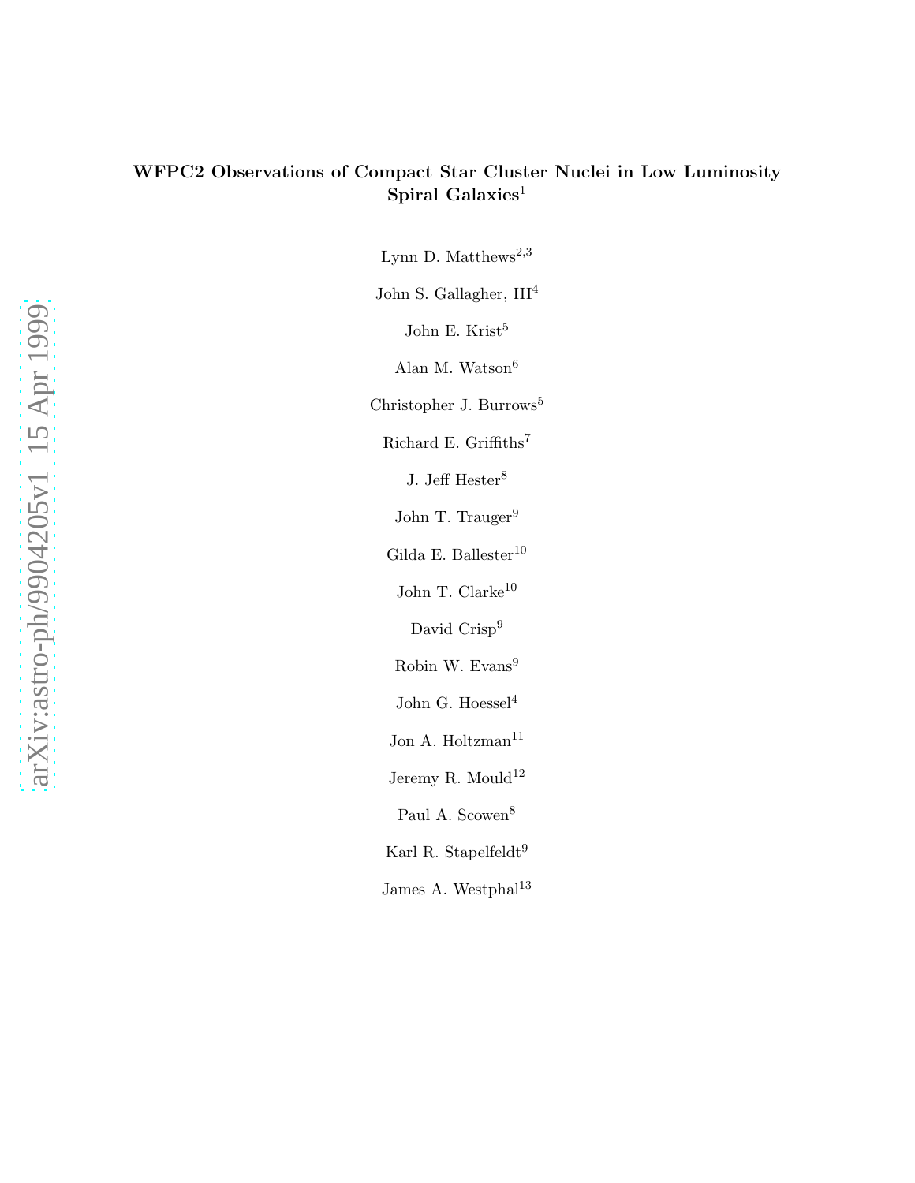# WFPC2 Observations of Compact Star Cluster Nuclei in Low Luminosity Spiral Galaxies[1]

Lynn D. Matthews[2,3]

John S. Gallagher, III[4]

John E. Krist[5]

Alan M. Watson[6]

Christopher J. Burrows[5]

Richard E. Griffiths[7]

J. Jeff Hester[8]

John T. Trauger[9]

Gilda E. Ballester[10]

John T. Clarke[10]

David Crisp[9]

Robin W. Evans[9]

John G. Hoessel[4]

Jon A. Holtzman[11]

Jeremy R. Mould[12]

Paul A. Scowen[8]

Karl R. Stapelfeldt[9]

James A. Westphal[13]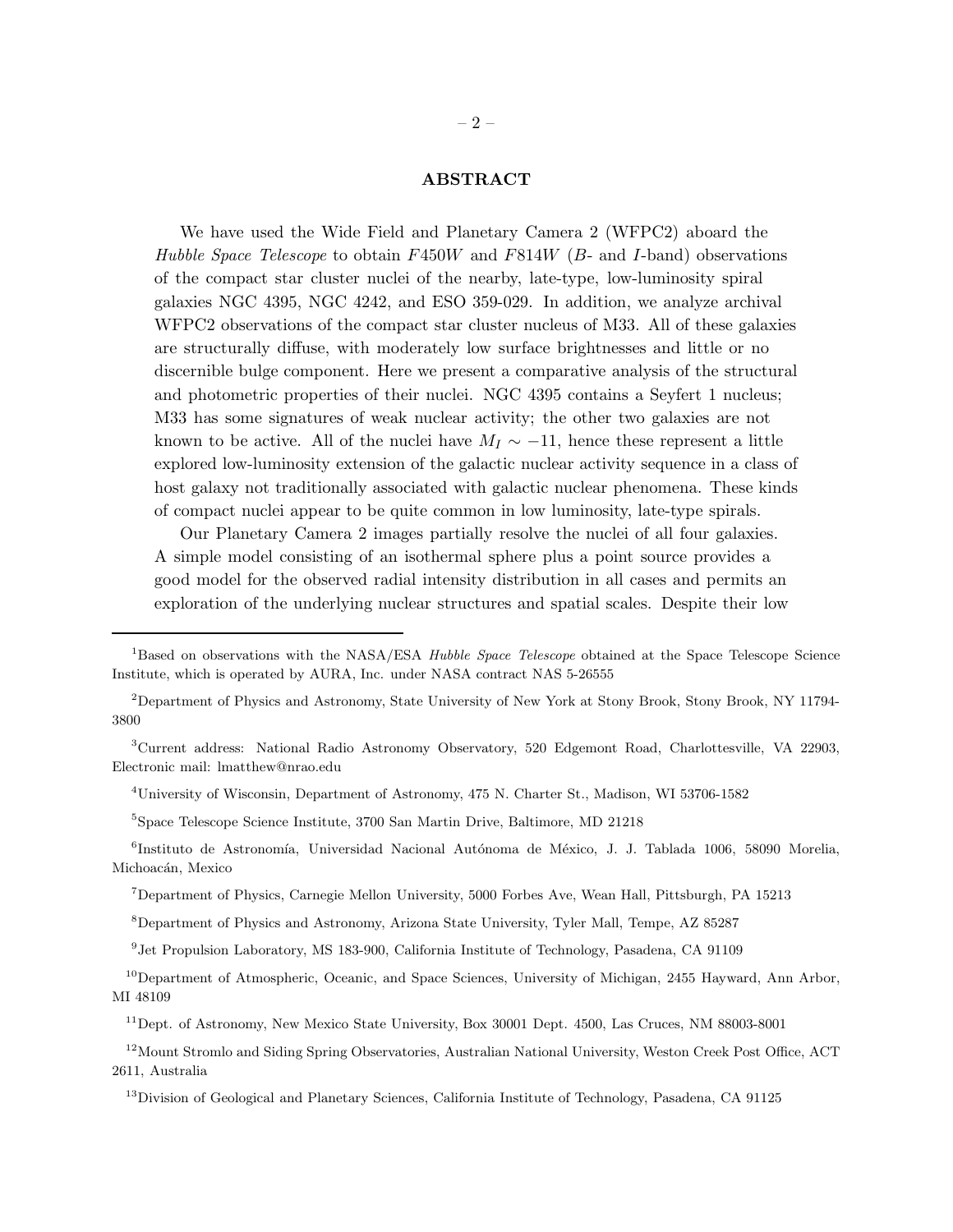## ABSTRACT

We have used the Wide Field and Planetary Camera 2 (WFPC2) aboard the *Hubble Space Telescope* to obtain $F450W$ and $F814W$ ($B$- and $I$-band) observations of the compact star cluster nuclei of the nearby, late-type, low-luminosity spiral galaxies NGC 4395, NGC 4242, and ESO 359-029. In addition, we analyze archival WFPC2 observations of the compact star cluster nucleus of M33. All of these galaxies are structurally diffuse, with moderately low surface brightnesses and little or no discernible bulge component. Here we present a comparative analysis of the structural and photometric properties of their nuclei. NGC 4395 contains a Seyfert 1 nucleus; M33 has some signatures of weak nuclear activity; the other two galaxies are not known to be active. All of the nuclei have $M_I \sim -11$, hence these represent a little explored low-luminosity extension of the galactic nuclear activity sequence in a class of host galaxy not traditionally associated with galactic nuclear phenomena. These kinds of compact nuclei appear to be quite common in low luminosity, late-type spirals.

Our Planetary Camera 2 images partially resolve the nuclei of all four galaxies. A simple model consisting of an isothermal sphere plus a point source provides a good model for the observed radial intensity distribution in all cases and permits an exploration of the underlying nuclear structures and spatial scales. Despite their low

---

[1]Based on observations with the NASA/ESA *Hubble Space Telescope* obtained at the Space Telescope Science Institute, which is operated by AURA, Inc. under NASA contract NAS 5-26555

[2]Department of Physics and Astronomy, State University of New York at Stony Brook, Stony Brook, NY 11794-3800

[3]Current address: National Radio Astronomy Observatory, 520 Edgemont Road, Charlottesville, VA 22903, Electronic mail: lmatthew@nrao.edu

[4]University of Wisconsin, Department of Astronomy, 475 N. Charter St., Madison, WI 53706-1582

[5]Space Telescope Science Institute, 3700 San Martin Drive, Baltimore, MD 21218

[6]Instituto de Astronomía, Universidad Nacional Autónoma de México, J. J. Tablada 1006, 58090 Morelia, Michoacán, Mexico

[7]Department of Physics, Carnegie Mellon University, 5000 Forbes Ave, Wean Hall, Pittsburgh, PA 15213

[8]Department of Physics and Astronomy, Arizona State University, Tyler Mall, Tempe, AZ 85287

[9]Jet Propulsion Laboratory, MS 183-900, California Institute of Technology, Pasadena, CA 91109

[10]Department of Atmospheric, Oceanic, and Space Sciences, University of Michigan, 2455 Hayward, Ann Arbor, MI 48109

[11]Dept. of Astronomy, New Mexico State University, Box 30001 Dept. 4500, Las Cruces, NM 88003-8001

[12]Mount Stromlo and Siding Spring Observatories, Australian National University, Weston Creek Post Office, ACT 2611, Australia

[13]Division of Geological and Planetary Sciences, California Institute of Technology, Pasadena, CA 91125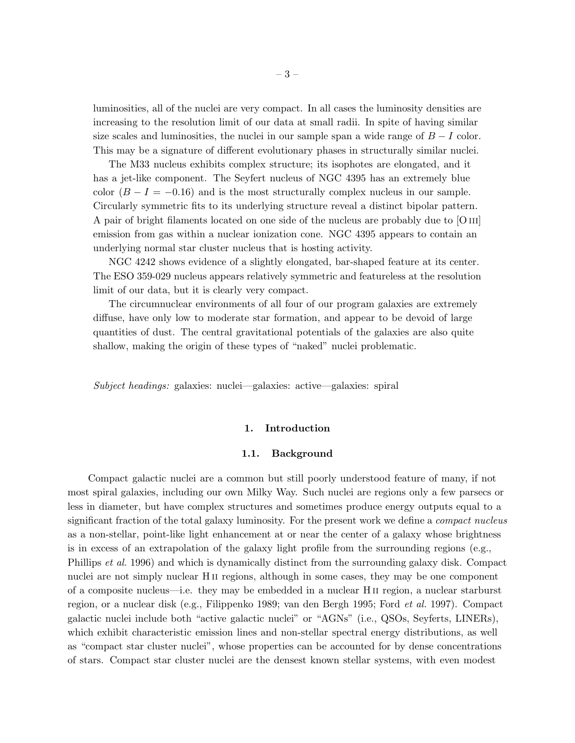luminosities, all of the nuclei are very compact. In all cases the luminosity densities are increasing to the resolution limit of our data at small radii. In spite of having similar size scales and luminosities, the nuclei in our sample span a wide range of $B-I$ color. This may be a signature of different evolutionary phases in structurally similar nuclei.

The M33 nucleus exhibits complex structure; its isophotes are elongated, and it has a jet-like component. The Seyfert nucleus of NGC 4395 has an extremely blue color ($B-I=-0.16$) and is the most structurally complex nucleus in our sample. Circularly symmetric fits to its underlying structure reveal a distinct bipolar pattern. A pair of bright filaments located on one side of the nucleus are probably due to [O III] emission from gas within a nuclear ionization cone. NGC 4395 appears to contain an underlying normal star cluster nucleus that is hosting activity.

NGC 4242 shows evidence of a slightly elongated, bar-shaped feature at its center. The ESO 359-029 nucleus appears relatively symmetric and featureless at the resolution limit of our data, but it is clearly very compact.

The circumnuclear environments of all four of our program galaxies are extremely diffuse, have only low to moderate star formation, and appear to be devoid of large quantities of dust. The central gravitational potentials of the galaxies are also quite shallow, making the origin of these types of "naked" nuclei problematic.

*Subject headings:* galaxies: nuclei—galaxies: active—galaxies: spiral

## 1. Introduction

### 1.1. Background

Compact galactic nuclei are a common but still poorly understood feature of many, if not most spiral galaxies, including our own Milky Way. Such nuclei are regions only a few parsecs or less in diameter, but have complex structures and sometimes produce energy outputs equal to a significant fraction of the total galaxy luminosity. For the present work we define a *compact nucleus* as a non-stellar, point-like light enhancement at or near the center of a galaxy whose brightness is in excess of an extrapolation of the galaxy light profile from the surrounding regions (e.g., Phillips *et al.* 1996) and which is dynamically distinct from the surrounding galaxy disk. Compact nuclei are not simply nuclear H II regions, although in some cases, they may be one component of a composite nucleus—i.e. they may be embedded in a nuclear H II region, a nuclear starburst region, or a nuclear disk (e.g., Filippenko 1989; van den Bergh 1995; Ford *et al.* 1997). Compact galactic nuclei include both "active galactic nuclei" or "AGNs" (i.e., QSOs, Seyferts, LINERs), which exhibit characteristic emission lines and non-stellar spectral energy distributions, as well as "compact star cluster nuclei", whose properties can be accounted for by dense concentrations of stars. Compact star cluster nuclei are the densest known stellar systems, with even modest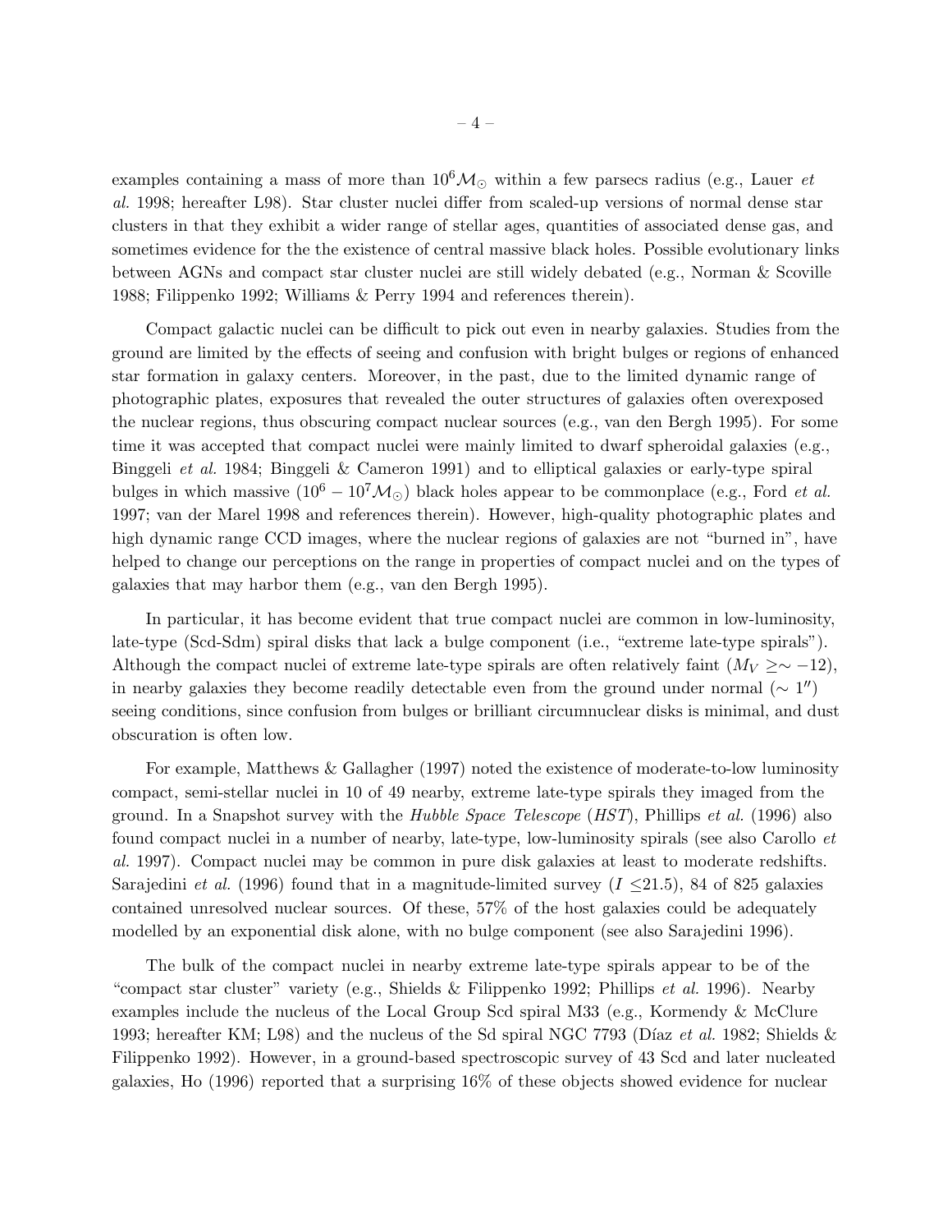examples containing a mass of more than $10^6\mathcal{M}_\odot$ within a few parsecs radius (e.g., Lauer *et al.* 1998; hereafter L98). Star cluster nuclei differ from scaled-up versions of normal dense star clusters in that they exhibit a wider range of stellar ages, quantities of associated dense gas, and sometimes evidence for the the existence of central massive black holes. Possible evolutionary links between AGNs and compact star cluster nuclei are still widely debated (e.g., Norman & Scoville 1988; Filippenko 1992; Williams & Perry 1994 and references therein).

Compact galactic nuclei can be difficult to pick out even in nearby galaxies. Studies from the ground are limited by the effects of seeing and confusion with bright bulges or regions of enhanced star formation in galaxy centers. Moreover, in the past, due to the limited dynamic range of photographic plates, exposures that revealed the outer structures of galaxies often overexposed the nuclear regions, thus obscuring compact nuclear sources (e.g., van den Bergh 1995). For some time it was accepted that compact nuclei were mainly limited to dwarf spheroidal galaxies (e.g., Binggeli *et al.* 1984; Binggeli & Cameron 1991) and to elliptical galaxies or early-type spiral bulges in which massive $(10^6 - 10^7\mathcal{M}_\odot)$ black holes appear to be commonplace (e.g., Ford *et al.* 1997; van der Marel 1998 and references therein). However, high-quality photographic plates and high dynamic range CCD images, where the nuclear regions of galaxies are not "burned in", have helped to change our perceptions on the range in properties of compact nuclei and on the types of galaxies that may harbor them (e.g., van den Bergh 1995).

In particular, it has become evident that true compact nuclei are common in low-luminosity, late-type (Scd-Sdm) spiral disks that lack a bulge component (i.e., "extreme late-type spirals"). Although the compact nuclei of extreme late-type spirals are often relatively faint ($M_V \gtrsim -12$), in nearby galaxies they become readily detectable even from the ground under normal ($\sim 1''$) seeing conditions, since confusion from bulges or brilliant circumnuclear disks is minimal, and dust obscuration is often low.

For example, Matthews & Gallagher (1997) noted the existence of moderate-to-low luminosity compact, semi-stellar nuclei in 10 of 49 nearby, extreme late-type spirals they imaged from the ground. In a Snapshot survey with the *Hubble Space Telescope* (*HST*), Phillips *et al.* (1996) also found compact nuclei in a number of nearby, late-type, low-luminosity spirals (see also Carollo *et al.* 1997). Compact nuclei may be common in pure disk galaxies at least to moderate redshifts. Sarajedini *et al.* (1996) found that in a magnitude-limited survey ($I \leq 21.5$), 84 of 825 galaxies contained unresolved nuclear sources. Of these, 57% of the host galaxies could be adequately modelled by an exponential disk alone, with no bulge component (see also Sarajedini 1996).

The bulk of the compact nuclei in nearby extreme late-type spirals appear to be of the "compact star cluster" variety (e.g., Shields & Filippenko 1992; Phillips *et al.* 1996). Nearby examples include the nucleus of the Local Group Scd spiral M33 (e.g., Kormendy & McClure 1993; hereafter KM; L98) and the nucleus of the Sd spiral NGC 7793 (Díaz *et al.* 1982; Shields & Filippenko 1992). However, in a ground-based spectroscopic survey of 43 Scd and later nucleated galaxies, Ho (1996) reported that a surprising 16% of these objects showed evidence for nuclear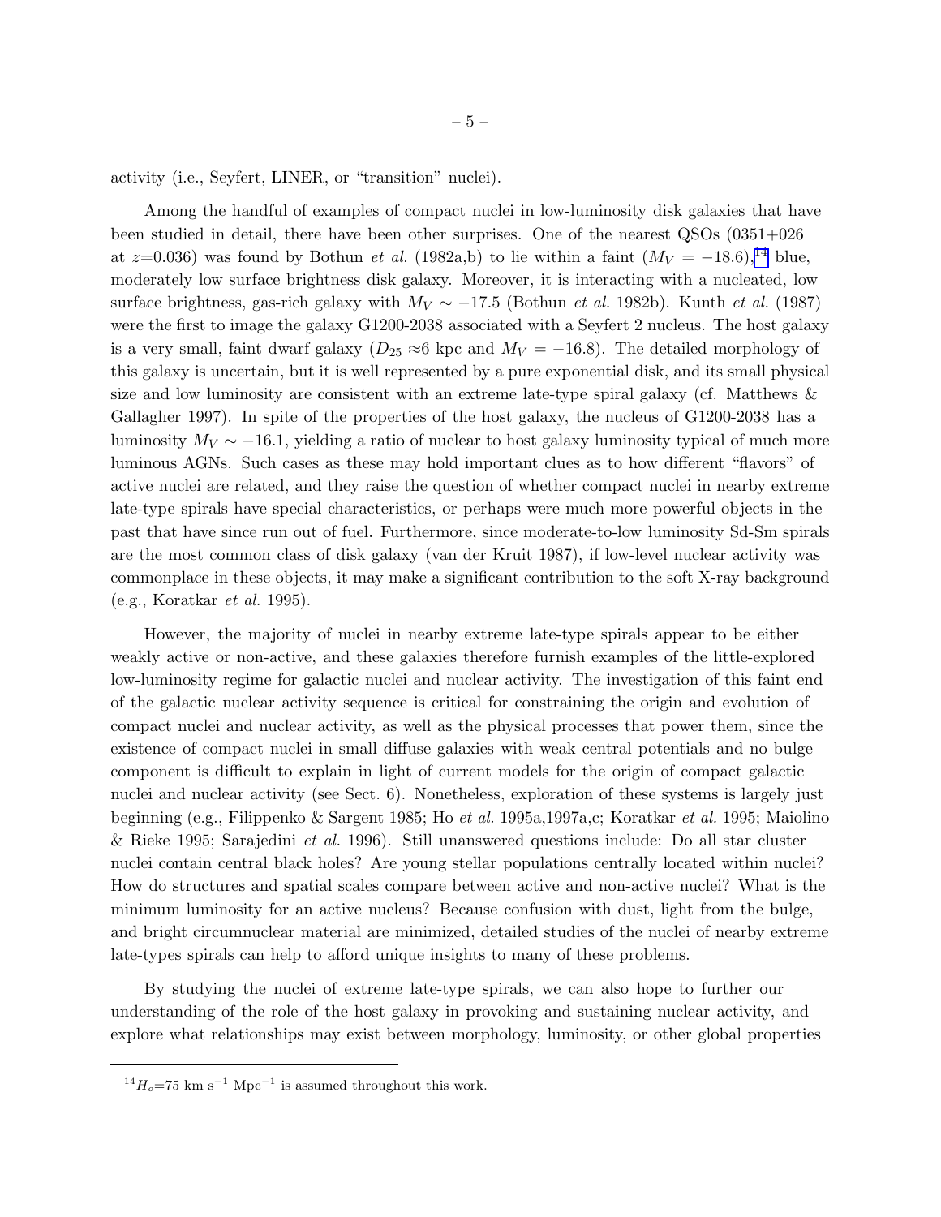activity (i.e., Seyfert, LINER, or "transition" nuclei).

Among the handful of examples of compact nuclei in low-luminosity disk galaxies that have been studied in detail, there have been other surprises. One of the nearest QSOs (0351+026 at $z$=0.036) was found by Bothun *et al.* (1982a,b) to lie within a faint ($M_V = -18.6$),[14] blue, moderately low surface brightness disk galaxy. Moreover, it is interacting with a nucleated, low surface brightness, gas-rich galaxy with $M_V \sim -17.5$ (Bothun *et al.* 1982b). Kunth *et al.* (1987) were the first to image the galaxy G1200-2038 associated with a Seyfert 2 nucleus. The host galaxy is a very small, faint dwarf galaxy ($D_{25} \approx$6 kpc and $M_V = -16.8$). The detailed morphology of this galaxy is uncertain, but it is well represented by a pure exponential disk, and its small physical size and low luminosity are consistent with an extreme late-type spiral galaxy (cf. Matthews & Gallagher 1997). In spite of the properties of the host galaxy, the nucleus of G1200-2038 has a luminosity $M_V \sim -16.1$, yielding a ratio of nuclear to host galaxy luminosity typical of much more luminous AGNs. Such cases as these may hold important clues as to how different "flavors" of active nuclei are related, and they raise the question of whether compact nuclei in nearby extreme late-type spirals have special characteristics, or perhaps were much more powerful objects in the past that have since run out of fuel. Furthermore, since moderate-to-low luminosity Sd-Sm spirals are the most common class of disk galaxy (van der Kruit 1987), if low-level nuclear activity was commonplace in these objects, it may make a significant contribution to the soft X-ray background (e.g., Koratkar *et al.* 1995).

However, the majority of nuclei in nearby extreme late-type spirals appear to be either weakly active or non-active, and these galaxies therefore furnish examples of the little-explored low-luminosity regime for galactic nuclei and nuclear activity. The investigation of this faint end of the galactic nuclear activity sequence is critical for constraining the origin and evolution of compact nuclei and nuclear activity, as well as the physical processes that power them, since the existence of compact nuclei in small diffuse galaxies with weak central potentials and no bulge component is difficult to explain in light of current models for the origin of compact galactic nuclei and nuclear activity (see Sect. 6). Nonetheless, exploration of these systems is largely just beginning (e.g., Filippenko & Sargent 1985; Ho *et al.* 1995a,1997a,c; Koratkar *et al.* 1995; Maiolino & Rieke 1995; Sarajedini *et al.* 1996). Still unanswered questions include: Do all star cluster nuclei contain central black holes? Are young stellar populations centrally located within nuclei? How do structures and spatial scales compare between active and non-active nuclei? What is the minimum luminosity for an active nucleus? Because confusion with dust, light from the bulge, and bright circumnuclear material are minimized, detailed studies of the nuclei of nearby extreme late-types spirals can help to afford unique insights to many of these problems.

By studying the nuclei of extreme late-type spirals, we can also hope to further our understanding of the role of the host galaxy in provoking and sustaining nuclear activity, and explore what relationships may exist between morphology, luminosity, or other global properties

---

[14] $H_o$=75 km s$^{-1}$ Mpc$^{-1}$ is assumed throughout this work.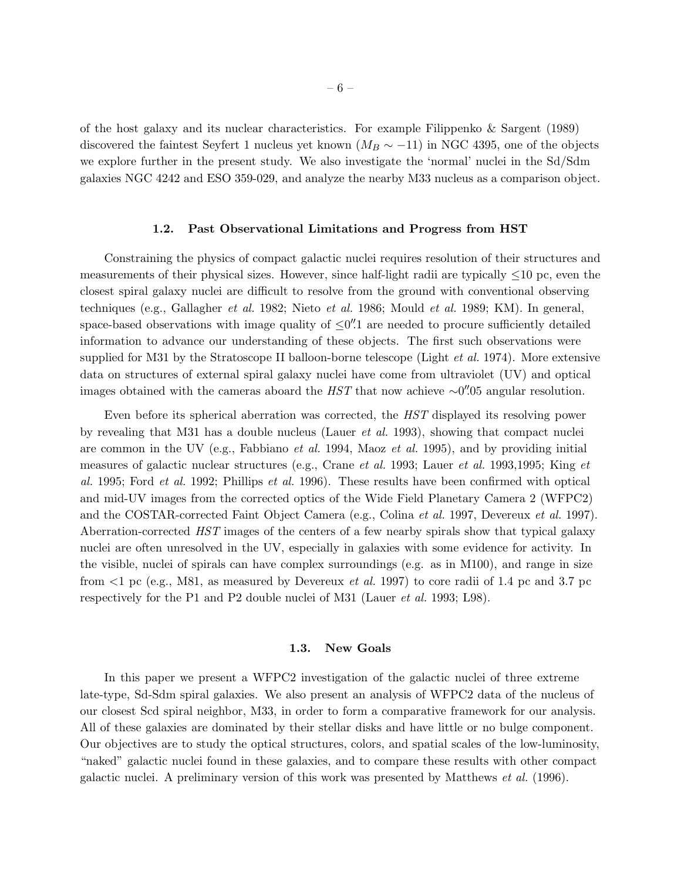of the host galaxy and its nuclear characteristics. For example Filippenko & Sargent (1989) discovered the faintest Seyfert 1 nucleus yet known ($M_B \sim -11$) in NGC 4395, one of the objects we explore further in the present study. We also investigate the 'normal' nuclei in the Sd/Sdm galaxies NGC 4242 and ESO 359-029, and analyze the nearby M33 nucleus as a comparison object.

### 1.2. Past Observational Limitations and Progress from HST

Constraining the physics of compact galactic nuclei requires resolution of their structures and measurements of their physical sizes. However, since half-light radii are typically $\leq$10 pc, even the closest spiral galaxy nuclei are difficult to resolve from the ground with conventional observing techniques (e.g., Gallagher *et al.* 1982; Nieto *et al.* 1986; Mould *et al.* 1989; KM). In general, space-based observations with image quality of $\leq 0''.1$ are needed to procure sufficiently detailed information to advance our understanding of these objects. The first such observations were supplied for M31 by the Stratoscope II balloon-borne telescope (Light *et al.* 1974). More extensive data on structures of external spiral galaxy nuclei have come from ultraviolet (UV) and optical images obtained with the cameras aboard the *HST* that now achieve $\sim 0''.05$ angular resolution.

Even before its spherical aberration was corrected, the *HST* displayed its resolving power by revealing that M31 has a double nucleus (Lauer *et al.* 1993), showing that compact nuclei are common in the UV (e.g., Fabbiano *et al.* 1994, Maoz *et al.* 1995), and by providing initial measures of galactic nuclear structures (e.g., Crane *et al.* 1993; Lauer *et al.* 1993,1995; King *et al.* 1995; Ford *et al.* 1992; Phillips *et al.* 1996). These results have been confirmed with optical and mid-UV images from the corrected optics of the Wide Field Planetary Camera 2 (WFPC2) and the COSTAR-corrected Faint Object Camera (e.g., Colina *et al.* 1997, Devereux *et al.* 1997). Aberration-corrected *HST* images of the centers of a few nearby spirals show that typical galaxy nuclei are often unresolved in the UV, especially in galaxies with some evidence for activity. In the visible, nuclei of spirals can have complex surroundings (e.g. as in M100), and range in size from <1 pc (e.g., M81, as measured by Devereux *et al.* 1997) to core radii of 1.4 pc and 3.7 pc respectively for the P1 and P2 double nuclei of M31 (Lauer *et al.* 1993; L98).

### 1.3. New Goals

In this paper we present a WFPC2 investigation of the galactic nuclei of three extreme late-type, Sd-Sdm spiral galaxies. We also present an analysis of WFPC2 data of the nucleus of our closest Scd spiral neighbor, M33, in order to form a comparative framework for our analysis. All of these galaxies are dominated by their stellar disks and have little or no bulge component. Our objectives are to study the optical structures, colors, and spatial scales of the low-luminosity, "naked" galactic nuclei found in these galaxies, and to compare these results with other compact galactic nuclei. A preliminary version of this work was presented by Matthews *et al.* (1996).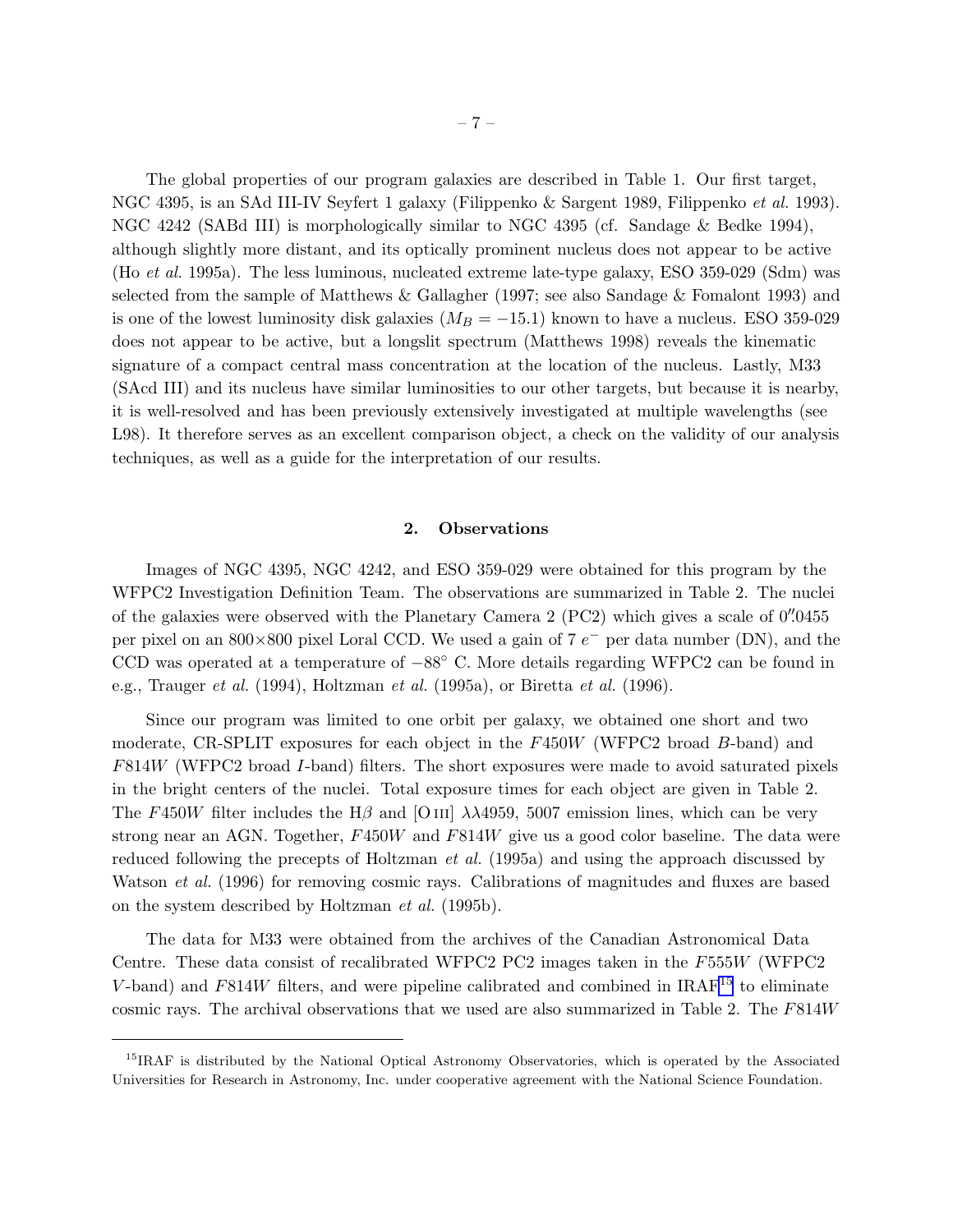The global properties of our program galaxies are described in Table 1. Our first target, NGC 4395, is an SAd III-IV Seyfert 1 galaxy (Filippenko & Sargent 1989, Filippenko *et al.* 1993). NGC 4242 (SABd III) is morphologically similar to NGC 4395 (cf. Sandage & Bedke 1994), although slightly more distant, and its optically prominent nucleus does not appear to be active (Ho *et al.* 1995a). The less luminous, nucleated extreme late-type galaxy, ESO 359-029 (Sdm) was selected from the sample of Matthews & Gallagher (1997; see also Sandage & Fomalont 1993) and is one of the lowest luminosity disk galaxies ($M_B = -15.1$) known to have a nucleus. ESO 359-029 does not appear to be active, but a longslit spectrum (Matthews 1998) reveals the kinematic signature of a compact central mass concentration at the location of the nucleus. Lastly, M33 (SAcd III) and its nucleus have similar luminosities to our other targets, but because it is nearby, it is well-resolved and has been previously extensively investigated at multiple wavelengths (see L98). It therefore serves as an excellent comparison object, a check on the validity of our analysis techniques, as well as a guide for the interpretation of our results.

## 2. Observations

Images of NGC 4395, NGC 4242, and ESO 359-029 were obtained for this program by the WFPC2 Investigation Definition Team. The observations are summarized in Table 2. The nuclei of the galaxies were observed with the Planetary Camera 2 (PC2) which gives a scale of $0\farcs0455$ per pixel on an 800×800 pixel Loral CCD. We used a gain of 7 $e^-$ per data number (DN), and the CCD was operated at a temperature of $-88^\circ$ C. More details regarding WFPC2 can be found in e.g., Trauger *et al.* (1994), Holtzman *et al.* (1995a), or Biretta *et al.* (1996).

Since our program was limited to one orbit per galaxy, we obtained one short and two moderate, CR-SPLIT exposures for each object in the $F450W$ (WFPC2 broad $B$-band) and $F814W$ (WFPC2 broad $I$-band) filters. The short exposures were made to avoid saturated pixels in the bright centers of the nuclei. Total exposure times for each object are given in Table 2. The $F450W$ filter includes the H$\beta$ and [O III] $\lambda\lambda$4959, 5007 emission lines, which can be very strong near an AGN. Together, $F450W$ and $F814W$ give us a good color baseline. The data were reduced following the precepts of Holtzman *et al.* (1995a) and using the approach discussed by Watson *et al.* (1996) for removing cosmic rays. Calibrations of magnitudes and fluxes are based on the system described by Holtzman *et al.* (1995b).

The data for M33 were obtained from the archives of the Canadian Astronomical Data Centre. These data consist of recalibrated WFPC2 PC2 images taken in the $F555W$ (WFPC2 $V$-band) and $F814W$ filters, and were pipeline calibrated and combined in IRAF[15] to eliminate cosmic rays. The archival observations that we used are also summarized in Table 2. The $F814W$

[15] IRAF is distributed by the National Optical Astronomy Observatories, which is operated by the Associated Universities for Research in Astronomy, Inc. under cooperative agreement with the National Science Foundation.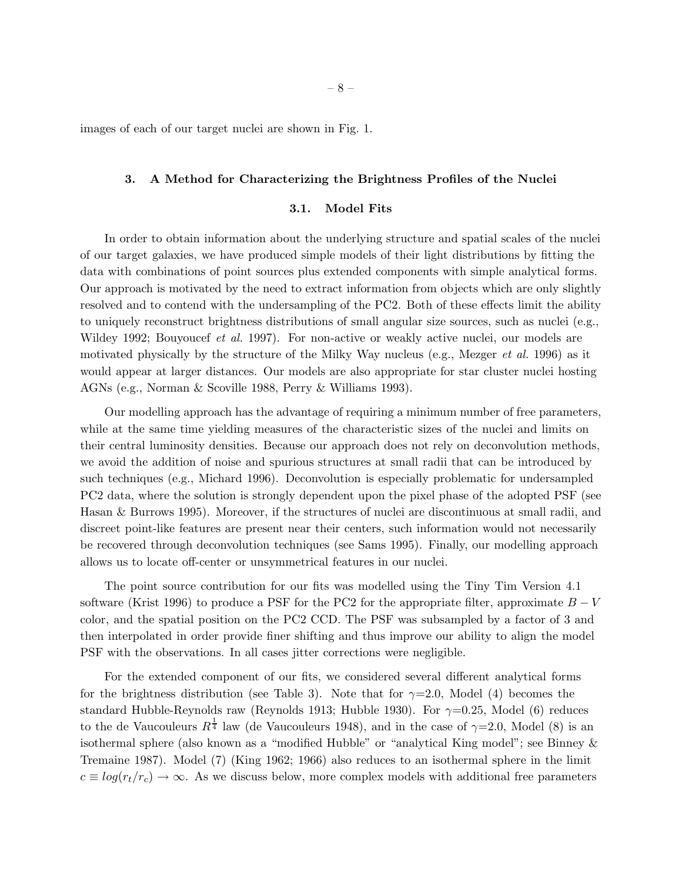images of each of our target nuclei are shown in Fig. 1.

## 3. A Method for Characterizing the Brightness Profiles of the Nuclei

### 3.1. Model Fits

In order to obtain information about the underlying structure and spatial scales of the nuclei of our target galaxies, we have produced simple models of their light distributions by fitting the data with combinations of point sources plus extended components with simple analytical forms. Our approach is motivated by the need to extract information from objects which are only slightly resolved and to contend with the undersampling of the PC2. Both of these effects limit the ability to uniquely reconstruct brightness distributions of small angular size sources, such as nuclei (e.g., Wildey 1992; Bouyoucef *et al.* 1997). For non-active or weakly active nuclei, our models are motivated physically by the structure of the Milky Way nucleus (e.g., Mezger *et al.* 1996) as it would appear at larger distances. Our models are also appropriate for star cluster nuclei hosting AGNs (e.g., Norman & Scoville 1988, Perry & Williams 1993).

Our modelling approach has the advantage of requiring a minimum number of free parameters, while at the same time yielding measures of the characteristic sizes of the nuclei and limits on their central luminosity densities. Because our approach does not rely on deconvolution methods, we avoid the addition of noise and spurious structures at small radii that can be introduced by such techniques (e.g., Michard 1996). Deconvolution is especially problematic for undersampled PC2 data, where the solution is strongly dependent upon the pixel phase of the adopted PSF (see Hasan & Burrows 1995). Moreover, if the structures of nuclei are discontinuous at small radii, and discreet point-like features are present near their centers, such information would not necessarily be recovered through deconvolution techniques (see Sams 1995). Finally, our modelling approach allows us to locate off-center or unsymmetrical features in our nuclei.

The point source contribution for our fits was modelled using the Tiny Tim Version 4.1 software (Krist 1996) to produce a PSF for the PC2 for the appropriate filter, approximate $B-V$ color, and the spatial position on the PC2 CCD. The PSF was subsampled by a factor of 3 and then interpolated in order provide finer shifting and thus improve our ability to align the model PSF with the observations. In all cases jitter corrections were negligible.

For the extended component of our fits, we considered several different analytical forms for the brightness distribution (see Table 3). Note that for $\gamma$=2.0, Model (4) becomes the standard Hubble-Reynolds raw (Reynolds 1913; Hubble 1930). For $\gamma$=0.25, Model (6) reduces to the de Vaucouleurs $R^{\frac{1}{4}}$ law (de Vaucouleurs 1948), and in the case of $\gamma$=2.0, Model (8) is an isothermal sphere (also known as a "modified Hubble" or "analytical King model"; see Binney & Tremaine 1987). Model (7) (King 1962; 1966) also reduces to an isothermal sphere in the limit $c \equiv log(r_t/r_c) \rightarrow \infty$. As we discuss below, more complex models with additional free parameters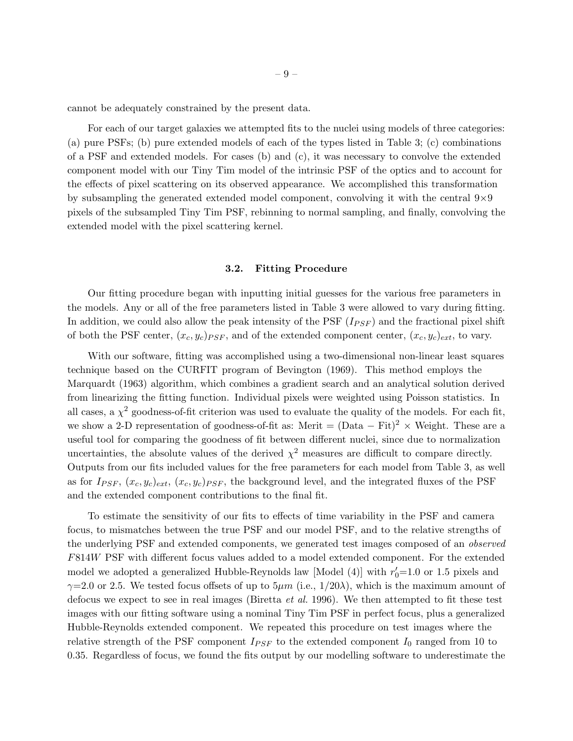cannot be adequately constrained by the present data.

For each of our target galaxies we attempted fits to the nuclei using models of three categories: (a) pure PSFs; (b) pure extended models of each of the types listed in Table 3; (c) combinations of a PSF and extended models. For cases (b) and (c), it was necessary to convolve the extended component model with our Tiny Tim model of the intrinsic PSF of the optics and to account for the effects of pixel scattering on its observed appearance. We accomplished this transformation by subsampling the generated extended model component, convolving it with the central 9×9 pixels of the subsampled Tiny Tim PSF, rebinning to normal sampling, and finally, convolving the extended model with the pixel scattering kernel.

### 3.2. Fitting Procedure

Our fitting procedure began with inputting initial guesses for the various free parameters in the models. Any or all of the free parameters listed in Table 3 were allowed to vary during fitting. In addition, we could also allow the peak intensity of the PSF ($I_{PSF}$) and the fractional pixel shift of both the PSF center, $(x_c, y_c)_{PSF}$, and of the extended component center, $(x_c, y_c)_{ext}$, to vary.

With our software, fitting was accomplished using a two-dimensional non-linear least squares technique based on the CURFIT program of Bevington (1969). This method employs the Marquardt (1963) algorithm, which combines a gradient search and an analytical solution derived from linearizing the fitting function. Individual pixels were weighted using Poisson statistics. In all cases, a $\chi^2$ goodness-of-fit criterion was used to evaluate the quality of the models. For each fit, we show a 2-D representation of goodness-of-fit as: Merit = (Data − Fit)$^2$ × Weight. These are a useful tool for comparing the goodness of fit between different nuclei, since due to normalization uncertainties, the absolute values of the derived $\chi^2$ measures are difficult to compare directly. Outputs from our fits included values for the free parameters for each model from Table 3, as well as for $I_{PSF}$, $(x_c, y_c)_{ext}$, $(x_c, y_c)_{PSF}$, the background level, and the integrated fluxes of the PSF and the extended component contributions to the final fit.

To estimate the sensitivity of our fits to effects of time variability in the PSF and camera focus, to mismatches between the true PSF and our model PSF, and to the relative strengths of the underlying PSF and extended components, we generated test images composed of an *observed* $F814W$ PSF with different focus values added to a model extended component. For the extended model we adopted a generalized Hubble-Reynolds law [Model (4)] with $r_0'$=1.0 or 1.5 pixels and $\gamma$=2.0 or 2.5. We tested focus offsets of up to 5$\mu m$ (i.e., $1/20\lambda$), which is the maximum amount of defocus we expect to see in real images (Biretta *et al.* 1996). We then attempted to fit these test images with our fitting software using a nominal Tiny Tim PSF in perfect focus, plus a generalized Hubble-Reynolds extended component. We repeated this procedure on test images where the relative strength of the PSF component $I_{PSF}$ to the extended component $I_0$ ranged from 10 to 0.35. Regardless of focus, we found the fits output by our modelling software to underestimate the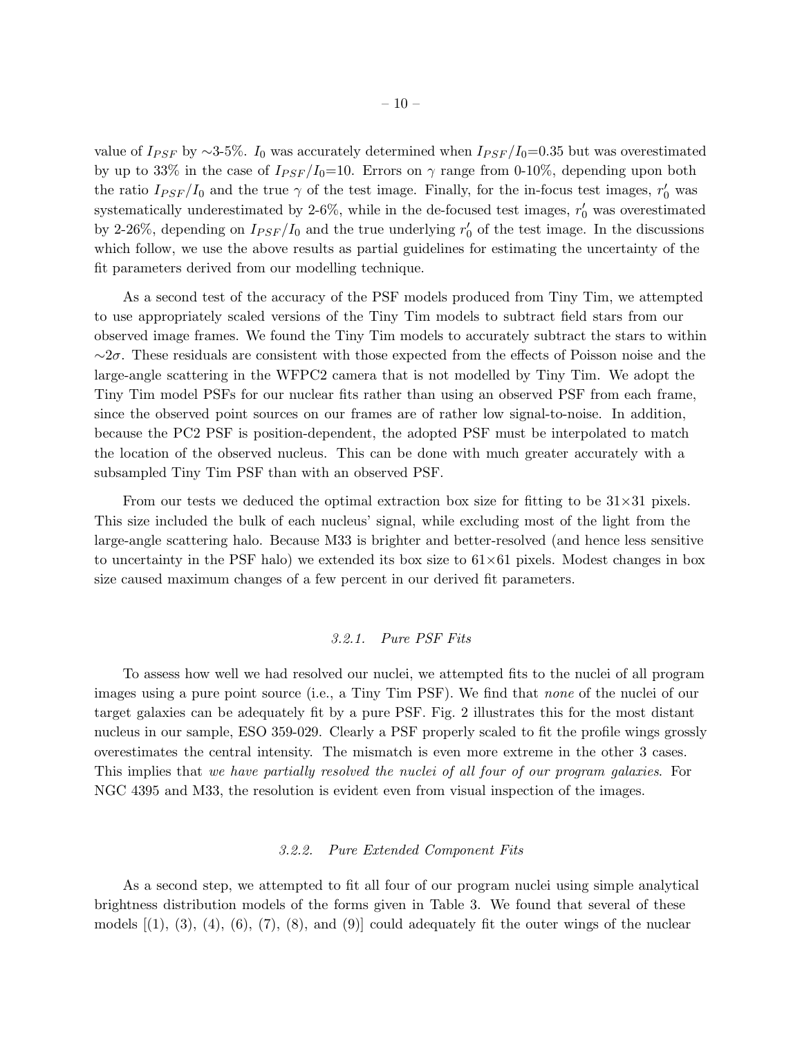value of $I_{PSF}$ by ~3-5%. $I_0$ was accurately determined when $I_{PSF}/I_0$=0.35 but was overestimated by up to 33% in the case of $I_{PSF}/I_0$=10. Errors on $\gamma$ range from 0-10%, depending upon both the ratio $I_{PSF}/I_0$ and the true $\gamma$ of the test image. Finally, for the in-focus test images, $r_0'$ was systematically underestimated by 2-6%, while in the de-focused test images, $r_0'$ was overestimated by 2-26%, depending on $I_{PSF}/I_0$ and the true underlying $r_0'$ of the test image. In the discussions which follow, we use the above results as partial guidelines for estimating the uncertainty of the fit parameters derived from our modelling technique.

As a second test of the accuracy of the PSF models produced from Tiny Tim, we attempted to use appropriately scaled versions of the Tiny Tim models to subtract field stars from our observed image frames. We found the Tiny Tim models to accurately subtract the stars to within ~$2\sigma$. These residuals are consistent with those expected from the effects of Poisson noise and the large-angle scattering in the WFPC2 camera that is not modelled by Tiny Tim. We adopt the Tiny Tim model PSFs for our nuclear fits rather than using an observed PSF from each frame, since the observed point sources on our frames are of rather low signal-to-noise. In addition, because the PC2 PSF is position-dependent, the adopted PSF must be interpolated to match the location of the observed nucleus. This can be done with much greater accurately with a subsampled Tiny Tim PSF than with an observed PSF.

From our tests we deduced the optimal extraction box size for fitting to be 31×31 pixels. This size included the bulk of each nucleus' signal, while excluding most of the light from the large-angle scattering halo. Because M33 is brighter and better-resolved (and hence less sensitive to uncertainty in the PSF halo) we extended its box size to 61×61 pixels. Modest changes in box size caused maximum changes of a few percent in our derived fit parameters.

### *3.2.1. Pure PSF Fits*

To assess how well we had resolved our nuclei, we attempted fits to the nuclei of all program images using a pure point source (i.e., a Tiny Tim PSF). We find that *none* of the nuclei of our target galaxies can be adequately fit by a pure PSF. Fig. 2 illustrates this for the most distant nucleus in our sample, ESO 359-029. Clearly a PSF properly scaled to fit the profile wings grossly overestimates the central intensity. The mismatch is even more extreme in the other 3 cases. This implies that *we have partially resolved the nuclei of all four of our program galaxies*. For NGC 4395 and M33, the resolution is evident even from visual inspection of the images.

### *3.2.2. Pure Extended Component Fits*

As a second step, we attempted to fit all four of our program nuclei using simple analytical brightness distribution models of the forms given in Table 3. We found that several of these models [(1), (3), (4), (6), (7), (8), and (9)] could adequately fit the outer wings of the nuclear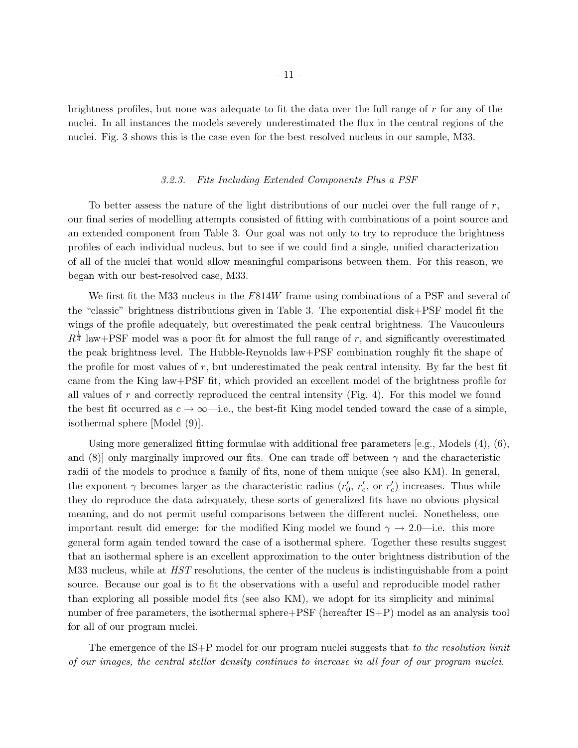brightness profiles, but none was adequate to fit the data over the full range of $r$ for any of the nuclei. In all instances the models severely underestimated the flux in the central regions of the nuclei. Fig. 3 shows this is the case even for the best resolved nucleus in our sample, M33.

#### 3.2.3. Fits Including Extended Components Plus a PSF

To better assess the nature of the light distributions of our nuclei over the full range of $r$, our final series of modelling attempts consisted of fitting with combinations of a point source and an extended component from Table 3. Our goal was not only to try to reproduce the brightness profiles of each individual nucleus, but to see if we could find a single, unified characterization of all of the nuclei that would allow meaningful comparisons between them. For this reason, we began with our best-resolved case, M33.

We first fit the M33 nucleus in the $F814W$ frame using combinations of a PSF and several of the "classic" brightness distributions given in Table 3. The exponential disk+PSF model fit the wings of the profile adequately, but overestimated the peak central brightness. The Vaucouleurs $R^{\frac{1}{4}}$ law+PSF model was a poor fit for almost the full range of $r$, and significantly overestimated the peak brightness level. The Hubble-Reynolds law+PSF combination roughly fit the shape of the profile for most values of $r$, but underestimated the peak central intensity. By far the best fit came from the King law+PSF fit, which provided an excellent model of the brightness profile for all values of $r$ and correctly reproduced the central intensity (Fig. 4). For this model we found the best fit occurred as $c \to \infty$—i.e., the best-fit King model tended toward the case of a simple, isothermal sphere [Model (9)].

Using more generalized fitting formulae with additional free parameters [e.g., Models (4), (6), and (8)] only marginally improved our fits. One can trade off between $\gamma$ and the characteristic radii of the models to produce a family of fits, none of them unique (see also KM). In general, the exponent $\gamma$ becomes larger as the characteristic radius ($r_0'$, $r_e'$, or $r_c'$) increases. Thus while they do reproduce the data adequately, these sorts of generalized fits have no obvious physical meaning, and do not permit useful comparisons between the different nuclei. Nonetheless, one important result did emerge: for the modified King model we found $\gamma \to 2.0$—i.e. this more general form again tended toward the case of a isothermal sphere. Together these results suggest that an isothermal sphere is an excellent approximation to the outer brightness distribution of the M33 nucleus, while at *HST* resolutions, the center of the nucleus is indistinguishable from a point source. Because our goal is to fit the observations with a useful and reproducible model rather than exploring all possible model fits (see also KM), we adopt for its simplicity and minimal number of free parameters, the isothermal sphere+PSF (hereafter IS+P) model as an analysis tool for all of our program nuclei.

The emergence of the IS+P model for our program nuclei suggests that *to the resolution limit of our images, the central stellar density continues to increase in all four of our program nuclei.*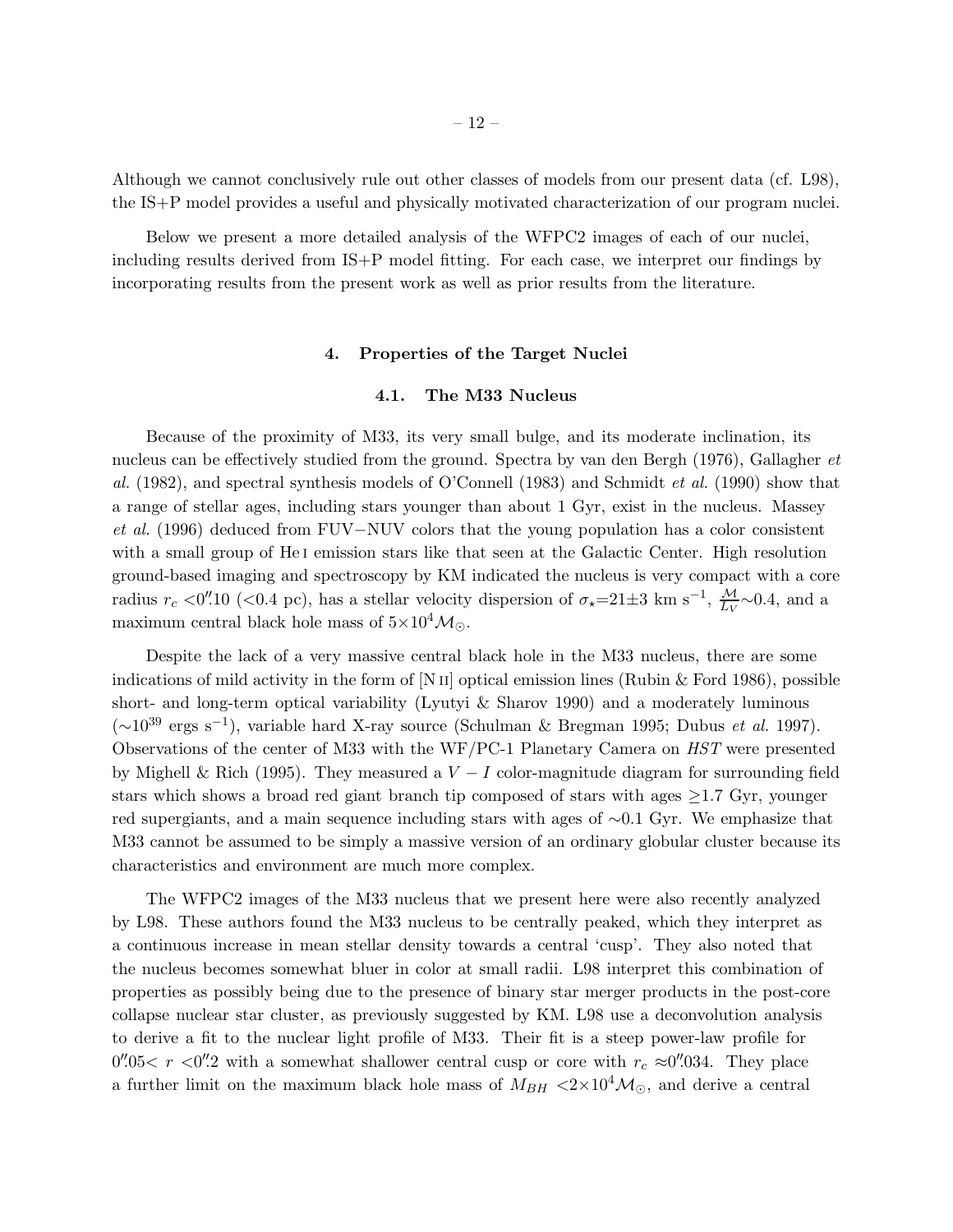Although we cannot conclusively rule out other classes of models from our present data (cf. L98), the IS+P model provides a useful and physically motivated characterization of our program nuclei.

Below we present a more detailed analysis of the WFPC2 images of each of our nuclei, including results derived from IS+P model fitting. For each case, we interpret our findings by incorporating results from the present work as well as prior results from the literature.

## 4. Properties of the Target Nuclei

### 4.1. The M33 Nucleus

Because of the proximity of M33, its very small bulge, and its moderate inclination, its nucleus can be effectively studied from the ground. Spectra by van den Bergh (1976), Gallagher *et al.* (1982), and spectral synthesis models of O'Connell (1983) and Schmidt *et al.* (1990) show that a range of stellar ages, including stars younger than about 1 Gyr, exist in the nucleus. Massey *et al.* (1996) deduced from FUV−NUV colors that the young population has a color consistent with a small group of He I emission stars like that seen at the Galactic Center. High resolution ground-based imaging and spectroscopy by KM indicated the nucleus is very compact with a core radius $r_c <0''.10$ (<0.4 pc), has a stellar velocity dispersion of $\sigma_{\star}$=21±3 km s$^{-1}$, $\frac{\mathcal{M}}{L_V}$∼0.4, and a maximum central black hole mass of $5\times10^4\mathcal{M}_{\odot}$.

Despite the lack of a very massive central black hole in the M33 nucleus, there are some indications of mild activity in the form of [N II] optical emission lines (Rubin & Ford 1986), possible short- and long-term optical variability (Lyutyi & Sharov 1990) and a moderately luminous (∼$10^{39}$ ergs s$^{-1}$), variable hard X-ray source (Schulman & Bregman 1995; Dubus *et al.* 1997). Observations of the center of M33 with the WF/PC-1 Planetary Camera on *HST* were presented by Mighell & Rich (1995). They measured a $V-I$ color-magnitude diagram for surrounding field stars which shows a broad red giant branch tip composed of stars with ages ≥1.7 Gyr, younger red supergiants, and a main sequence including stars with ages of ∼0.1 Gyr. We emphasize that M33 cannot be assumed to be simply a massive version of an ordinary globular cluster because its characteristics and environment are much more complex.

The WFPC2 images of the M33 nucleus that we present here were also recently analyzed by L98. These authors found the M33 nucleus to be centrally peaked, which they interpret as a continuous increase in mean stellar density towards a central 'cusp'. They also noted that the nucleus becomes somewhat bluer in color at small radii. L98 interpret this combination of properties as possibly being due to the presence of binary star merger products in the post-core collapse nuclear star cluster, as previously suggested by KM. L98 use a deconvolution analysis to derive a fit to the nuclear light profile of M33. Their fit is a steep power-law profile for $0''.05< r <0''.2$ with a somewhat shallower central cusp or core with $r_c \approx 0''.034$. They place a further limit on the maximum black hole mass of $M_{BH} <2\times10^4\mathcal{M}_{\odot}$, and derive a central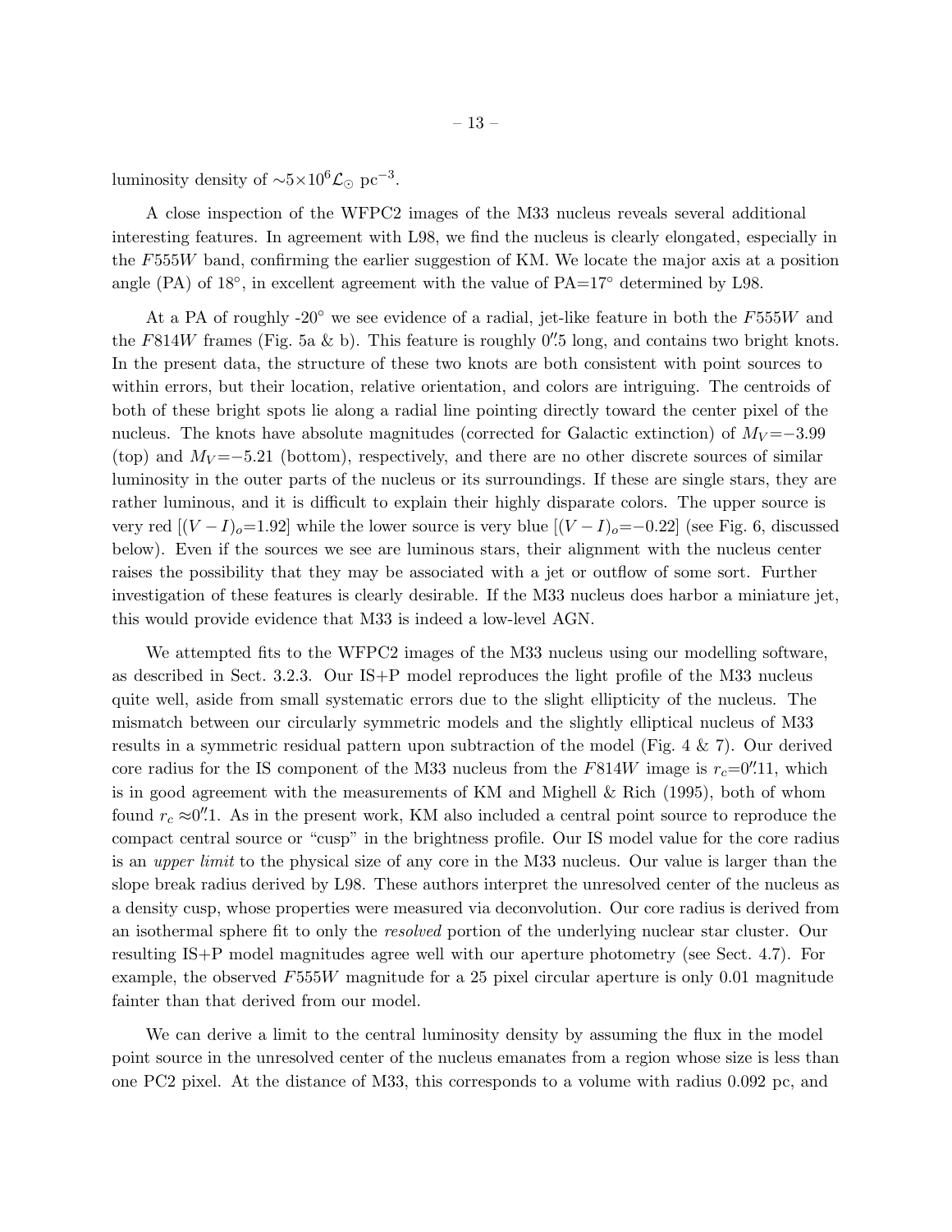luminosity density of $\sim 5 \times 10^6 \mathcal{L}_\odot$ pc$^{-3}$.

A close inspection of the WFPC2 images of the M33 nucleus reveals several additional interesting features. In agreement with L98, we find the nucleus is clearly elongated, especially in the $F555W$ band, confirming the earlier suggestion of KM. We locate the major axis at a position angle (PA) of 18°, in excellent agreement with the value of PA=17° determined by L98.

At a PA of roughly -20° we see evidence of a radial, jet-like feature in both the $F555W$ and the $F814W$ frames (Fig. 5a & b). This feature is roughly $0''.5$ long, and contains two bright knots. In the present data, the structure of these two knots are both consistent with point sources to within errors, but their location, relative orientation, and colors are intriguing. The centroids of both of these bright spots lie along a radial line pointing directly toward the center pixel of the nucleus. The knots have absolute magnitudes (corrected for Galactic extinction) of $M_V = -3.99$ (top) and $M_V = -5.21$ (bottom), respectively, and there are no other discrete sources of similar luminosity in the outer parts of the nucleus or its surroundings. If these are single stars, they are rather luminous, and it is difficult to explain their highly disparate colors. The upper source is very red [$(V-I)_o$=1.92] while the lower source is very blue [$(V-I)_o$=−0.22] (see Fig. 6, discussed below). Even if the sources we see are luminous stars, their alignment with the nucleus center raises the possibility that they may be associated with a jet or outflow of some sort. Further investigation of these features is clearly desirable. If the M33 nucleus does harbor a miniature jet, this would provide evidence that M33 is indeed a low-level AGN.

We attempted fits to the WFPC2 images of the M33 nucleus using our modelling software, as described in Sect. 3.2.3. Our IS+P model reproduces the light profile of the M33 nucleus quite well, aside from small systematic errors due to the slight ellipticity of the nucleus. The mismatch between our circularly symmetric models and the slightly elliptical nucleus of M33 results in a symmetric residual pattern upon subtraction of the model (Fig. 4 & 7). Our derived core radius for the IS component of the M33 nucleus from the $F814W$ image is $r_c$=$0''.11$, which is in good agreement with the measurements of KM and Mighell & Rich (1995), both of whom found $r_c \approx 0''.1$. As in the present work, KM also included a central point source to reproduce the compact central source or "cusp" in the brightness profile. Our IS model value for the core radius is an *upper limit* to the physical size of any core in the M33 nucleus. Our value is larger than the slope break radius derived by L98. These authors interpret the unresolved center of the nucleus as a density cusp, whose properties were measured via deconvolution. Our core radius is derived from an isothermal sphere fit to only the *resolved* portion of the underlying nuclear star cluster. Our resulting IS+P model magnitudes agree well with our aperture photometry (see Sect. 4.7). For example, the observed $F555W$ magnitude for a 25 pixel circular aperture is only 0.01 magnitude fainter than that derived from our model.

We can derive a limit to the central luminosity density by assuming the flux in the model point source in the unresolved center of the nucleus emanates from a region whose size is less than one PC2 pixel. At the distance of M33, this corresponds to a volume with radius 0.092 pc, and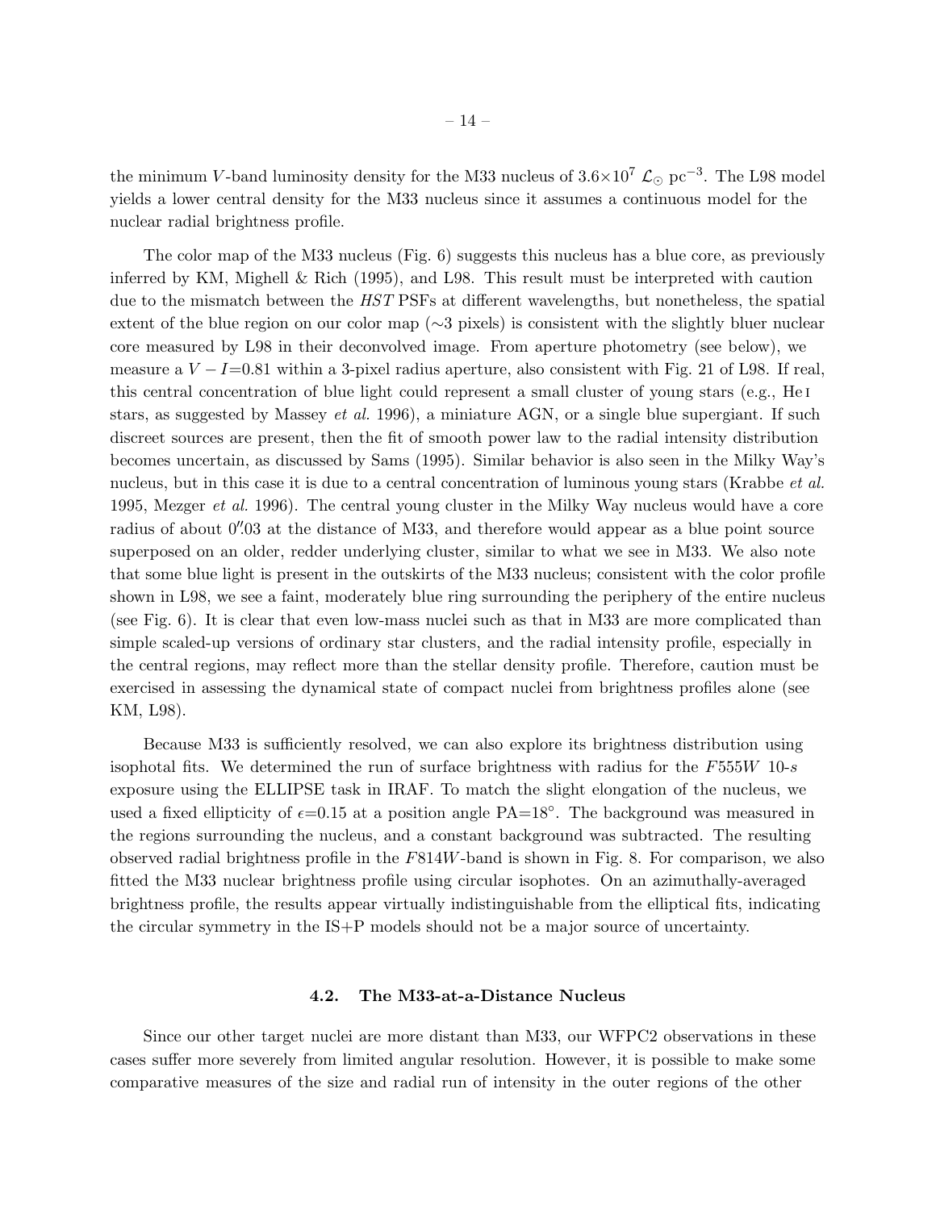the minimum $V$-band luminosity density for the M33 nucleus of $3.6 \times 10^7$ $\mathcal{L}_\odot$ pc$^{-3}$. The L98 model yields a lower central density for the M33 nucleus since it assumes a continuous model for the nuclear radial brightness profile.

The color map of the M33 nucleus (Fig. 6) suggests this nucleus has a blue core, as previously inferred by KM, Mighell & Rich (1995), and L98. This result must be interpreted with caution due to the mismatch between the *HST* PSFs at different wavelengths, but nonetheless, the spatial extent of the blue region on our color map (∼3 pixels) is consistent with the slightly bluer nuclear core measured by L98 in their deconvolved image. From aperture photometry (see below), we measure a $V-I$=0.81 within a 3-pixel radius aperture, also consistent with Fig. 21 of L98. If real, this central concentration of blue light could represent a small cluster of young stars (e.g., He I stars, as suggested by Massey *et al.* 1996), a miniature AGN, or a single blue supergiant. If such discreet sources are present, then the fit of smooth power law to the radial intensity distribution becomes uncertain, as discussed by Sams (1995). Similar behavior is also seen in the Milky Way's nucleus, but in this case it is due to a central concentration of luminous young stars (Krabbe *et al.* 1995, Mezger *et al.* 1996). The central young cluster in the Milky Way nucleus would have a core radius of about $0\farcs03$ at the distance of M33, and therefore would appear as a blue point source superposed on an older, redder underlying cluster, similar to what we see in M33. We also note that some blue light is present in the outskirts of the M33 nucleus; consistent with the color profile shown in L98, we see a faint, moderately blue ring surrounding the periphery of the entire nucleus (see Fig. 6). It is clear that even low-mass nuclei such as that in M33 are more complicated than simple scaled-up versions of ordinary star clusters, and the radial intensity profile, especially in the central regions, may reflect more than the stellar density profile. Therefore, caution must be exercised in assessing the dynamical state of compact nuclei from brightness profiles alone (see KM, L98).

Because M33 is sufficiently resolved, we can also explore its brightness distribution using isophotal fits. We determined the run of surface brightness with radius for the $F555W$ 10-$s$ exposure using the ELLIPSE task in IRAF. To match the slight elongation of the nucleus, we used a fixed ellipticity of $\epsilon$=0.15 at a position angle PA=18°. The background was measured in the regions surrounding the nucleus, and a constant background was subtracted. The resulting observed radial brightness profile in the $F814W$-band is shown in Fig. 8. For comparison, we also fitted the M33 nuclear brightness profile using circular isophotes. On an azimuthally-averaged brightness profile, the results appear virtually indistinguishable from the elliptical fits, indicating the circular symmetry in the IS+P models should not be a major source of uncertainty.

### 4.2. The M33-at-a-Distance Nucleus

Since our other target nuclei are more distant than M33, our WFPC2 observations in these cases suffer more severely from limited angular resolution. However, it is possible to make some comparative measures of the size and radial run of intensity in the outer regions of the other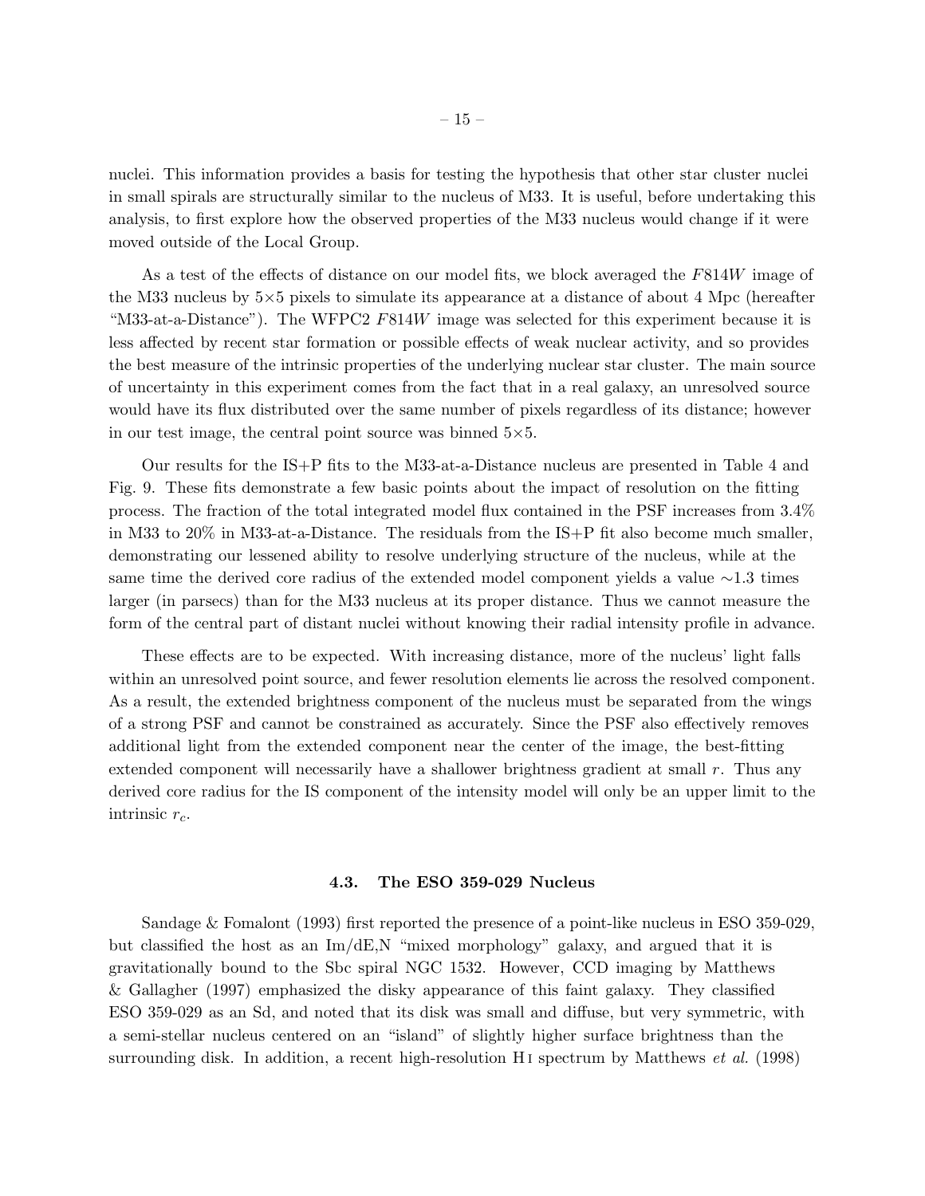nuclei. This information provides a basis for testing the hypothesis that other star cluster nuclei in small spirals are structurally similar to the nucleus of M33. It is useful, before undertaking this analysis, to first explore how the observed properties of the M33 nucleus would change if it were moved outside of the Local Group.

As a test of the effects of distance on our model fits, we block averaged the $F814W$ image of the M33 nucleus by 5×5 pixels to simulate its appearance at a distance of about 4 Mpc (hereafter "M33-at-a-Distance"). The WFPC2 $F814W$ image was selected for this experiment because it is less affected by recent star formation or possible effects of weak nuclear activity, and so provides the best measure of the intrinsic properties of the underlying nuclear star cluster. The main source of uncertainty in this experiment comes from the fact that in a real galaxy, an unresolved source would have its flux distributed over the same number of pixels regardless of its distance; however in our test image, the central point source was binned 5×5.

Our results for the IS+P fits to the M33-at-a-Distance nucleus are presented in Table 4 and Fig. 9. These fits demonstrate a few basic points about the impact of resolution on the fitting process. The fraction of the total integrated model flux contained in the PSF increases from 3.4% in M33 to 20% in M33-at-a-Distance. The residuals from the IS+P fit also become much smaller, demonstrating our lessened ability to resolve underlying structure of the nucleus, while at the same time the derived core radius of the extended model component yields a value ∼1.3 times larger (in parsecs) than for the M33 nucleus at its proper distance. Thus we cannot measure the form of the central part of distant nuclei without knowing their radial intensity profile in advance.

These effects are to be expected. With increasing distance, more of the nucleus' light falls within an unresolved point source, and fewer resolution elements lie across the resolved component. As a result, the extended brightness component of the nucleus must be separated from the wings of a strong PSF and cannot be constrained as accurately. Since the PSF also effectively removes additional light from the extended component near the center of the image, the best-fitting extended component will necessarily have a shallower brightness gradient at small $r$. Thus any derived core radius for the IS component of the intensity model will only be an upper limit to the intrinsic $r_c$.

### 4.3. The ESO 359-029 Nucleus

Sandage & Fomalont (1993) first reported the presence of a point-like nucleus in ESO 359-029, but classified the host as an Im/dE,N "mixed morphology" galaxy, and argued that it is gravitationally bound to the Sbc spiral NGC 1532. However, CCD imaging by Matthews & Gallagher (1997) emphasized the disky appearance of this faint galaxy. They classified ESO 359-029 as an Sd, and noted that its disk was small and diffuse, but very symmetric, with a semi-stellar nucleus centered on an "island" of slightly higher surface brightness than the surrounding disk. In addition, a recent high-resolution H I spectrum by Matthews *et al.* (1998)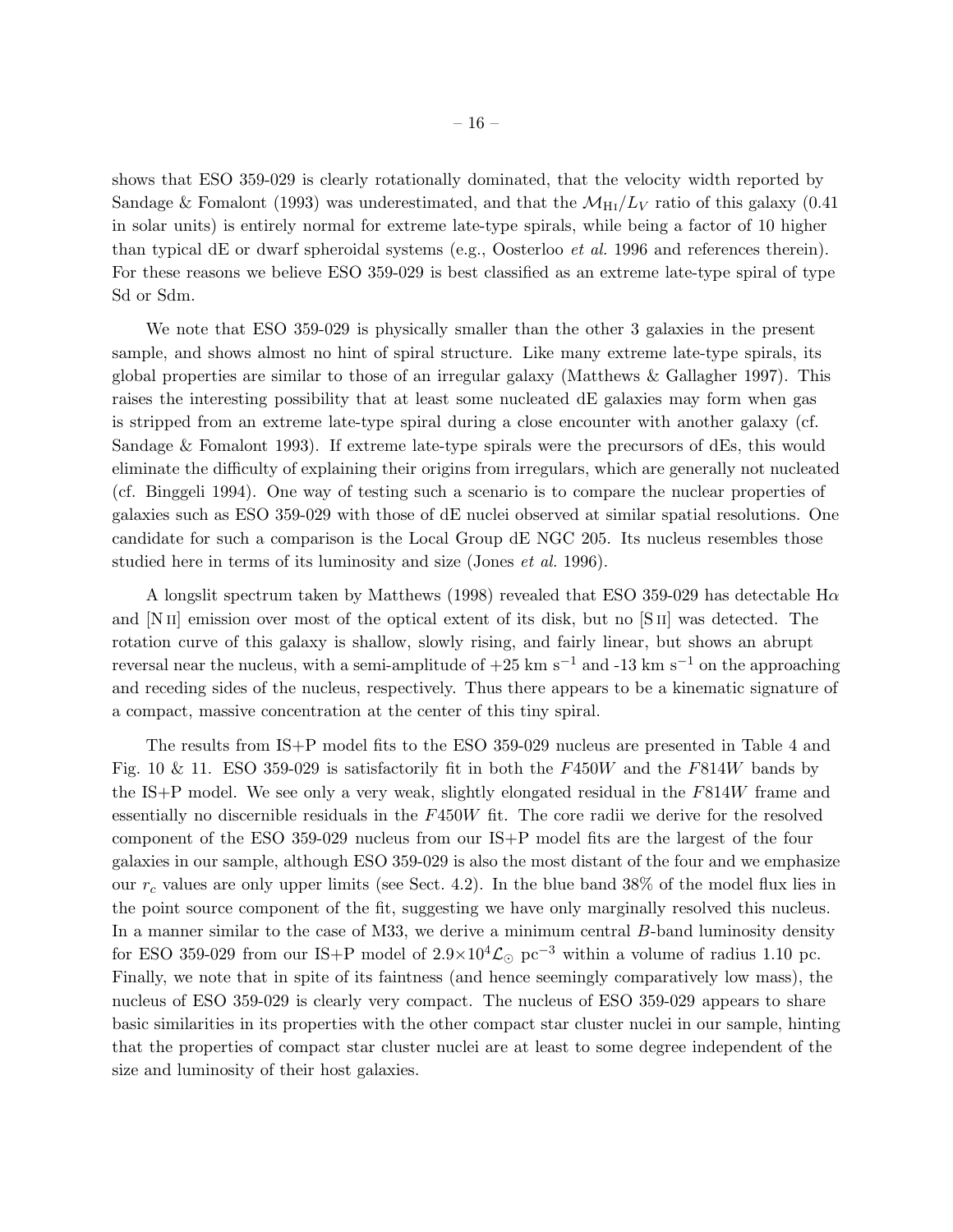shows that ESO 359-029 is clearly rotationally dominated, that the velocity width reported by Sandage & Fomalont (1993) was underestimated, and that the $\mathcal{M}_{\rm HI}/L_V$ ratio of this galaxy (0.41 in solar units) is entirely normal for extreme late-type spirals, while being a factor of 10 higher than typical dE or dwarf spheroidal systems (e.g., Oosterloo *et al.* 1996 and references therein). For these reasons we believe ESO 359-029 is best classified as an extreme late-type spiral of type Sd or Sdm.

We note that ESO 359-029 is physically smaller than the other 3 galaxies in the present sample, and shows almost no hint of spiral structure. Like many extreme late-type spirals, its global properties are similar to those of an irregular galaxy (Matthews & Gallagher 1997). This raises the interesting possibility that at least some nucleated dE galaxies may form when gas is stripped from an extreme late-type spiral during a close encounter with another galaxy (cf. Sandage & Fomalont 1993). If extreme late-type spirals were the precursors of dEs, this would eliminate the difficulty of explaining their origins from irregulars, which are generally not nucleated (cf. Binggeli 1994). One way of testing such a scenario is to compare the nuclear properties of galaxies such as ESO 359-029 with those of dE nuclei observed at similar spatial resolutions. One candidate for such a comparison is the Local Group dE NGC 205. Its nucleus resembles those studied here in terms of its luminosity and size (Jones *et al.* 1996).

A longslit spectrum taken by Matthews (1998) revealed that ESO 359-029 has detectable H$\alpha$ and [N II] emission over most of the optical extent of its disk, but no [S II] was detected. The rotation curve of this galaxy is shallow, slowly rising, and fairly linear, but shows an abrupt reversal near the nucleus, with a semi-amplitude of +25 km s$^{-1}$ and -13 km s$^{-1}$ on the approaching and receding sides of the nucleus, respectively. Thus there appears to be a kinematic signature of a compact, massive concentration at the center of this tiny spiral.

The results from IS+P model fits to the ESO 359-029 nucleus are presented in Table 4 and Fig. 10 & 11. ESO 359-029 is satisfactorily fit in both the $F450W$ and the $F814W$ bands by the IS+P model. We see only a very weak, slightly elongated residual in the $F814W$ frame and essentially no discernible residuals in the $F450W$ fit. The core radii we derive for the resolved component of the ESO 359-029 nucleus from our IS+P model fits are the largest of the four galaxies in our sample, although ESO 359-029 is also the most distant of the four and we emphasize our $r_c$ values are only upper limits (see Sect. 4.2). In the blue band 38% of the model flux lies in the point source component of the fit, suggesting we have only marginally resolved this nucleus. In a manner similar to the case of M33, we derive a minimum central $B$-band luminosity density for ESO 359-029 from our IS+P model of $2.9\times10^4\mathcal{L}_\odot$ pc$^{-3}$ within a volume of radius 1.10 pc. Finally, we note that in spite of its faintness (and hence seemingly comparatively low mass), the nucleus of ESO 359-029 is clearly very compact. The nucleus of ESO 359-029 appears to share basic similarities in its properties with the other compact star cluster nuclei in our sample, hinting that the properties of compact star cluster nuclei are at least to some degree independent of the size and luminosity of their host galaxies.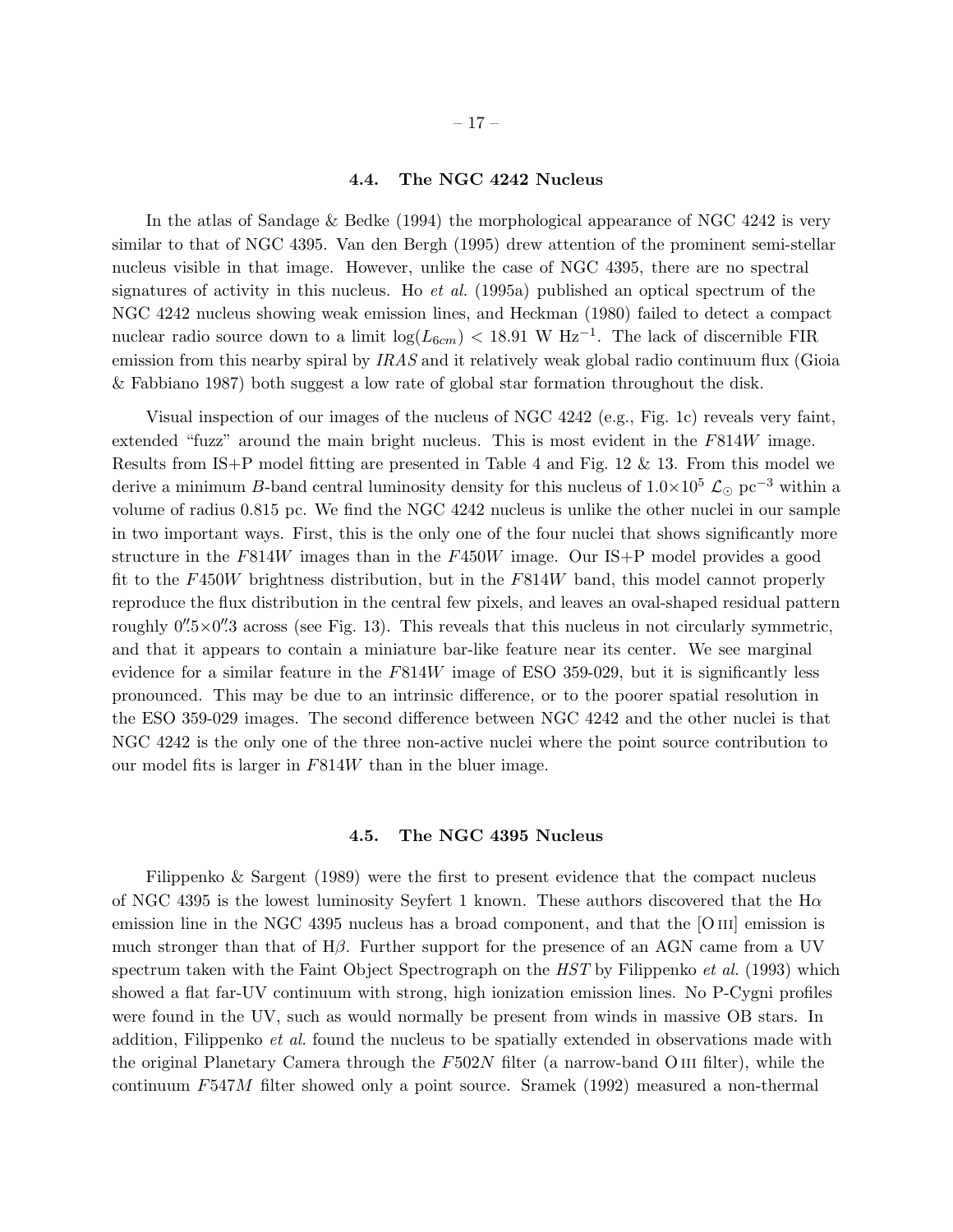### 4.4. The NGC 4242 Nucleus

In the atlas of Sandage & Bedke (1994) the morphological appearance of NGC 4242 is very similar to that of NGC 4395. Van den Bergh (1995) drew attention of the prominent semi-stellar nucleus visible in that image. However, unlike the case of NGC 4395, there are no spectral signatures of activity in this nucleus. Ho *et al.* (1995a) published an optical spectrum of the NGC 4242 nucleus showing weak emission lines, and Heckman (1980) failed to detect a compact nuclear radio source down to a limit $\log(L_{6cm}) < 18.91$ W Hz$^{-1}$. The lack of discernible FIR emission from this nearby spiral by *IRAS* and it relatively weak global radio continuum flux (Gioia & Fabbiano 1987) both suggest a low rate of global star formation throughout the disk.

Visual inspection of our images of the nucleus of NGC 4242 (e.g., Fig. 1c) reveals very faint, extended "fuzz" around the main bright nucleus. This is most evident in the $F814W$ image. Results from IS+P model fitting are presented in Table 4 and Fig. 12 & 13. From this model we derive a minimum $B$-band central luminosity density for this nucleus of $1.0\times10^5$ $\mathcal{L}_\odot$ pc$^{-3}$ within a volume of radius 0.815 pc. We find the NGC 4242 nucleus is unlike the other nuclei in our sample in two important ways. First, this is the only one of the four nuclei that shows significantly more structure in the $F814W$ images than in the $F450W$ image. Our IS+P model provides a good fit to the $F450W$ brightness distribution, but in the $F814W$ band, this model cannot properly reproduce the flux distribution in the central few pixels, and leaves an oval-shaped residual pattern roughly $0.''5\times0.''3$ across (see Fig. 13). This reveals that this nucleus in not circularly symmetric, and that it appears to contain a miniature bar-like feature near its center. We see marginal evidence for a similar feature in the $F814W$ image of ESO 359-029, but it is significantly less pronounced. This may be due to an intrinsic difference, or to the poorer spatial resolution in the ESO 359-029 images. The second difference between NGC 4242 and the other nuclei is that NGC 4242 is the only one of the three non-active nuclei where the point source contribution to our model fits is larger in $F814W$ than in the bluer image.

### 4.5. The NGC 4395 Nucleus

Filippenko & Sargent (1989) were the first to present evidence that the compact nucleus of NGC 4395 is the lowest luminosity Seyfert 1 known. These authors discovered that the H$\alpha$ emission line in the NGC 4395 nucleus has a broad component, and that the [O III] emission is much stronger than that of H$\beta$. Further support for the presence of an AGN came from a UV spectrum taken with the Faint Object Spectrograph on the *HST* by Filippenko *et al.* (1993) which showed a flat far-UV continuum with strong, high ionization emission lines. No P-Cygni profiles were found in the UV, such as would normally be present from winds in massive OB stars. In addition, Filippenko *et al.* found the nucleus to be spatially extended in observations made with the original Planetary Camera through the $F502N$ filter (a narrow-band O III filter), while the continuum $F547M$ filter showed only a point source. Sramek (1992) measured a non-thermal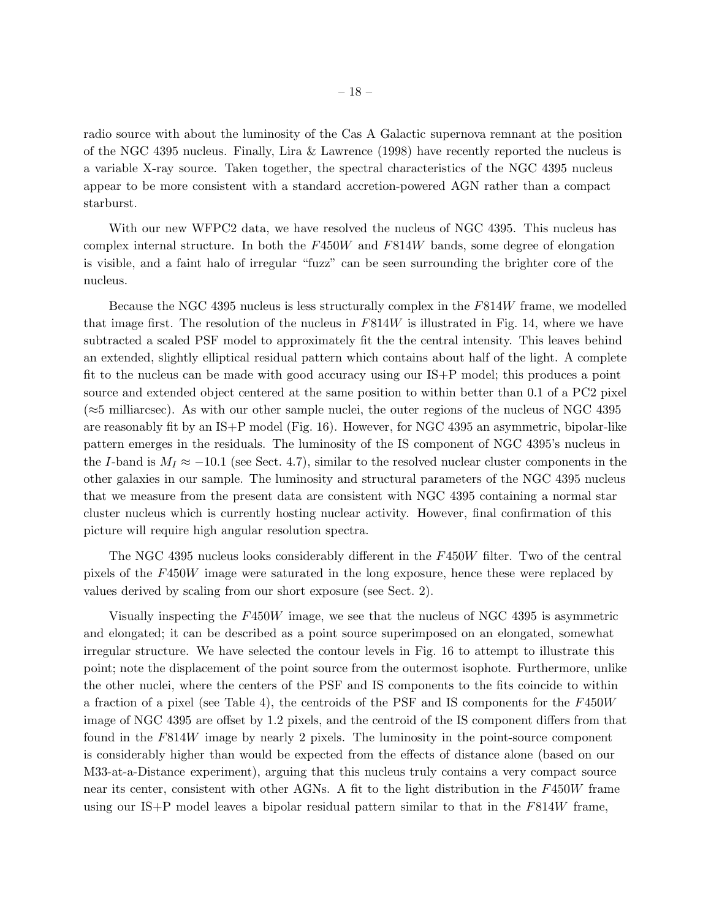radio source with about the luminosity of the Cas A Galactic supernova remnant at the position of the NGC 4395 nucleus. Finally, Lira & Lawrence (1998) have recently reported the nucleus is a variable X-ray source. Taken together, the spectral characteristics of the NGC 4395 nucleus appear to be more consistent with a standard accretion-powered AGN rather than a compact starburst.

With our new WFPC2 data, we have resolved the nucleus of NGC 4395. This nucleus has complex internal structure. In both the $F450W$ and $F814W$ bands, some degree of elongation is visible, and a faint halo of irregular "fuzz" can be seen surrounding the brighter core of the nucleus.

Because the NGC 4395 nucleus is less structurally complex in the $F814W$ frame, we modelled that image first. The resolution of the nucleus in $F814W$ is illustrated in Fig. 14, where we have subtracted a scaled PSF model to approximately fit the the central intensity. This leaves behind an extended, slightly elliptical residual pattern which contains about half of the light. A complete fit to the nucleus can be made with good accuracy using our IS+P model; this produces a point source and extended object centered at the same position to within better than 0.1 of a PC2 pixel ($\approx$5 milliarcsec). As with our other sample nuclei, the outer regions of the nucleus of NGC 4395 are reasonably fit by an IS+P model (Fig. 16). However, for NGC 4395 an asymmetric, bipolar-like pattern emerges in the residuals. The luminosity of the IS component of NGC 4395's nucleus in the $I$-band is $M_I \approx -10.1$ (see Sect. 4.7), similar to the resolved nuclear cluster components in the other galaxies in our sample. The luminosity and structural parameters of the NGC 4395 nucleus that we measure from the present data are consistent with NGC 4395 containing a normal star cluster nucleus which is currently hosting nuclear activity. However, final confirmation of this picture will require high angular resolution spectra.

The NGC 4395 nucleus looks considerably different in the $F450W$ filter. Two of the central pixels of the $F450W$ image were saturated in the long exposure, hence these were replaced by values derived by scaling from our short exposure (see Sect. 2).

Visually inspecting the $F450W$ image, we see that the nucleus of NGC 4395 is asymmetric and elongated; it can be described as a point source superimposed on an elongated, somewhat irregular structure. We have selected the contour levels in Fig. 16 to attempt to illustrate this point; note the displacement of the point source from the outermost isophote. Furthermore, unlike the other nuclei, where the centers of the PSF and IS components to the fits coincide to within a fraction of a pixel (see Table 4), the centroids of the PSF and IS components for the $F450W$ image of NGC 4395 are offset by 1.2 pixels, and the centroid of the IS component differs from that found in the $F814W$ image by nearly 2 pixels. The luminosity in the point-source component is considerably higher than would be expected from the effects of distance alone (based on our M33-at-a-Distance experiment), arguing that this nucleus truly contains a very compact source near its center, consistent with other AGNs. A fit to the light distribution in the $F450W$ frame using our IS+P model leaves a bipolar residual pattern similar to that in the $F814W$ frame,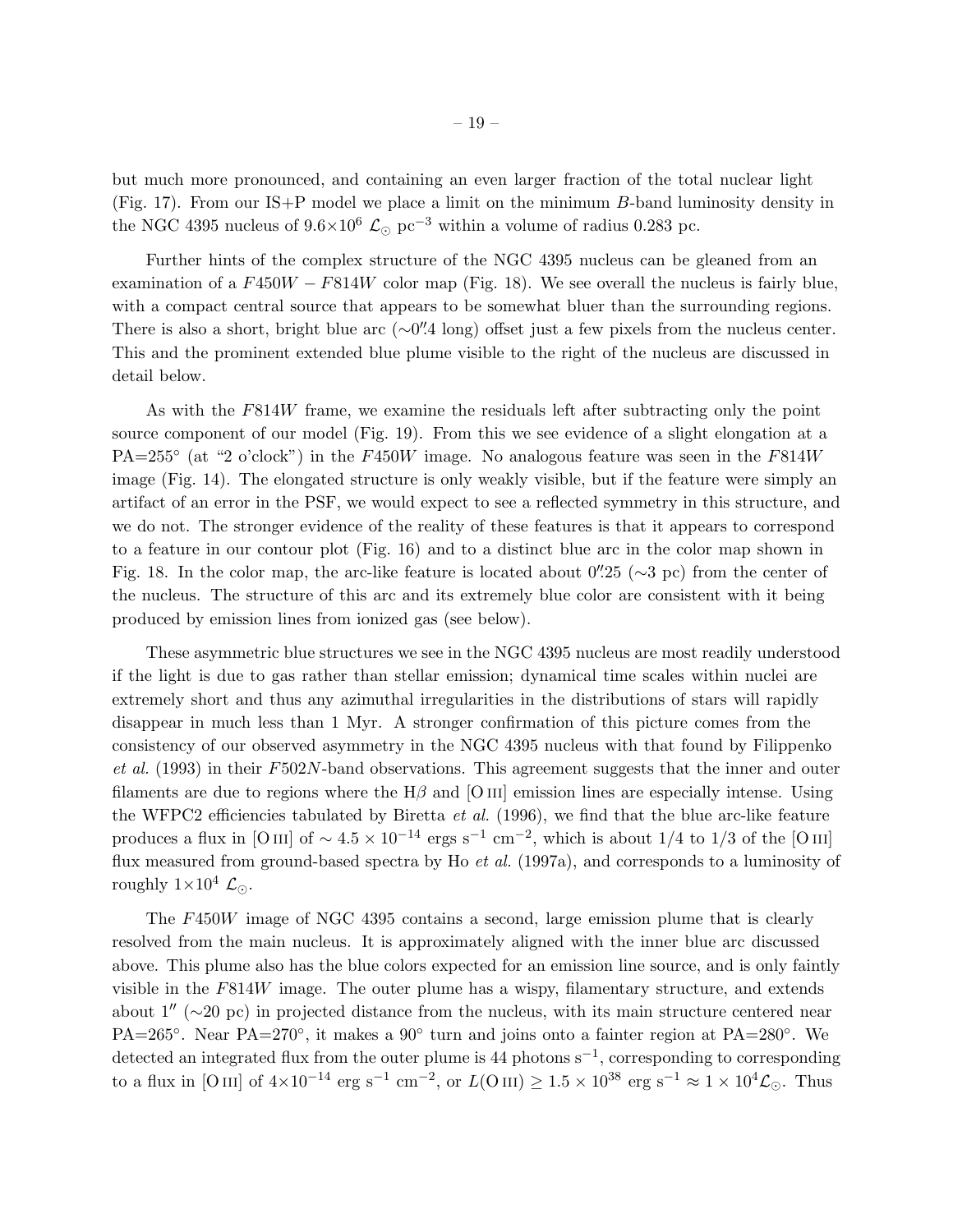but much more pronounced, and containing an even larger fraction of the total nuclear light (Fig. 17). From our IS+P model we place a limit on the minimum $B$-band luminosity density in the NGC 4395 nucleus of $9.6 \times 10^6\ \mathcal{L}_\odot\ \mathrm{pc}^{-3}$ within a volume of radius 0.283 pc.

Further hints of the complex structure of the NGC 4395 nucleus can be gleaned from an examination of a $F450W - F814W$ color map (Fig. 18). We see overall the nucleus is fairly blue, with a compact central source that appears to be somewhat bluer than the surrounding regions. There is also a short, bright blue arc ($\sim$0$''$.4 long) offset just a few pixels from the nucleus center. This and the prominent extended blue plume visible to the right of the nucleus are discussed in detail below.

As with the $F814W$ frame, we examine the residuals left after subtracting only the point source component of our model (Fig. 19). From this we see evidence of a slight elongation at a PA=255° (at "2 o'clock") in the $F450W$ image. No analogous feature was seen in the $F814W$ image (Fig. 14). The elongated structure is only weakly visible, but if the feature were simply an artifact of an error in the PSF, we would expect to see a reflected symmetry in this structure, and we do not. The stronger evidence of the reality of these features is that it appears to correspond to a feature in our contour plot (Fig. 16) and to a distinct blue arc in the color map shown in Fig. 18. In the color map, the arc-like feature is located about 0$''$.25 ($\sim$3 pc) from the center of the nucleus. The structure of this arc and its extremely blue color are consistent with it being produced by emission lines from ionized gas (see below).

These asymmetric blue structures we see in the NGC 4395 nucleus are most readily understood if the light is due to gas rather than stellar emission; dynamical time scales within nuclei are extremely short and thus any azimuthal irregularities in the distributions of stars will rapidly disappear in much less than 1 Myr. A stronger confirmation of this picture comes from the consistency of our observed asymmetry in the NGC 4395 nucleus with that found by Filippenko *et al.* (1993) in their $F502N$-band observations. This agreement suggests that the inner and outer filaments are due to regions where the H$\beta$ and [O III] emission lines are especially intense. Using the WFPC2 efficiencies tabulated by Biretta *et al.* (1996), we find that the blue arc-like feature produces a flux in [O III] of $\sim 4.5 \times 10^{-14}$ ergs s$^{-1}$ cm$^{-2}$, which is about 1/4 to 1/3 of the [O III] flux measured from ground-based spectra by Ho *et al.* (1997a), and corresponds to a luminosity of roughly $1 \times 10^4\ \mathcal{L}_\odot$.

The $F450W$ image of NGC 4395 contains a second, large emission plume that is clearly resolved from the main nucleus. It is approximately aligned with the inner blue arc discussed above. This plume also has the blue colors expected for an emission line source, and is only faintly visible in the $F814W$ image. The outer plume has a wispy, filamentary structure, and extends about 1$''$ ($\sim$20 pc) in projected distance from the nucleus, with its main structure centered near PA=265°. Near PA=270°, it makes a 90° turn and joins onto a fainter region at PA=280°. We detected an integrated flux from the outer plume is 44 photons s$^{-1}$, corresponding to corresponding to a flux in [O III] of $4 \times 10^{-14}$ erg s$^{-1}$ cm$^{-2}$, or $L(\mathrm{O\ III}) \geq 1.5 \times 10^{38}$ erg s$^{-1}$ $\approx 1 \times 10^4 \mathcal{L}_\odot$. Thus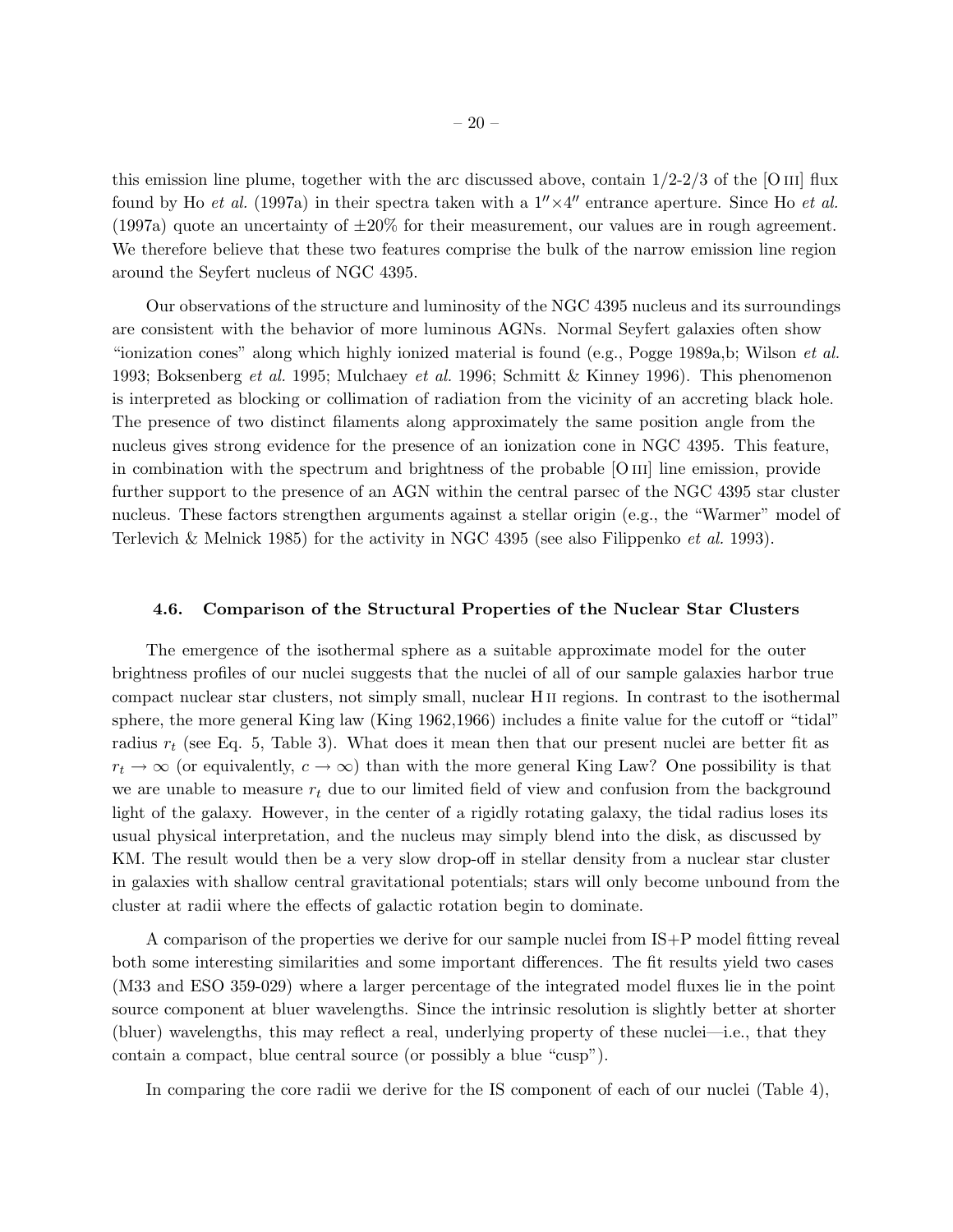this emission line plume, together with the arc discussed above, contain 1/2-2/3 of the [O III] flux found by Ho *et al.* (1997a) in their spectra taken with a $1'' \times 4''$ entrance aperture. Since Ho *et al.* (1997a) quote an uncertainty of $\pm 20\%$ for their measurement, our values are in rough agreement. We therefore believe that these two features comprise the bulk of the narrow emission line region around the Seyfert nucleus of NGC 4395.

Our observations of the structure and luminosity of the NGC 4395 nucleus and its surroundings are consistent with the behavior of more luminous AGNs. Normal Seyfert galaxies often show "ionization cones" along which highly ionized material is found (e.g., Pogge 1989a,b; Wilson *et al.* 1993; Boksenberg *et al.* 1995; Mulchaey *et al.* 1996; Schmitt & Kinney 1996). This phenomenon is interpreted as blocking or collimation of radiation from the vicinity of an accreting black hole. The presence of two distinct filaments along approximately the same position angle from the nucleus gives strong evidence for the presence of an ionization cone in NGC 4395. This feature, in combination with the spectrum and brightness of the probable [O III] line emission, provide further support to the presence of an AGN within the central parsec of the NGC 4395 star cluster nucleus. These factors strengthen arguments against a stellar origin (e.g., the "Warmer" model of Terlevich & Melnick 1985) for the activity in NGC 4395 (see also Filippenko *et al.* 1993).

### 4.6. Comparison of the Structural Properties of the Nuclear Star Clusters

The emergence of the isothermal sphere as a suitable approximate model for the outer brightness profiles of our nuclei suggests that the nuclei of all of our sample galaxies harbor true compact nuclear star clusters, not simply small, nuclear H II regions. In contrast to the isothermal sphere, the more general King law (King 1962,1966) includes a finite value for the cutoff or "tidal" radius $r_t$ (see Eq. 5, Table 3). What does it mean then that our present nuclei are better fit as $r_t \to \infty$ (or equivalently, $c \to \infty$) than with the more general King Law? One possibility is that we are unable to measure $r_t$ due to our limited field of view and confusion from the background light of the galaxy. However, in the center of a rigidly rotating galaxy, the tidal radius loses its usual physical interpretation, and the nucleus may simply blend into the disk, as discussed by KM. The result would then be a very slow drop-off in stellar density from a nuclear star cluster in galaxies with shallow central gravitational potentials; stars will only become unbound from the cluster at radii where the effects of galactic rotation begin to dominate.

A comparison of the properties we derive for our sample nuclei from IS+P model fitting reveal both some interesting similarities and some important differences. The fit results yield two cases (M33 and ESO 359-029) where a larger percentage of the integrated model fluxes lie in the point source component at bluer wavelengths. Since the intrinsic resolution is slightly better at shorter (bluer) wavelengths, this may reflect a real, underlying property of these nuclei—i.e., that they contain a compact, blue central source (or possibly a blue "cusp").

In comparing the core radii we derive for the IS component of each of our nuclei (Table 4),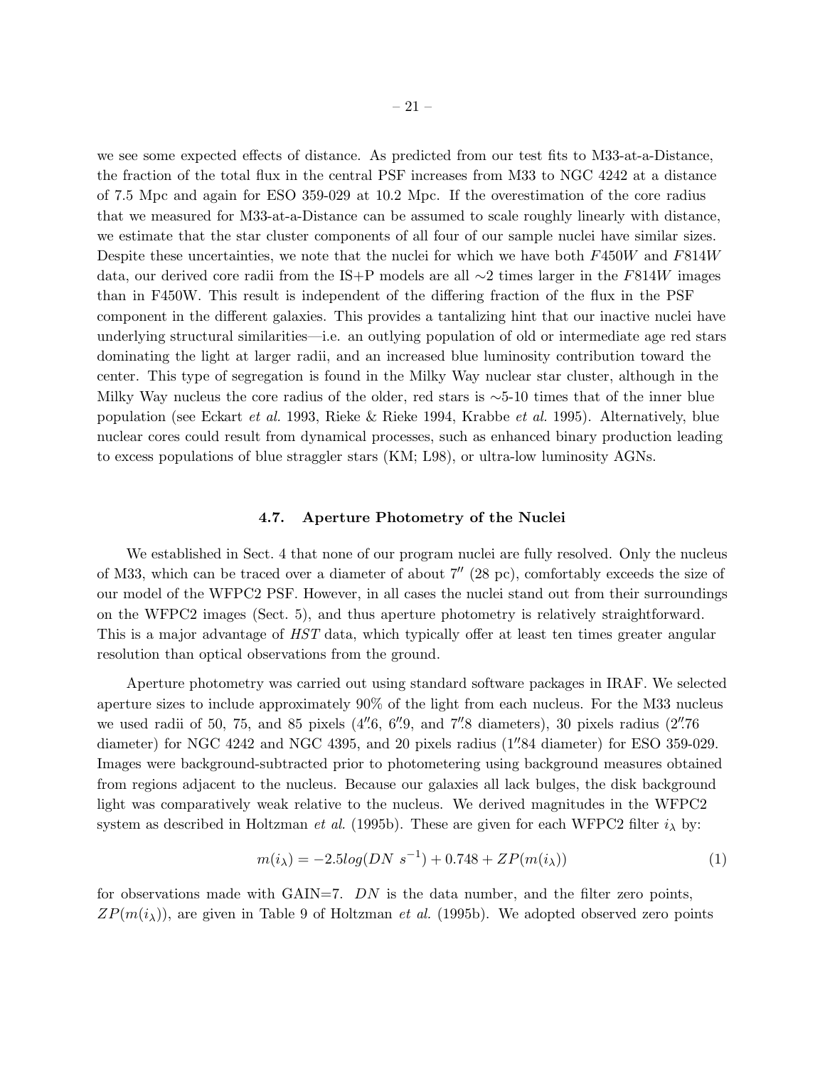we see some expected effects of distance. As predicted from our test fits to M33-at-a-Distance, the fraction of the total flux in the central PSF increases from M33 to NGC 4242 at a distance of 7.5 Mpc and again for ESO 359-029 at 10.2 Mpc. If the overestimation of the core radius that we measured for M33-at-a-Distance can be assumed to scale roughly linearly with distance, we estimate that the star cluster components of all four of our sample nuclei have similar sizes. Despite these uncertainties, we note that the nuclei for which we have both $F450W$ and $F814W$ data, our derived core radii from the IS+P models are all $\sim$2 times larger in the $F814W$ images than in F450W. This result is independent of the differing fraction of the flux in the PSF component in the different galaxies. This provides a tantalizing hint that our inactive nuclei have underlying structural similarities—i.e. an outlying population of old or intermediate age red stars dominating the light at larger radii, and an increased blue luminosity contribution toward the center. This type of segregation is found in the Milky Way nuclear star cluster, although in the Milky Way nucleus the core radius of the older, red stars is $\sim$5-10 times that of the inner blue population (see Eckart *et al.* 1993, Rieke & Rieke 1994, Krabbe *et al.* 1995). Alternatively, blue nuclear cores could result from dynamical processes, such as enhanced binary production leading to excess populations of blue straggler stars (KM; L98), or ultra-low luminosity AGNs.

### 4.7. Aperture Photometry of the Nuclei

We established in Sect. 4 that none of our program nuclei are fully resolved. Only the nucleus of M33, which can be traced over a diameter of about $7''$ (28 pc), comfortably exceeds the size of our model of the WFPC2 PSF. However, in all cases the nuclei stand out from their surroundings on the WFPC2 images (Sect. 5), and thus aperture photometry is relatively straightforward. This is a major advantage of *HST* data, which typically offer at least ten times greater angular resolution than optical observations from the ground.

Aperture photometry was carried out using standard software packages in IRAF. We selected aperture sizes to include approximately 90% of the light from each nucleus. For the M33 nucleus we used radii of 50, 75, and 85 pixels ($4''\!.6$, $6''\!.9$, and $7''\!.8$ diameters), 30 pixels radius ($2''\!.76$ diameter) for NGC 4242 and NGC 4395, and 20 pixels radius ($1''\!.84$ diameter) for ESO 359-029. Images were background-subtracted prior to photometering using background measures obtained from regions adjacent to the nucleus. Because our galaxies all lack bulges, the disk background light was comparatively weak relative to the nucleus. We derived magnitudes in the WFPC2 system as described in Holtzman *et al.* (1995b). These are given for each WFPC2 filter $i_\lambda$ by:

$$m(i_\lambda) = -2.5log(DN\ s^{-1}) + 0.748 + ZP(m(i_\lambda)) \tag{1}$$

for observations made with GAIN=7. $DN$ is the data number, and the filter zero points, $ZP(m(i_\lambda))$, are given in Table 9 of Holtzman *et al.* (1995b). We adopted observed zero points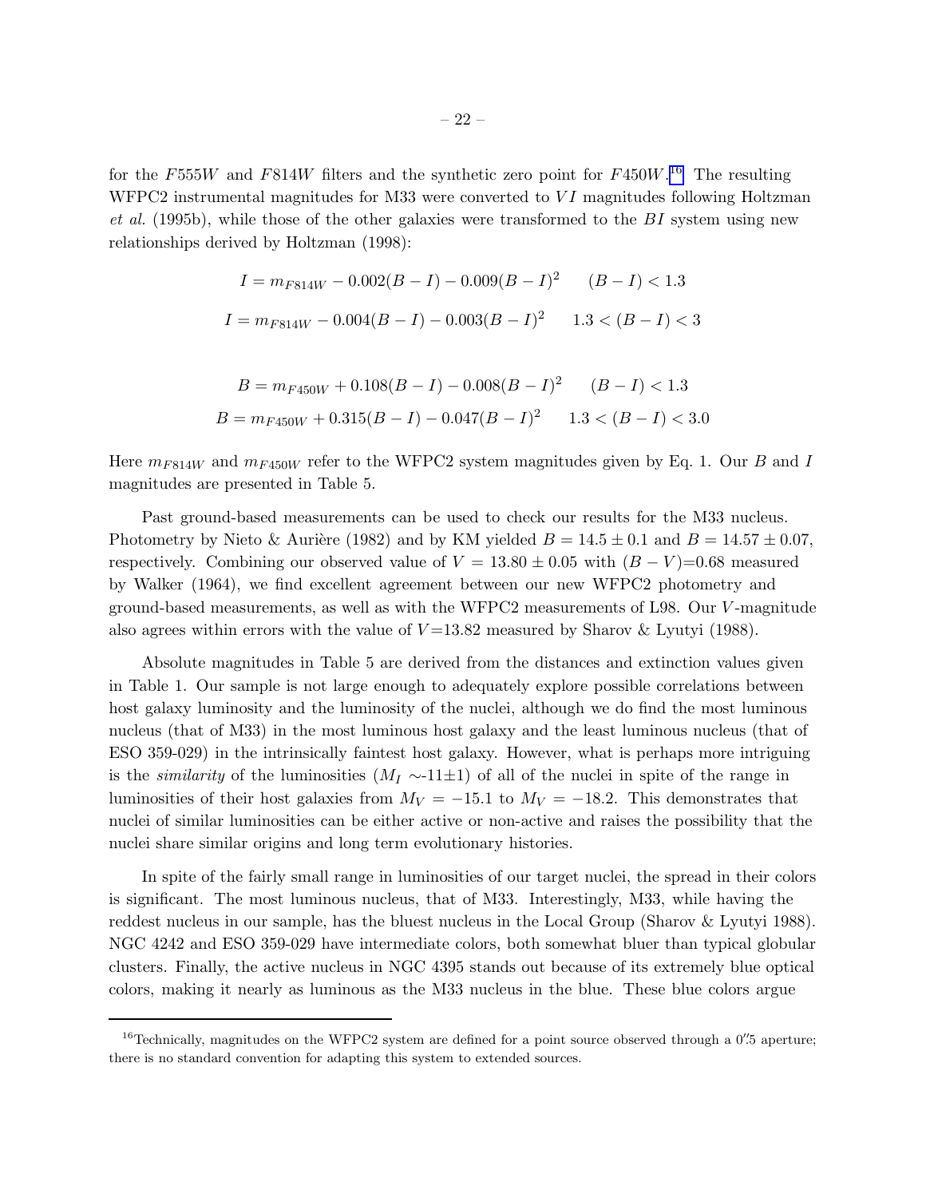for the $F555W$ and $F814W$ filters and the synthetic zero point for $F450W$.[16] The resulting WFPC2 instrumental magnitudes for M33 were converted to $VI$ magnitudes following Holtzman *et al.* (1995b), while those of the other galaxies were transformed to the $BI$ system using new relationships derived by Holtzman (1998):

$$I = m_{F814W} - 0.002(B-I) - 0.009(B-I)^2 \qquad (B-I) < 1.3$$

$$I = m_{F814W} - 0.004(B-I) - 0.003(B-I)^2 \qquad 1.3 < (B-I) < 3$$

$$B = m_{F450W} + 0.108(B-I) - 0.008(B-I)^2 \qquad (B-I) < 1.3$$

$$B = m_{F450W} + 0.315(B-I) - 0.047(B-I)^2 \qquad 1.3 < (B-I) < 3.0$$

Here $m_{F814W}$ and $m_{F450W}$ refer to the WFPC2 system magnitudes given by Eq. 1. Our $B$ and $I$ magnitudes are presented in Table 5.

Past ground-based measurements can be used to check our results for the M33 nucleus. Photometry by Nieto & Aurière (1982) and by KM yielded $B = 14.5 \pm 0.1$ and $B = 14.57 \pm 0.07$, respectively. Combining our observed value of $V = 13.80 \pm 0.05$ with $(B-V)$=0.68 measured by Walker (1964), we find excellent agreement between our new WFPC2 photometry and ground-based measurements, as well as with the WFPC2 measurements of L98. Our $V$-magnitude also agrees within errors with the value of $V$=13.82 measured by Sharov & Lyutyi (1988).

Absolute magnitudes in Table 5 are derived from the distances and extinction values given in Table 1. Our sample is not large enough to adequately explore possible correlations between host galaxy luminosity and the luminosity of the nuclei, although we do find the most luminous nucleus (that of M33) in the most luminous host galaxy and the least luminous nucleus (that of ESO 359-029) in the intrinsically faintest host galaxy. However, what is perhaps more intriguing is the *similarity* of the luminosities ($M_I \sim$-11$\pm$1) of all of the nuclei in spite of the range in luminosities of their host galaxies from $M_V = -15.1$ to $M_V = -18.2$. This demonstrates that nuclei of similar luminosities can be either active or non-active and raises the possibility that the nuclei share similar origins and long term evolutionary histories.

In spite of the fairly small range in luminosities of our target nuclei, the spread in their colors is significant. The most luminous nucleus, that of M33. Interestingly, M33, while having the reddest nucleus in our sample, has the bluest nucleus in the Local Group (Sharov & Lyutyi 1988). NGC 4242 and ESO 359-029 have intermediate colors, both somewhat bluer than typical globular clusters. Finally, the active nucleus in NGC 4395 stands out because of its extremely blue optical colors, making it nearly as luminous as the M33 nucleus in the blue. These blue colors argue

[16] Technically, magnitudes on the WFPC2 system are defined for a point source observed through a 0.″5 aperture; there is no standard convention for adapting this system to extended sources.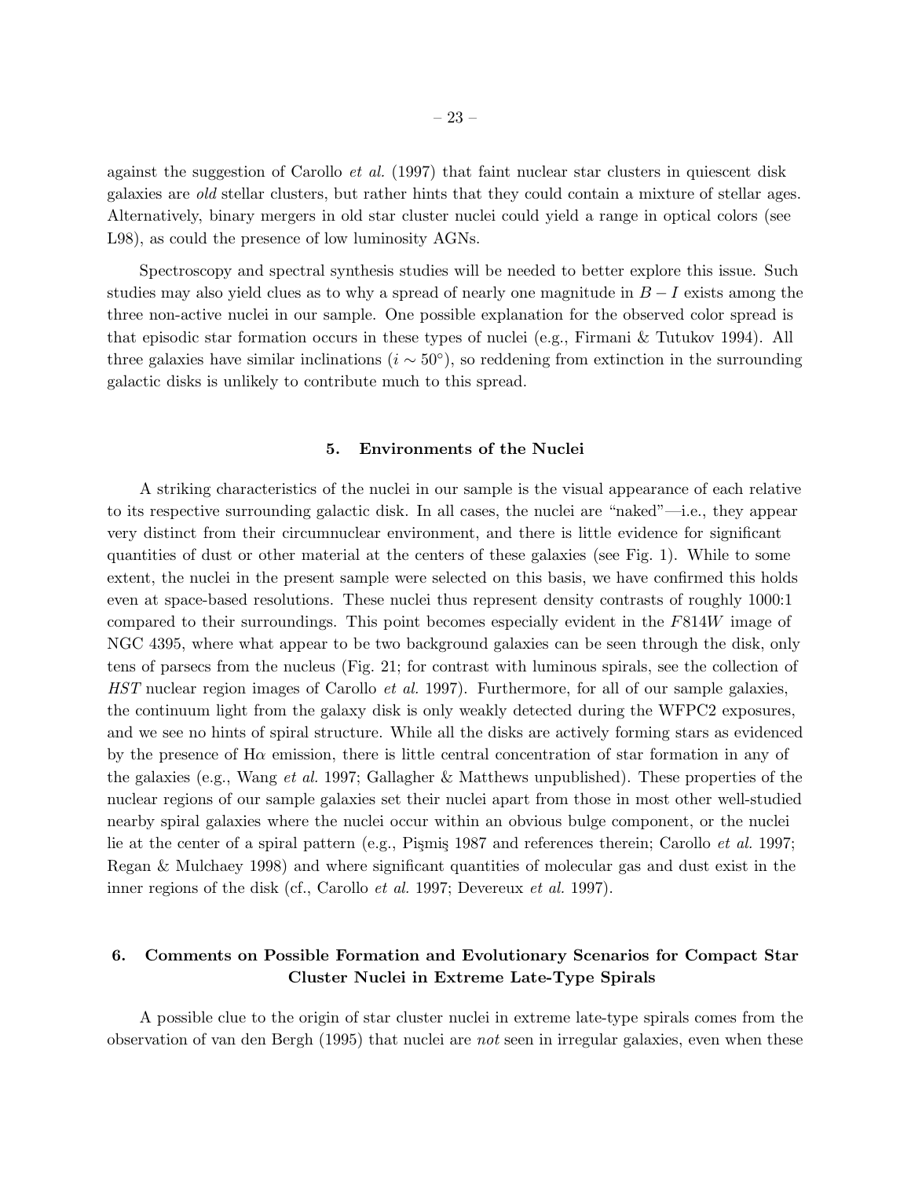against the suggestion of Carollo *et al.* (1997) that faint nuclear star clusters in quiescent disk galaxies are *old* stellar clusters, but rather hints that they could contain a mixture of stellar ages. Alternatively, binary mergers in old star cluster nuclei could yield a range in optical colors (see L98), as could the presence of low luminosity AGNs.

Spectroscopy and spectral synthesis studies will be needed to better explore this issue. Such studies may also yield clues as to why a spread of nearly one magnitude in $B-I$ exists among the three non-active nuclei in our sample. One possible explanation for the observed color spread is that episodic star formation occurs in these types of nuclei (e.g., Firmani & Tutukov 1994). All three galaxies have similar inclinations ($i \sim 50^{\circ}$), so reddening from extinction in the surrounding galactic disks is unlikely to contribute much to this spread.

## 5. Environments of the Nuclei

A striking characteristics of the nuclei in our sample is the visual appearance of each relative to its respective surrounding galactic disk. In all cases, the nuclei are "naked"—i.e., they appear very distinct from their circumnuclear environment, and there is little evidence for significant quantities of dust or other material at the centers of these galaxies (see Fig. 1). While to some extent, the nuclei in the present sample were selected on this basis, we have confirmed this holds even at space-based resolutions. These nuclei thus represent density contrasts of roughly 1000:1 compared to their surroundings. This point becomes especially evident in the $F814W$ image of NGC 4395, where what appear to be two background galaxies can be seen through the disk, only tens of parsecs from the nucleus (Fig. 21; for contrast with luminous spirals, see the collection of *HST* nuclear region images of Carollo *et al.* 1997). Furthermore, for all of our sample galaxies, the continuum light from the galaxy disk is only weakly detected during the WFPC2 exposures, and we see no hints of spiral structure. While all the disks are actively forming stars as evidenced by the presence of H$\alpha$ emission, there is little central concentration of star formation in any of the galaxies (e.g., Wang *et al.* 1997; Gallagher & Matthews unpublished). These properties of the nuclear regions of our sample galaxies set their nuclei apart from those in most other well-studied nearby spiral galaxies where the nuclei occur within an obvious bulge component, or the nuclei lie at the center of a spiral pattern (e.g., Pişmiş 1987 and references therein; Carollo *et al.* 1997; Regan & Mulchaey 1998) and where significant quantities of molecular gas and dust exist in the inner regions of the disk (cf., Carollo *et al.* 1997; Devereux *et al.* 1997).

## 6. Comments on Possible Formation and Evolutionary Scenarios for Compact Star Cluster Nuclei in Extreme Late-Type Spirals

A possible clue to the origin of star cluster nuclei in extreme late-type spirals comes from the observation of van den Bergh (1995) that nuclei are *not* seen in irregular galaxies, even when these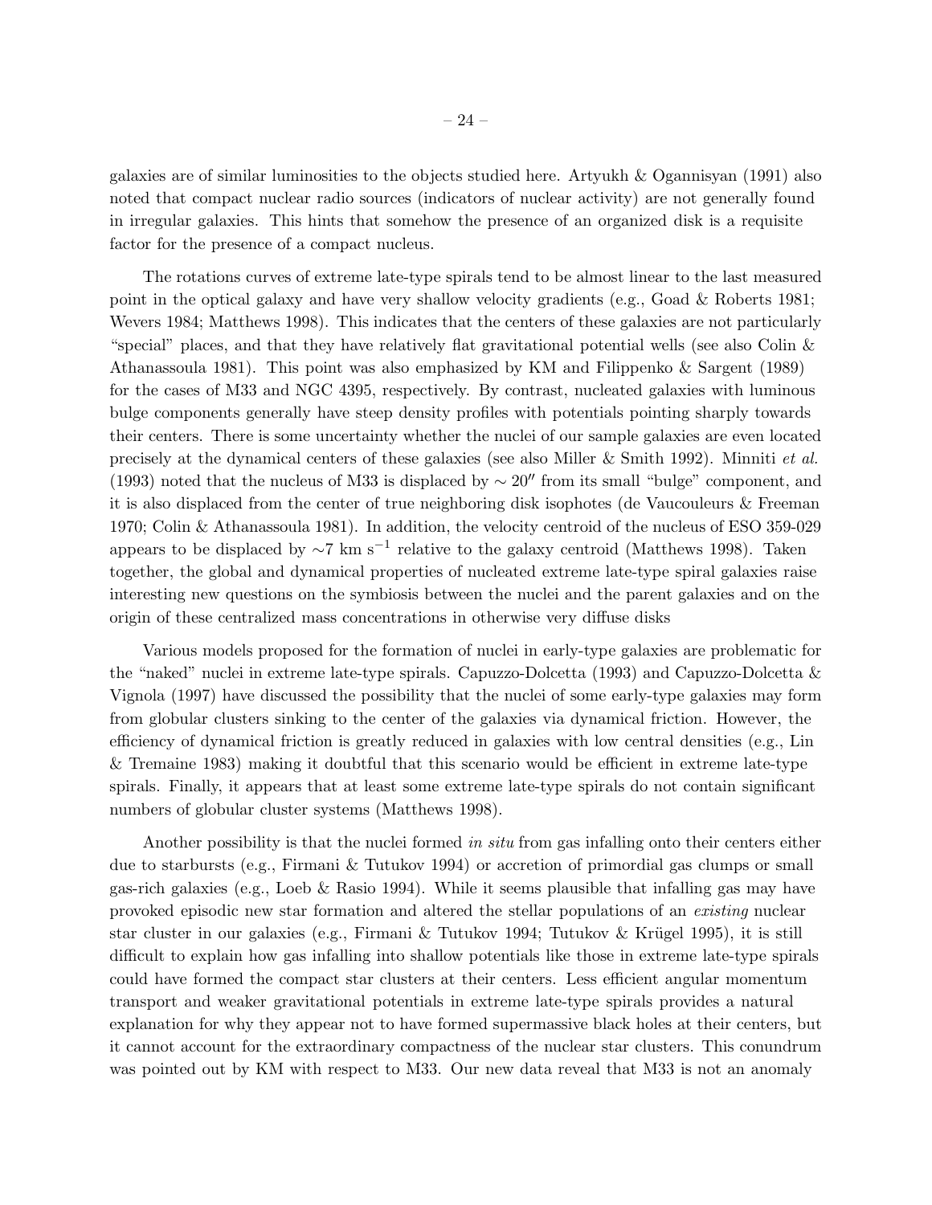galaxies are of similar luminosities to the objects studied here. Artyukh & Ogannisyan (1991) also noted that compact nuclear radio sources (indicators of nuclear activity) are not generally found in irregular galaxies. This hints that somehow the presence of an organized disk is a requisite factor for the presence of a compact nucleus.

The rotations curves of extreme late-type spirals tend to be almost linear to the last measured point in the optical galaxy and have very shallow velocity gradients (e.g., Goad & Roberts 1981; Wevers 1984; Matthews 1998). This indicates that the centers of these galaxies are not particularly "special" places, and that they have relatively flat gravitational potential wells (see also Colin & Athanassoula 1981). This point was also emphasized by KM and Filippenko & Sargent (1989) for the cases of M33 and NGC 4395, respectively. By contrast, nucleated galaxies with luminous bulge components generally have steep density profiles with potentials pointing sharply towards their centers. There is some uncertainty whether the nuclei of our sample galaxies are even located precisely at the dynamical centers of these galaxies (see also Miller & Smith 1992). Minniti *et al.* (1993) noted that the nucleus of M33 is displaced by $\sim 20''$ from its small "bulge" component, and it is also displaced from the center of true neighboring disk isophotes (de Vaucouleurs & Freeman 1970; Colin & Athanassoula 1981). In addition, the velocity centroid of the nucleus of ESO 359-029 appears to be displaced by $\sim$7 km s$^{-1}$ relative to the galaxy centroid (Matthews 1998). Taken together, the global and dynamical properties of nucleated extreme late-type spiral galaxies raise interesting new questions on the symbiosis between the nuclei and the parent galaxies and on the origin of these centralized mass concentrations in otherwise very diffuse disks

Various models proposed for the formation of nuclei in early-type galaxies are problematic for the "naked" nuclei in extreme late-type spirals. Capuzzo-Dolcetta (1993) and Capuzzo-Dolcetta & Vignola (1997) have discussed the possibility that the nuclei of some early-type galaxies may form from globular clusters sinking to the center of the galaxies via dynamical friction. However, the efficiency of dynamical friction is greatly reduced in galaxies with low central densities (e.g., Lin & Tremaine 1983) making it doubtful that this scenario would be efficient in extreme late-type spirals. Finally, it appears that at least some extreme late-type spirals do not contain significant numbers of globular cluster systems (Matthews 1998).

Another possibility is that the nuclei formed *in situ* from gas infalling onto their centers either due to starbursts (e.g., Firmani & Tutukov 1994) or accretion of primordial gas clumps or small gas-rich galaxies (e.g., Loeb & Rasio 1994). While it seems plausible that infalling gas may have provoked episodic new star formation and altered the stellar populations of an *existing* nuclear star cluster in our galaxies (e.g., Firmani & Tutukov 1994; Tutukov & Krügel 1995), it is still difficult to explain how gas infalling into shallow potentials like those in extreme late-type spirals could have formed the compact star clusters at their centers. Less efficient angular momentum transport and weaker gravitational potentials in extreme late-type spirals provides a natural explanation for why they appear not to have formed supermassive black holes at their centers, but it cannot account for the extraordinary compactness of the nuclear star clusters. This conundrum was pointed out by KM with respect to M33. Our new data reveal that M33 is not an anomaly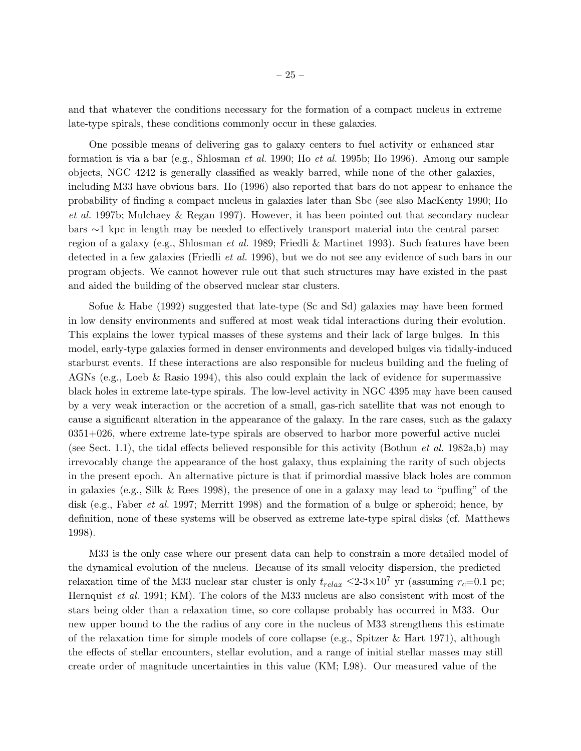and that whatever the conditions necessary for the formation of a compact nucleus in extreme late-type spirals, these conditions commonly occur in these galaxies.

One possible means of delivering gas to galaxy centers to fuel activity or enhanced star formation is via a bar (e.g., Shlosman *et al.* 1990; Ho *et al.* 1995b; Ho 1996). Among our sample objects, NGC 4242 is generally classified as weakly barred, while none of the other galaxies, including M33 have obvious bars. Ho (1996) also reported that bars do not appear to enhance the probability of finding a compact nucleus in galaxies later than Sbc (see also MacKenty 1990; Ho *et al.* 1997b; Mulchaey & Regan 1997). However, it has been pointed out that secondary nuclear bars $\sim$1 kpc in length may be needed to effectively transport material into the central parsec region of a galaxy (e.g., Shlosman *et al.* 1989; Friedli & Martinet 1993). Such features have been detected in a few galaxies (Friedli *et al.* 1996), but we do not see any evidence of such bars in our program objects. We cannot however rule out that such structures may have existed in the past and aided the building of the observed nuclear star clusters.

Sofue & Habe (1992) suggested that late-type (Sc and Sd) galaxies may have been formed in low density environments and suffered at most weak tidal interactions during their evolution. This explains the lower typical masses of these systems and their lack of large bulges. In this model, early-type galaxies formed in denser environments and developed bulges via tidally-induced starburst events. If these interactions are also responsible for nucleus building and the fueling of AGNs (e.g., Loeb & Rasio 1994), this also could explain the lack of evidence for supermassive black holes in extreme late-type spirals. The low-level activity in NGC 4395 may have been caused by a very weak interaction or the accretion of a small, gas-rich satellite that was not enough to cause a significant alteration in the appearance of the galaxy. In the rare cases, such as the galaxy 0351+026, where extreme late-type spirals are observed to harbor more powerful active nuclei (see Sect. 1.1), the tidal effects believed responsible for this activity (Bothun *et al.* 1982a,b) may irrevocably change the appearance of the host galaxy, thus explaining the rarity of such objects in the present epoch. An alternative picture is that if primordial massive black holes are common in galaxies (e.g., Silk & Rees 1998), the presence of one in a galaxy may lead to "puffing" of the disk (e.g., Faber *et al.* 1997; Merritt 1998) and the formation of a bulge or spheroid; hence, by definition, none of these systems will be observed as extreme late-type spiral disks (cf. Matthews 1998).

M33 is the only case where our present data can help to constrain a more detailed model of the dynamical evolution of the nucleus. Because of its small velocity dispersion, the predicted relaxation time of the M33 nuclear star cluster is only $t_{relax} \leq$2-3$\times 10^7$ yr (assuming $r_c$=0.1 pc; Hernquist *et al.* 1991; KM). The colors of the M33 nucleus are also consistent with most of the stars being older than a relaxation time, so core collapse probably has occurred in M33. Our new upper bound to the the radius of any core in the nucleus of M33 strengthens this estimate of the relaxation time for simple models of core collapse (e.g., Spitzer & Hart 1971), although the effects of stellar encounters, stellar evolution, and a range of initial stellar masses may still create order of magnitude uncertainties in this value (KM; L98). Our measured value of the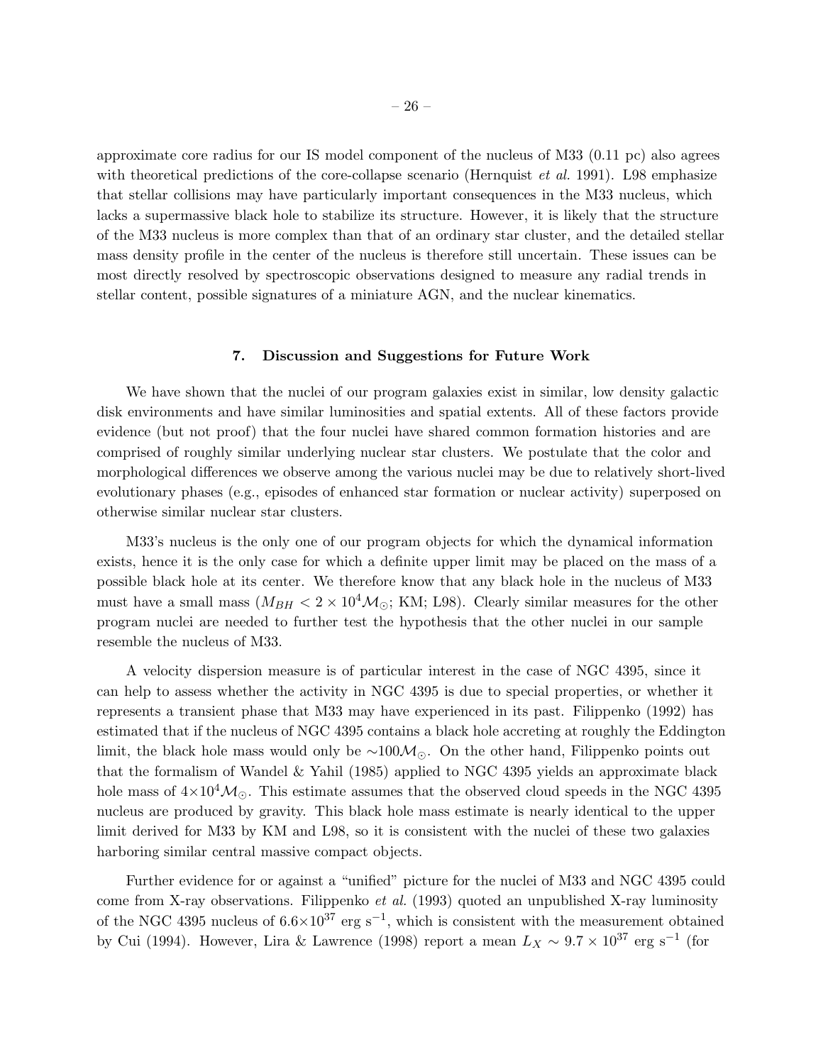approximate core radius for our IS model component of the nucleus of M33 (0.11 pc) also agrees with theoretical predictions of the core-collapse scenario (Hernquist *et al.* 1991). L98 emphasize that stellar collisions may have particularly important consequences in the M33 nucleus, which lacks a supermassive black hole to stabilize its structure. However, it is likely that the structure of the M33 nucleus is more complex than that of an ordinary star cluster, and the detailed stellar mass density profile in the center of the nucleus is therefore still uncertain. These issues can be most directly resolved by spectroscopic observations designed to measure any radial trends in stellar content, possible signatures of a miniature AGN, and the nuclear kinematics.

## 7. Discussion and Suggestions for Future Work

We have shown that the nuclei of our program galaxies exist in similar, low density galactic disk environments and have similar luminosities and spatial extents. All of these factors provide evidence (but not proof) that the four nuclei have shared common formation histories and are comprised of roughly similar underlying nuclear star clusters. We postulate that the color and morphological differences we observe among the various nuclei may be due to relatively short-lived evolutionary phases (e.g., episodes of enhanced star formation or nuclear activity) superposed on otherwise similar nuclear star clusters.

M33's nucleus is the only one of our program objects for which the dynamical information exists, hence it is the only case for which a definite upper limit may be placed on the mass of a possible black hole at its center. We therefore know that any black hole in the nucleus of M33 must have a small mass ($M_{BH} < 2 \times 10^4 \mathcal{M}_\odot$; KM; L98). Clearly similar measures for the other program nuclei are needed to further test the hypothesis that the other nuclei in our sample resemble the nucleus of M33.

A velocity dispersion measure is of particular interest in the case of NGC 4395, since it can help to assess whether the activity in NGC 4395 is due to special properties, or whether it represents a transient phase that M33 may have experienced in its past. Filippenko (1992) has estimated that if the nucleus of NGC 4395 contains a black hole accreting at roughly the Eddington limit, the black hole mass would only be $\sim 100\mathcal{M}_\odot$. On the other hand, Filippenko points out that the formalism of Wandel & Yahil (1985) applied to NGC 4395 yields an approximate black hole mass of $4 \times 10^4 \mathcal{M}_\odot$. This estimate assumes that the observed cloud speeds in the NGC 4395 nucleus are produced by gravity. This black hole mass estimate is nearly identical to the upper limit derived for M33 by KM and L98, so it is consistent with the nuclei of these two galaxies harboring similar central massive compact objects.

Further evidence for or against a "unified" picture for the nuclei of M33 and NGC 4395 could come from X-ray observations. Filippenko *et al.* (1993) quoted an unpublished X-ray luminosity of the NGC 4395 nucleus of $6.6 \times 10^{37}$ erg s$^{-1}$, which is consistent with the measurement obtained by Cui (1994). However, Lira & Lawrence (1998) report a mean $L_X \sim 9.7 \times 10^{37}$ erg s$^{-1}$ (for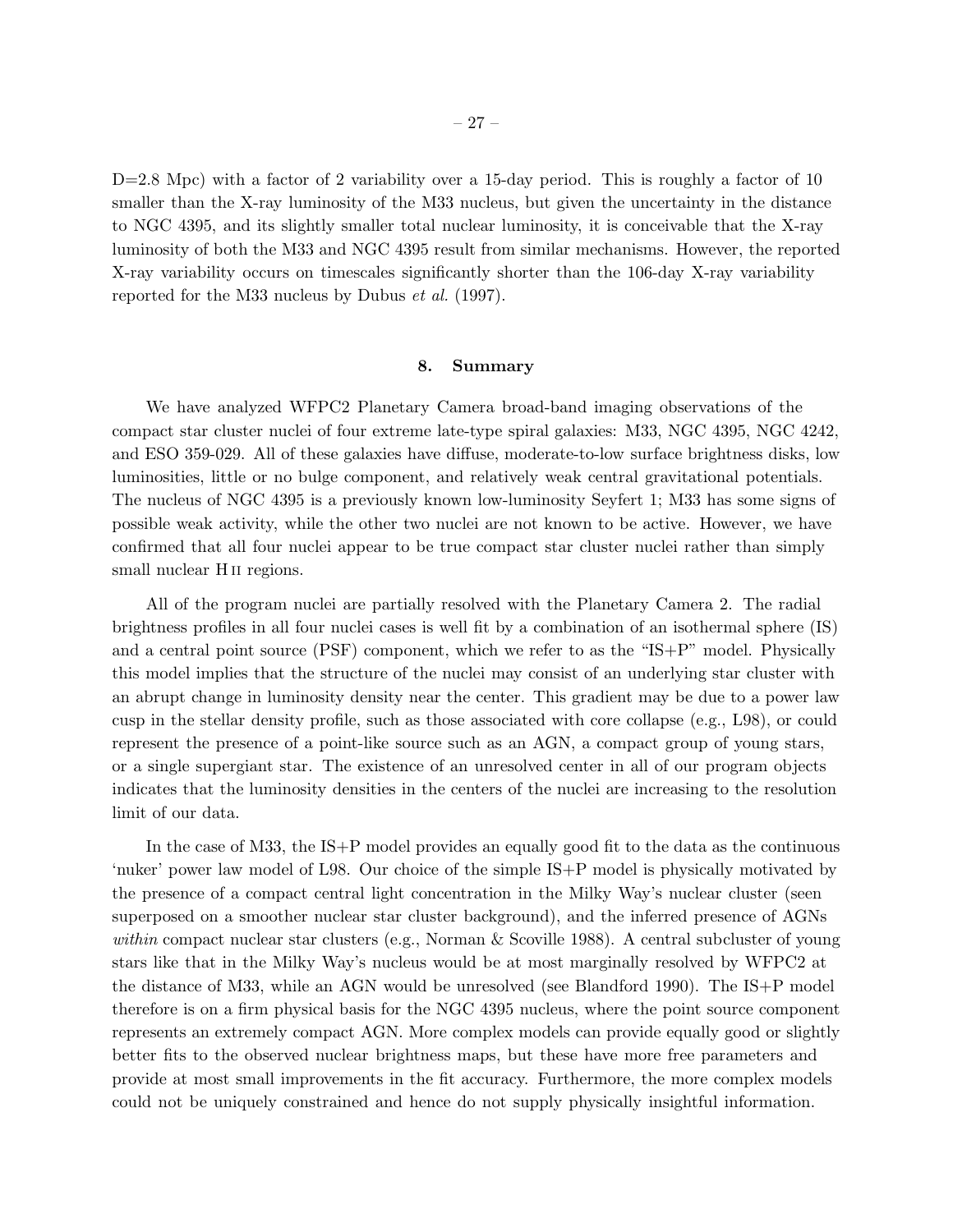D=2.8 Mpc) with a factor of 2 variability over a 15-day period. This is roughly a factor of 10 smaller than the X-ray luminosity of the M33 nucleus, but given the uncertainty in the distance to NGC 4395, and its slightly smaller total nuclear luminosity, it is conceivable that the X-ray luminosity of both the M33 and NGC 4395 result from similar mechanisms. However, the reported X-ray variability occurs on timescales significantly shorter than the 106-day X-ray variability reported for the M33 nucleus by Dubus *et al.* (1997).

## 8. Summary

We have analyzed WFPC2 Planetary Camera broad-band imaging observations of the compact star cluster nuclei of four extreme late-type spiral galaxies: M33, NGC 4395, NGC 4242, and ESO 359-029. All of these galaxies have diffuse, moderate-to-low surface brightness disks, low luminosities, little or no bulge component, and relatively weak central gravitational potentials. The nucleus of NGC 4395 is a previously known low-luminosity Seyfert 1; M33 has some signs of possible weak activity, while the other two nuclei are not known to be active. However, we have confirmed that all four nuclei appear to be true compact star cluster nuclei rather than simply small nuclear H II regions.

All of the program nuclei are partially resolved with the Planetary Camera 2. The radial brightness profiles in all four nuclei cases is well fit by a combination of an isothermal sphere (IS) and a central point source (PSF) component, which we refer to as the "IS+P" model. Physically this model implies that the structure of the nuclei may consist of an underlying star cluster with an abrupt change in luminosity density near the center. This gradient may be due to a power law cusp in the stellar density profile, such as those associated with core collapse (e.g., L98), or could represent the presence of a point-like source such as an AGN, a compact group of young stars, or a single supergiant star. The existence of an unresolved center in all of our program objects indicates that the luminosity densities in the centers of the nuclei are increasing to the resolution limit of our data.

In the case of M33, the IS+P model provides an equally good fit to the data as the continuous 'nuker' power law model of L98. Our choice of the simple IS+P model is physically motivated by the presence of a compact central light concentration in the Milky Way's nuclear cluster (seen superposed on a smoother nuclear star cluster background), and the inferred presence of AGNs *within* compact nuclear star clusters (e.g., Norman & Scoville 1988). A central subcluster of young stars like that in the Milky Way's nucleus would be at most marginally resolved by WFPC2 at the distance of M33, while an AGN would be unresolved (see Blandford 1990). The IS+P model therefore is on a firm physical basis for the NGC 4395 nucleus, where the point source component represents an extremely compact AGN. More complex models can provide equally good or slightly better fits to the observed nuclear brightness maps, but these have more free parameters and provide at most small improvements in the fit accuracy. Furthermore, the more complex models could not be uniquely constrained and hence do not supply physically insightful information.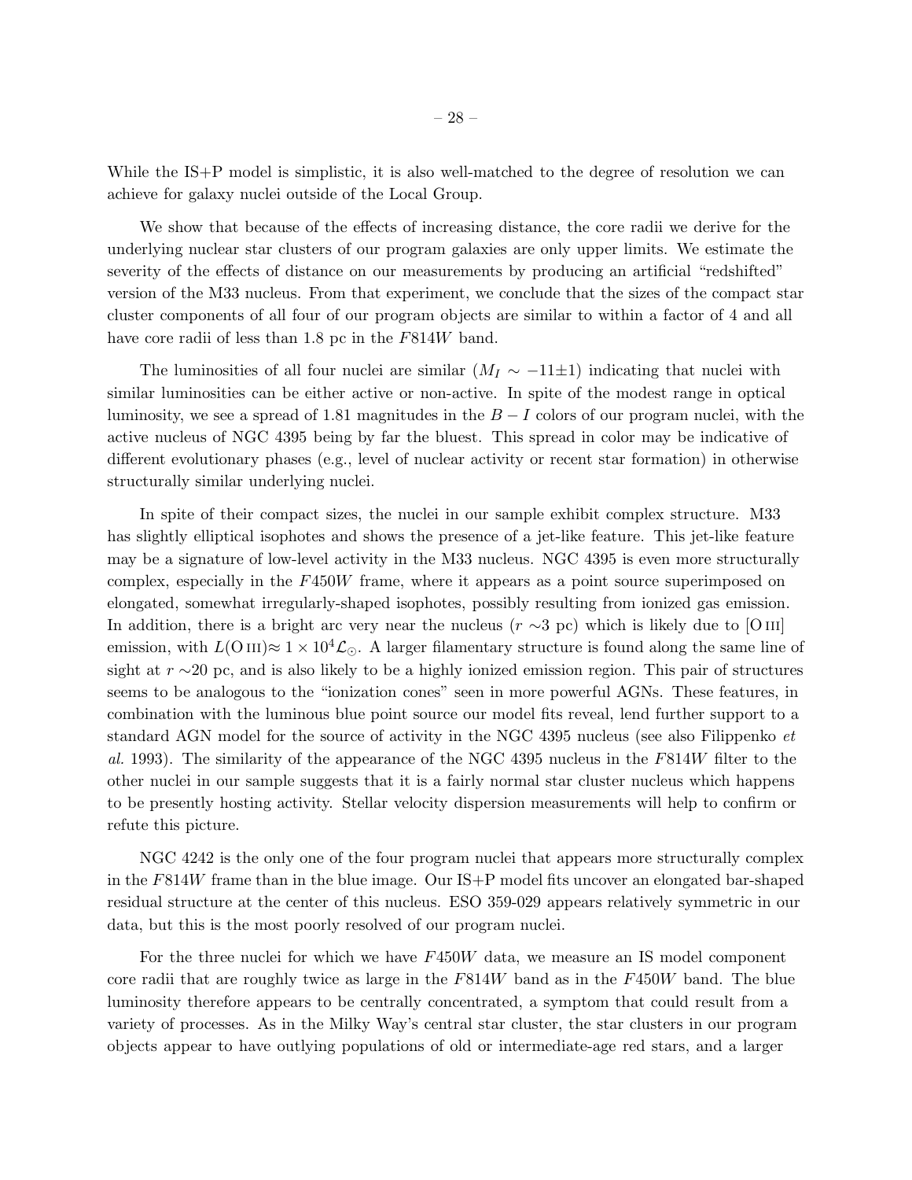While the IS+P model is simplistic, it is also well-matched to the degree of resolution we can achieve for galaxy nuclei outside of the Local Group.

We show that because of the effects of increasing distance, the core radii we derive for the underlying nuclear star clusters of our program galaxies are only upper limits. We estimate the severity of the effects of distance on our measurements by producing an artificial "redshifted" version of the M33 nucleus. From that experiment, we conclude that the sizes of the compact star cluster components of all four of our program objects are similar to within a factor of 4 and all have core radii of less than 1.8 pc in the $F814W$ band.

The luminosities of all four nuclei are similar ($M_I \sim -11{\pm}1$) indicating that nuclei with similar luminosities can be either active or non-active. In spite of the modest range in optical luminosity, we see a spread of 1.81 magnitudes in the $B-I$ colors of our program nuclei, with the active nucleus of NGC 4395 being by far the bluest. This spread in color may be indicative of different evolutionary phases (e.g., level of nuclear activity or recent star formation) in otherwise structurally similar underlying nuclei.

In spite of their compact sizes, the nuclei in our sample exhibit complex structure. M33 has slightly elliptical isophotes and shows the presence of a jet-like feature. This jet-like feature may be a signature of low-level activity in the M33 nucleus. NGC 4395 is even more structurally complex, especially in the $F450W$ frame, where it appears as a point source superimposed on elongated, somewhat irregularly-shaped isophotes, possibly resulting from ionized gas emission. In addition, there is a bright arc very near the nucleus ($r \sim$3 pc) which is likely due to [O III] emission, with $L(\mathrm{O\,III}) \approx 1 \times 10^4 \mathcal{L}_{\odot}$. A larger filamentary structure is found along the same line of sight at $r \sim$20 pc, and is also likely to be a highly ionized emission region. This pair of structures seems to be analogous to the "ionization cones" seen in more powerful AGNs. These features, in combination with the luminous blue point source our model fits reveal, lend further support to a standard AGN model for the source of activity in the NGC 4395 nucleus (see also Filippenko *et al.* 1993). The similarity of the appearance of the NGC 4395 nucleus in the $F814W$ filter to the other nuclei in our sample suggests that it is a fairly normal star cluster nucleus which happens to be presently hosting activity. Stellar velocity dispersion measurements will help to confirm or refute this picture.

NGC 4242 is the only one of the four program nuclei that appears more structurally complex in the $F814W$ frame than in the blue image. Our IS+P model fits uncover an elongated bar-shaped residual structure at the center of this nucleus. ESO 359-029 appears relatively symmetric in our data, but this is the most poorly resolved of our program nuclei.

For the three nuclei for which we have $F450W$ data, we measure an IS model component core radii that are roughly twice as large in the $F814W$ band as in the $F450W$ band. The blue luminosity therefore appears to be centrally concentrated, a symptom that could result from a variety of processes. As in the Milky Way's central star cluster, the star clusters in our program objects appear to have outlying populations of old or intermediate-age red stars, and a larger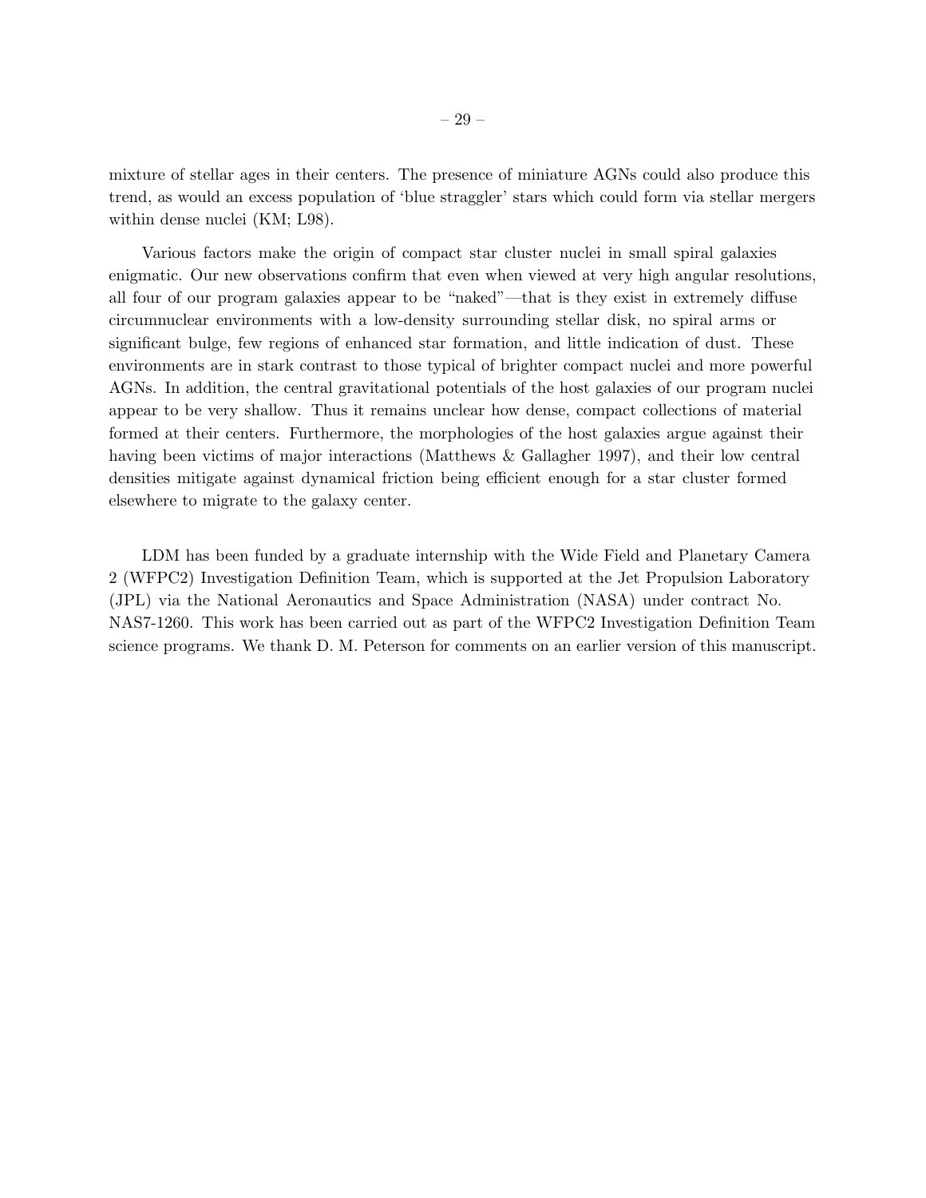mixture of stellar ages in their centers. The presence of miniature AGNs could also produce this trend, as would an excess population of 'blue straggler' stars which could form via stellar mergers within dense nuclei (KM; L98).

Various factors make the origin of compact star cluster nuclei in small spiral galaxies enigmatic. Our new observations confirm that even when viewed at very high angular resolutions, all four of our program galaxies appear to be "naked"—that is they exist in extremely diffuse circumnuclear environments with a low-density surrounding stellar disk, no spiral arms or significant bulge, few regions of enhanced star formation, and little indication of dust. These environments are in stark contrast to those typical of brighter compact nuclei and more powerful AGNs. In addition, the central gravitational potentials of the host galaxies of our program nuclei appear to be very shallow. Thus it remains unclear how dense, compact collections of material formed at their centers. Furthermore, the morphologies of the host galaxies argue against their having been victims of major interactions (Matthews & Gallagher 1997), and their low central densities mitigate against dynamical friction being efficient enough for a star cluster formed elsewhere to migrate to the galaxy center.

LDM has been funded by a graduate internship with the Wide Field and Planetary Camera 2 (WFPC2) Investigation Definition Team, which is supported at the Jet Propulsion Laboratory (JPL) via the National Aeronautics and Space Administration (NASA) under contract No. NAS7-1260. This work has been carried out as part of the WFPC2 Investigation Definition Team science programs. We thank D. M. Peterson for comments on an earlier version of this manuscript.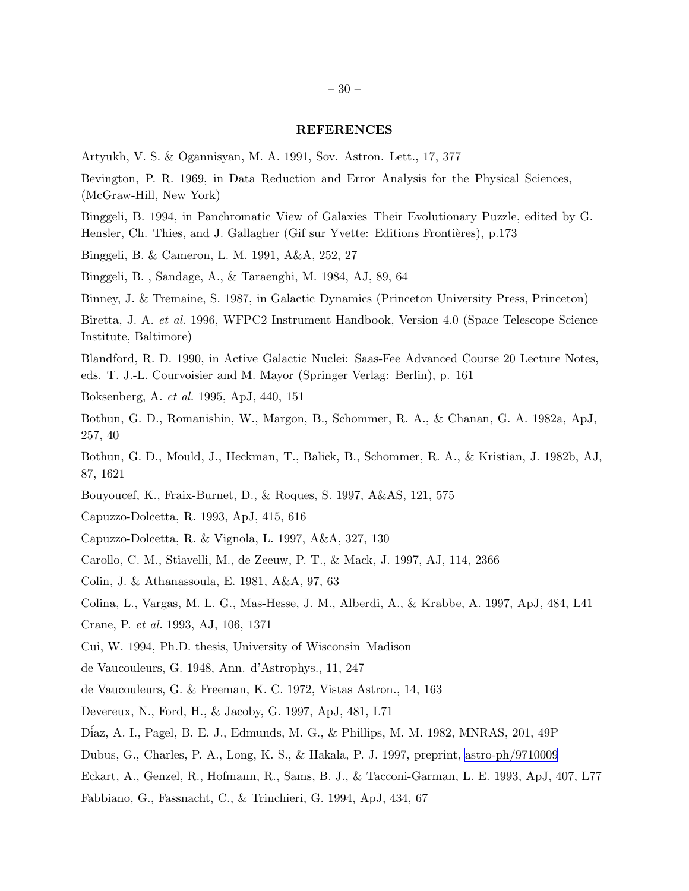## REFERENCES

Artyukh, V. S. & Ogannisyan, M. A. 1991, Sov. Astron. Lett., 17, 377

Bevington, P. R. 1969, in Data Reduction and Error Analysis for the Physical Sciences, (McGraw-Hill, New York)

Binggeli, B. 1994, in Panchromatic View of Galaxies–Their Evolutionary Puzzle, edited by G. Hensler, Ch. Thies, and J. Gallagher (Gif sur Yvette: Editions Frontières), p.173

Binggeli, B. & Cameron, L. M. 1991, A&A, 252, 27

Binggeli, B. , Sandage, A., & Taraenghi, M. 1984, AJ, 89, 64

Binney, J. & Tremaine, S. 1987, in Galactic Dynamics (Princeton University Press, Princeton)

Biretta, J. A. *et al.* 1996, WFPC2 Instrument Handbook, Version 4.0 (Space Telescope Science Institute, Baltimore)

Blandford, R. D. 1990, in Active Galactic Nuclei: Saas-Fee Advanced Course 20 Lecture Notes, eds. T. J.-L. Courvoisier and M. Mayor (Springer Verlag: Berlin), p. 161

Boksenberg, A. *et al.* 1995, ApJ, 440, 151

Bothun, G. D., Romanishin, W., Margon, B., Schommer, R. A., & Chanan, G. A. 1982a, ApJ, 257, 40

Bothun, G. D., Mould, J., Heckman, T., Balick, B., Schommer, R. A., & Kristian, J. 1982b, AJ, 87, 1621

Bouyoucef, K., Fraix-Burnet, D., & Roques, S. 1997, A&AS, 121, 575

Capuzzo-Dolcetta, R. 1993, ApJ, 415, 616

Capuzzo-Dolcetta, R. & Vignola, L. 1997, A&A, 327, 130

Carollo, C. M., Stiavelli, M., de Zeeuw, P. T., & Mack, J. 1997, AJ, 114, 2366

Colin, J. & Athanassoula, E. 1981, A&A, 97, 63

Colina, L., Vargas, M. L. G., Mas-Hesse, J. M., Alberdi, A., & Krabbe, A. 1997, ApJ, 484, L41

Crane, P. *et al.* 1993, AJ, 106, 1371

Cui, W. 1994, Ph.D. thesis, University of Wisconsin–Madison

de Vaucouleurs, G. 1948, Ann. d'Astrophys., 11, 247

de Vaucouleurs, G. & Freeman, K. C. 1972, Vistas Astron., 14, 163

Devereux, N., Ford, H., & Jacoby, G. 1997, ApJ, 481, L71

Díaz, A. I., Pagel, B. E. J., Edmunds, M. G., & Phillips, M. M. 1982, MNRAS, 201, 49P

Dubus, G., Charles, P. A., Long, K. S., & Hakala, P. J. 1997, preprint, astro-ph/9710009

Eckart, A., Genzel, R., Hofmann, R., Sams, B. J., & Tacconi-Garman, L. E. 1993, ApJ, 407, L77

Fabbiano, G., Fassnacht, C., & Trinchieri, G. 1994, ApJ, 434, 67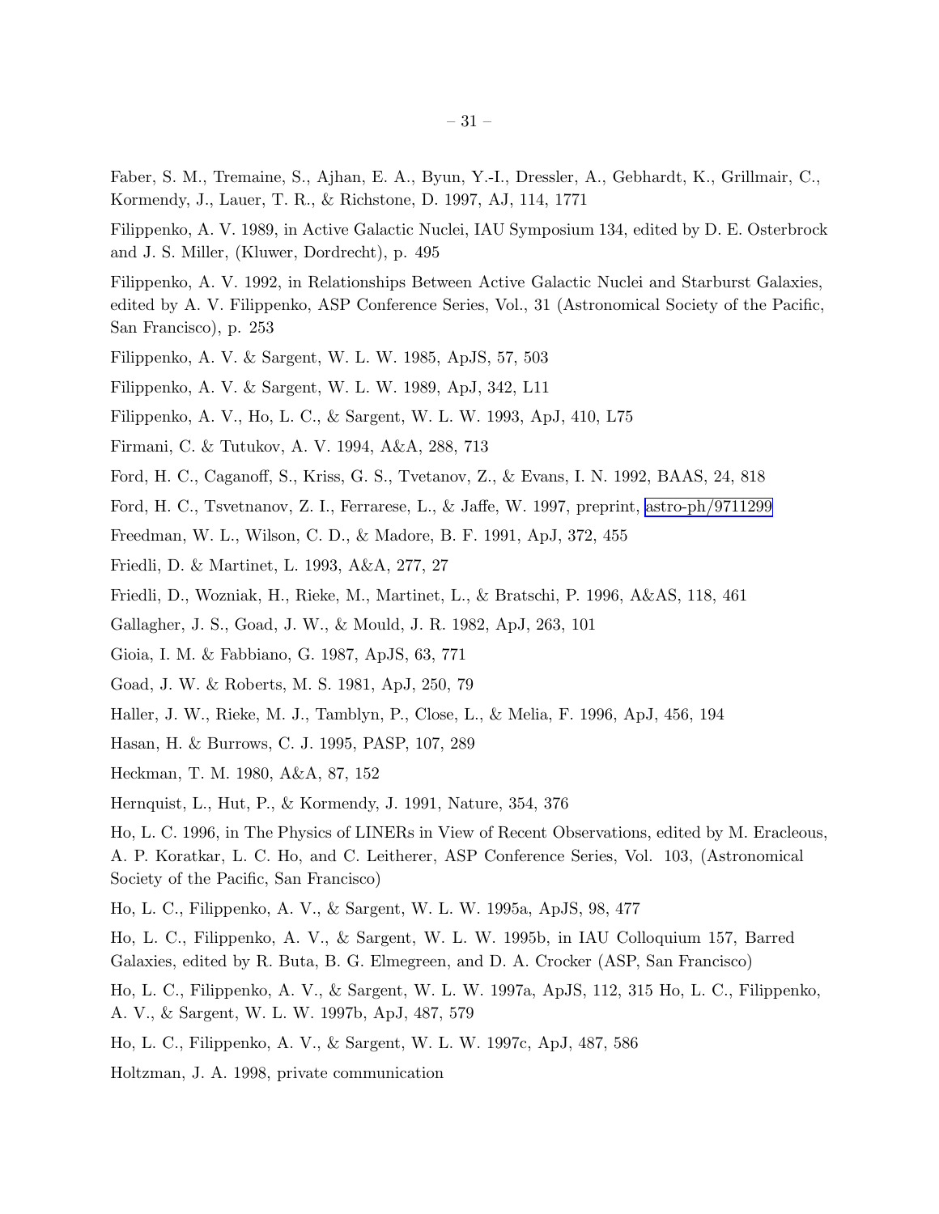Faber, S. M., Tremaine, S., Ajhan, E. A., Byun, Y.-I., Dressler, A., Gebhardt, K., Grillmair, C., Kormendy, J., Lauer, T. R., & Richstone, D. 1997, AJ, 114, 1771

Filippenko, A. V. 1989, in Active Galactic Nuclei, IAU Symposium 134, edited by D. E. Osterbrock and J. S. Miller, (Kluwer, Dordrecht), p. 495

Filippenko, A. V. 1992, in Relationships Between Active Galactic Nuclei and Starburst Galaxies, edited by A. V. Filippenko, ASP Conference Series, Vol., 31 (Astronomical Society of the Pacific, San Francisco), p. 253

Filippenko, A. V. & Sargent, W. L. W. 1985, ApJS, 57, 503

Filippenko, A. V. & Sargent, W. L. W. 1989, ApJ, 342, L11

Filippenko, A. V., Ho, L. C., & Sargent, W. L. W. 1993, ApJ, 410, L75

Firmani, C. & Tutukov, A. V. 1994, A&A, 288, 713

Ford, H. C., Caganoff, S., Kriss, G. S., Tvetanov, Z., & Evans, I. N. 1992, BAAS, 24, 818

Ford, H. C., Tsvetnanov, Z. I., Ferrarese, L., & Jaffe, W. 1997, preprint, astro-ph/9711299

Freedman, W. L., Wilson, C. D., & Madore, B. F. 1991, ApJ, 372, 455

Friedli, D. & Martinet, L. 1993, A&A, 277, 27

Friedli, D., Wozniak, H., Rieke, M., Martinet, L., & Bratschi, P. 1996, A&AS, 118, 461

Gallagher, J. S., Goad, J. W., & Mould, J. R. 1982, ApJ, 263, 101

Gioia, I. M. & Fabbiano, G. 1987, ApJS, 63, 771

Goad, J. W. & Roberts, M. S. 1981, ApJ, 250, 79

Haller, J. W., Rieke, M. J., Tamblyn, P., Close, L., & Melia, F. 1996, ApJ, 456, 194

Hasan, H. & Burrows, C. J. 1995, PASP, 107, 289

Heckman, T. M. 1980, A&A, 87, 152

Hernquist, L., Hut, P., & Kormendy, J. 1991, Nature, 354, 376

Ho, L. C. 1996, in The Physics of LINERs in View of Recent Observations, edited by M. Eracleous, A. P. Koratkar, L. C. Ho, and C. Leitherer, ASP Conference Series, Vol. 103, (Astronomical Society of the Pacific, San Francisco)

Ho, L. C., Filippenko, A. V., & Sargent, W. L. W. 1995a, ApJS, 98, 477

Ho, L. C., Filippenko, A. V., & Sargent, W. L. W. 1995b, in IAU Colloquium 157, Barred Galaxies, edited by R. Buta, B. G. Elmegreen, and D. A. Crocker (ASP, San Francisco)

Ho, L. C., Filippenko, A. V., & Sargent, W. L. W. 1997a, ApJS, 112, 315 Ho, L. C., Filippenko, A. V., & Sargent, W. L. W. 1997b, ApJ, 487, 579

Ho, L. C., Filippenko, A. V., & Sargent, W. L. W. 1997c, ApJ, 487, 586

Holtzman, J. A. 1998, private communication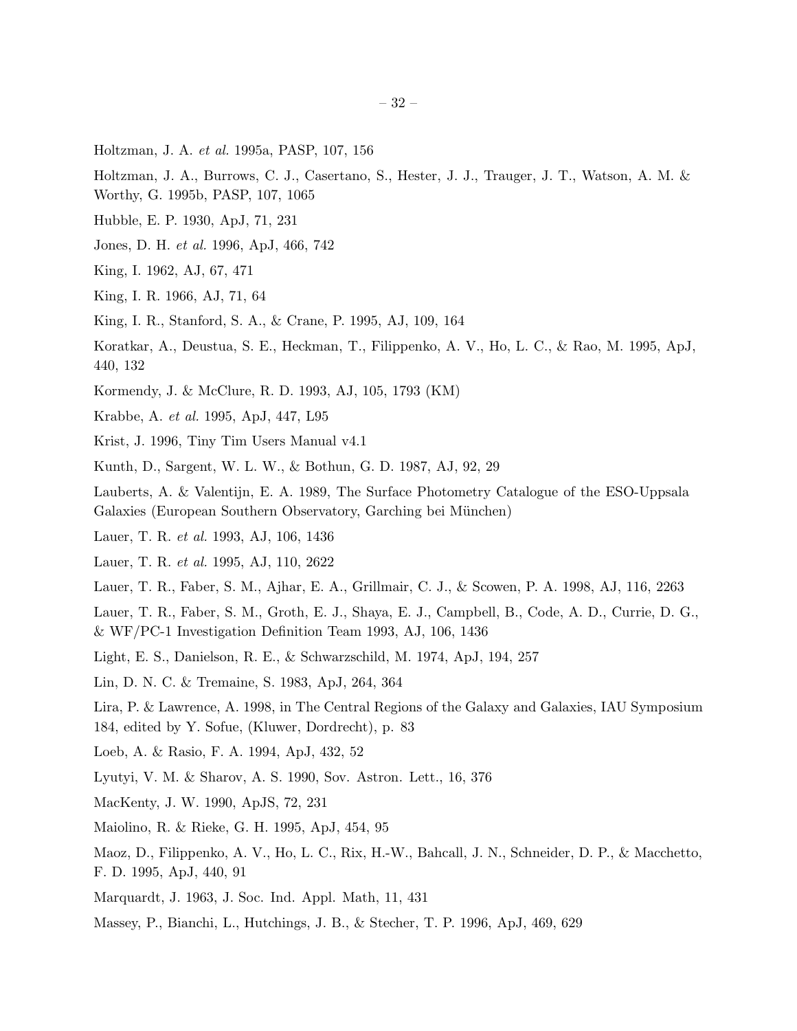Holtzman, J. A. *et al.* 1995a, PASP, 107, 156

Holtzman, J. A., Burrows, C. J., Casertano, S., Hester, J. J., Trauger, J. T., Watson, A. M. & Worthy, G. 1995b, PASP, 107, 1065

Hubble, E. P. 1930, ApJ, 71, 231

Jones, D. H. *et al.* 1996, ApJ, 466, 742

King, I. 1962, AJ, 67, 471

King, I. R. 1966, AJ, 71, 64

King, I. R., Stanford, S. A., & Crane, P. 1995, AJ, 109, 164

Koratkar, A., Deustua, S. E., Heckman, T., Filippenko, A. V., Ho, L. C., & Rao, M. 1995, ApJ, 440, 132

Kormendy, J. & McClure, R. D. 1993, AJ, 105, 1793 (KM)

Krabbe, A. *et al.* 1995, ApJ, 447, L95

Krist, J. 1996, Tiny Tim Users Manual v4.1

Kunth, D., Sargent, W. L. W., & Bothun, G. D. 1987, AJ, 92, 29

Lauberts, A. & Valentijn, E. A. 1989, The Surface Photometry Catalogue of the ESO-Uppsala Galaxies (European Southern Observatory, Garching bei München)

Lauer, T. R. *et al.* 1993, AJ, 106, 1436

Lauer, T. R. *et al.* 1995, AJ, 110, 2622

Lauer, T. R., Faber, S. M., Ajhar, E. A., Grillmair, C. J., & Scowen, P. A. 1998, AJ, 116, 2263

Lauer, T. R., Faber, S. M., Groth, E. J., Shaya, E. J., Campbell, B., Code, A. D., Currie, D. G., & WF/PC-1 Investigation Definition Team 1993, AJ, 106, 1436

Light, E. S., Danielson, R. E., & Schwarzschild, M. 1974, ApJ, 194, 257

Lin, D. N. C. & Tremaine, S. 1983, ApJ, 264, 364

Lira, P. & Lawrence, A. 1998, in The Central Regions of the Galaxy and Galaxies, IAU Symposium 184, edited by Y. Sofue, (Kluwer, Dordrecht), p. 83

Loeb, A. & Rasio, F. A. 1994, ApJ, 432, 52

Lyutyi, V. M. & Sharov, A. S. 1990, Sov. Astron. Lett., 16, 376

MacKenty, J. W. 1990, ApJS, 72, 231

Maiolino, R. & Rieke, G. H. 1995, ApJ, 454, 95

Maoz, D., Filippenko, A. V., Ho, L. C., Rix, H.-W., Bahcall, J. N., Schneider, D. P., & Macchetto, F. D. 1995, ApJ, 440, 91

Marquardt, J. 1963, J. Soc. Ind. Appl. Math, 11, 431

Massey, P., Bianchi, L., Hutchings, J. B., & Stecher, T. P. 1996, ApJ, 469, 629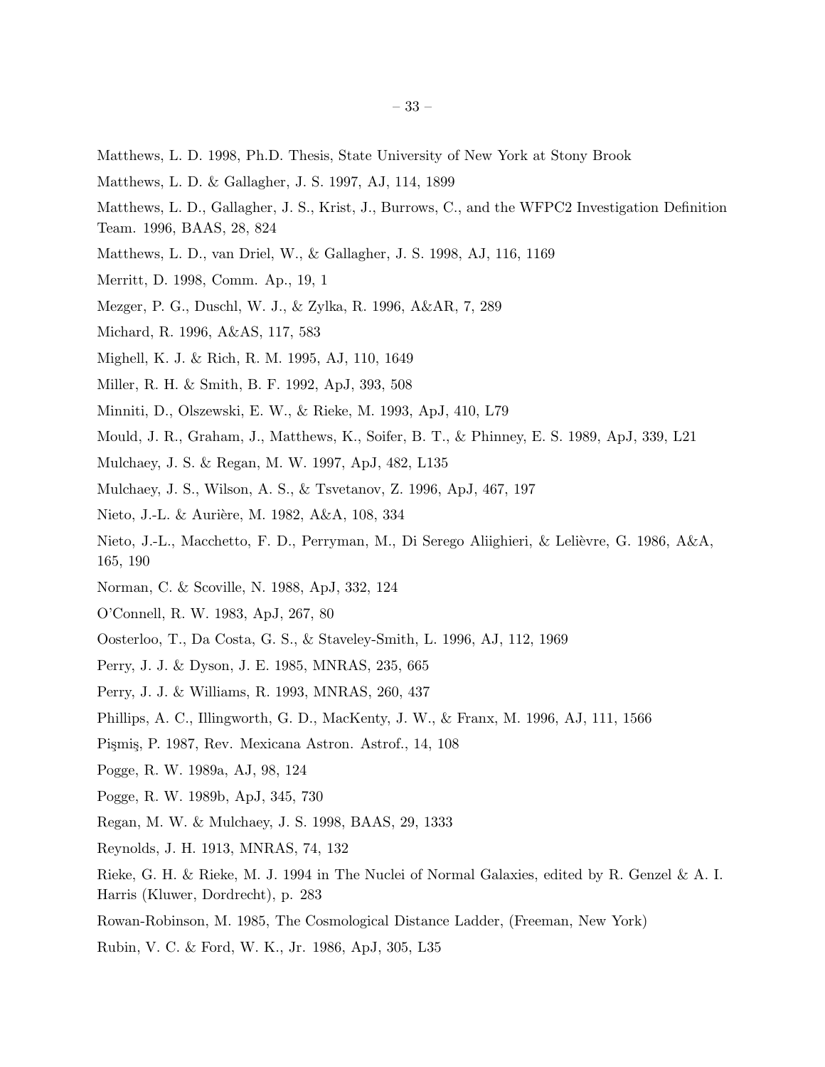Matthews, L. D. 1998, Ph.D. Thesis, State University of New York at Stony Brook

Matthews, L. D. & Gallagher, J. S. 1997, AJ, 114, 1899

Matthews, L. D., Gallagher, J. S., Krist, J., Burrows, C., and the WFPC2 Investigation Definition Team. 1996, BAAS, 28, 824

Matthews, L. D., van Driel, W., & Gallagher, J. S. 1998, AJ, 116, 1169

Merritt, D. 1998, Comm. Ap., 19, 1

Mezger, P. G., Duschl, W. J., & Zylka, R. 1996, A&AR, 7, 289

Michard, R. 1996, A&AS, 117, 583

Mighell, K. J. & Rich, R. M. 1995, AJ, 110, 1649

Miller, R. H. & Smith, B. F. 1992, ApJ, 393, 508

Minniti, D., Olszewski, E. W., & Rieke, M. 1993, ApJ, 410, L79

Mould, J. R., Graham, J., Matthews, K., Soifer, B. T., & Phinney, E. S. 1989, ApJ, 339, L21

Mulchaey, J. S. & Regan, M. W. 1997, ApJ, 482, L135

Mulchaey, J. S., Wilson, A. S., & Tsvetanov, Z. 1996, ApJ, 467, 197

Nieto, J.-L. & Aurière, M. 1982, A&A, 108, 334

Nieto, J.-L., Macchetto, F. D., Perryman, M., Di Serego Aliighieri, & Lelièvre, G. 1986, A&A, 165, 190

Norman, C. & Scoville, N. 1988, ApJ, 332, 124

O'Connell, R. W. 1983, ApJ, 267, 80

Oosterloo, T., Da Costa, G. S., & Staveley-Smith, L. 1996, AJ, 112, 1969

Perry, J. J. & Dyson, J. E. 1985, MNRAS, 235, 665

Perry, J. J. & Williams, R. 1993, MNRAS, 260, 437

Phillips, A. C., Illingworth, G. D., MacKenty, J. W., & Franx, M. 1996, AJ, 111, 1566

Pişmiş, P. 1987, Rev. Mexicana Astron. Astrof., 14, 108

Pogge, R. W. 1989a, AJ, 98, 124

Pogge, R. W. 1989b, ApJ, 345, 730

Regan, M. W. & Mulchaey, J. S. 1998, BAAS, 29, 1333

Reynolds, J. H. 1913, MNRAS, 74, 132

Rieke, G. H. & Rieke, M. J. 1994 in The Nuclei of Normal Galaxies, edited by R. Genzel & A. I. Harris (Kluwer, Dordrecht), p. 283

Rowan-Robinson, M. 1985, The Cosmological Distance Ladder, (Freeman, New York)

Rubin, V. C. & Ford, W. K., Jr. 1986, ApJ, 305, L35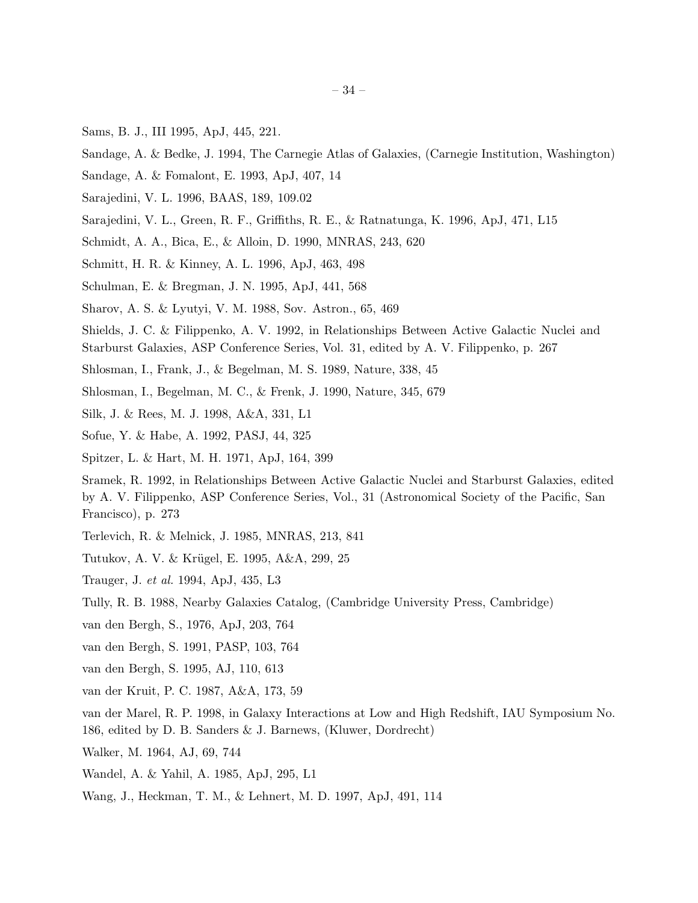Sams, B. J., III 1995, ApJ, 445, 221.

Sandage, A. & Bedke, J. 1994, The Carnegie Atlas of Galaxies, (Carnegie Institution, Washington)

Sandage, A. & Fomalont, E. 1993, ApJ, 407, 14

Sarajedini, V. L. 1996, BAAS, 189, 109.02

Sarajedini, V. L., Green, R. F., Griffiths, R. E., & Ratnatunga, K. 1996, ApJ, 471, L15

Schmidt, A. A., Bica, E., & Alloin, D. 1990, MNRAS, 243, 620

Schmitt, H. R. & Kinney, A. L. 1996, ApJ, 463, 498

Schulman, E. & Bregman, J. N. 1995, ApJ, 441, 568

Sharov, A. S. & Lyutyi, V. M. 1988, Sov. Astron., 65, 469

Shields, J. C. & Filippenko, A. V. 1992, in Relationships Between Active Galactic Nuclei and Starburst Galaxies, ASP Conference Series, Vol. 31, edited by A. V. Filippenko, p. 267

Shlosman, I., Frank, J., & Begelman, M. S. 1989, Nature, 338, 45

Shlosman, I., Begelman, M. C., & Frenk, J. 1990, Nature, 345, 679

Silk, J. & Rees, M. J. 1998, A&A, 331, L1

Sofue, Y. & Habe, A. 1992, PASJ, 44, 325

Spitzer, L. & Hart, M. H. 1971, ApJ, 164, 399

Sramek, R. 1992, in Relationships Between Active Galactic Nuclei and Starburst Galaxies, edited by A. V. Filippenko, ASP Conference Series, Vol., 31 (Astronomical Society of the Pacific, San Francisco), p. 273

Terlevich, R. & Melnick, J. 1985, MNRAS, 213, 841

Tutukov, A. V. & Krügel, E. 1995, A&A, 299, 25

Trauger, J. *et al.* 1994, ApJ, 435, L3

Tully, R. B. 1988, Nearby Galaxies Catalog, (Cambridge University Press, Cambridge)

van den Bergh, S., 1976, ApJ, 203, 764

van den Bergh, S. 1991, PASP, 103, 764

van den Bergh, S. 1995, AJ, 110, 613

van der Kruit, P. C. 1987, A&A, 173, 59

van der Marel, R. P. 1998, in Galaxy Interactions at Low and High Redshift, IAU Symposium No. 186, edited by D. B. Sanders & J. Barnews, (Kluwer, Dordrecht)

Walker, M. 1964, AJ, 69, 744

Wandel, A. & Yahil, A. 1985, ApJ, 295, L1

Wang, J., Heckman, T. M., & Lehnert, M. D. 1997, ApJ, 491, 114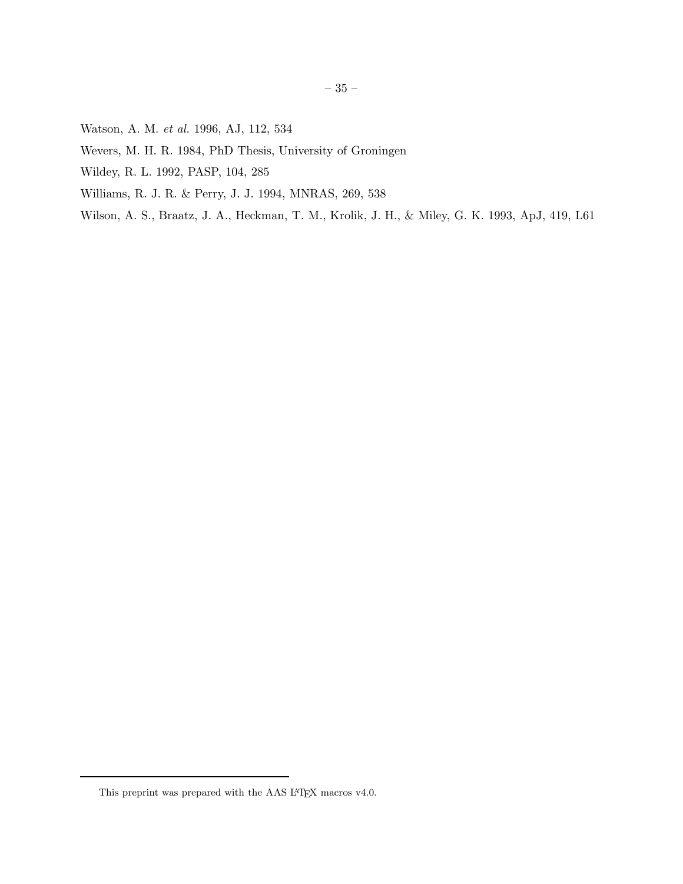Watson, A. M. *et al.* 1996, AJ, 112, 534

Wevers, M. H. R. 1984, PhD Thesis, University of Groningen

Wildey, R. L. 1992, PASP, 104, 285

Williams, R. J. R. & Perry, J. J. 1994, MNRAS, 269, 538

Wilson, A. S., Braatz, J. A., Heckman, T. M., Krolik, J. H., & Miley, G. K. 1993, ApJ, 419, L61

---

This preprint was prepared with the AAS LaTeX macros v4.0.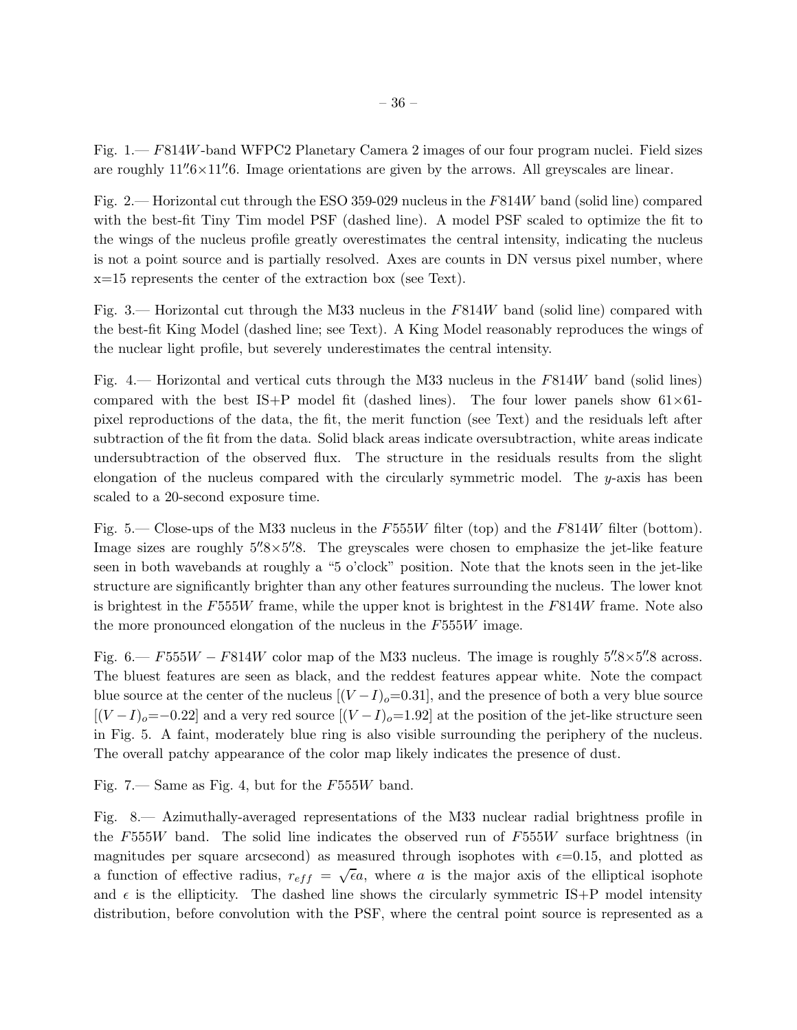Fig. 1.— $F814W$-band WFPC2 Planetary Camera 2 images of our four program nuclei. Field sizes are roughly $11''.6 \times 11''.6$. Image orientations are given by the arrows. All greyscales are linear.

Fig. 2.— Horizontal cut through the ESO 359-029 nucleus in the $F814W$ band (solid line) compared with the best-fit Tiny Tim model PSF (dashed line). A model PSF scaled to optimize the fit to the wings of the nucleus profile greatly overestimates the central intensity, indicating the nucleus is not a point source and is partially resolved. Axes are counts in DN versus pixel number, where x=15 represents the center of the extraction box (see Text).

Fig. 3.— Horizontal cut through the M33 nucleus in the $F814W$ band (solid line) compared with the best-fit King Model (dashed line; see Text). A King Model reasonably reproduces the wings of the nuclear light profile, but severely underestimates the central intensity.

Fig. 4.— Horizontal and vertical cuts through the M33 nucleus in the $F814W$ band (solid lines) compared with the best IS+P model fit (dashed lines). The four lower panels show $61 \times 61$-pixel reproductions of the data, the fit, the merit function (see Text) and the residuals left after subtraction of the fit from the data. Solid black areas indicate oversubtraction, white areas indicate undersubtraction of the observed flux. The structure in the residuals results from the slight elongation of the nucleus compared with the circularly symmetric model. The $y$-axis has been scaled to a 20-second exposure time.

Fig. 5.— Close-ups of the M33 nucleus in the $F555W$ filter (top) and the $F814W$ filter (bottom). Image sizes are roughly $5''.8 \times 5''.8$. The greyscales were chosen to emphasize the jet-like feature seen in both wavebands at roughly a "5 o'clock" position. Note that the knots seen in the jet-like structure are significantly brighter than any other features surrounding the nucleus. The lower knot is brightest in the $F555W$ frame, while the upper knot is brightest in the $F814W$ frame. Note also the more pronounced elongation of the nucleus in the $F555W$ image.

Fig. 6.— $F555W - F814W$ color map of the M33 nucleus. The image is roughly $5''.8 \times 5''.8$ across. The bluest features are seen as black, and the reddest features appear white. Note the compact blue source at the center of the nucleus [$(V-I)_o$=0.31], and the presence of both a very blue source [$(V-I)_o$=−0.22] and a very red source [$(V-I)_o$=1.92] at the position of the jet-like structure seen in Fig. 5. A faint, moderately blue ring is also visible surrounding the periphery of the nucleus. The overall patchy appearance of the color map likely indicates the presence of dust.

Fig. 7.— Same as Fig. 4, but for the $F555W$ band.

Fig. 8.— Azimuthally-averaged representations of the M33 nuclear radial brightness profile in the $F555W$ band. The solid line indicates the observed run of $F555W$ surface brightness (in magnitudes per square arcsecond) as measured through isophotes with $\epsilon$=0.15, and plotted as a function of effective radius, $r_{eff} = \sqrt{\epsilon} a$, where $a$ is the major axis of the elliptical isophote and $\epsilon$ is the ellipticity. The dashed line shows the circularly symmetric IS+P model intensity distribution, before convolution with the PSF, where the central point source is represented as a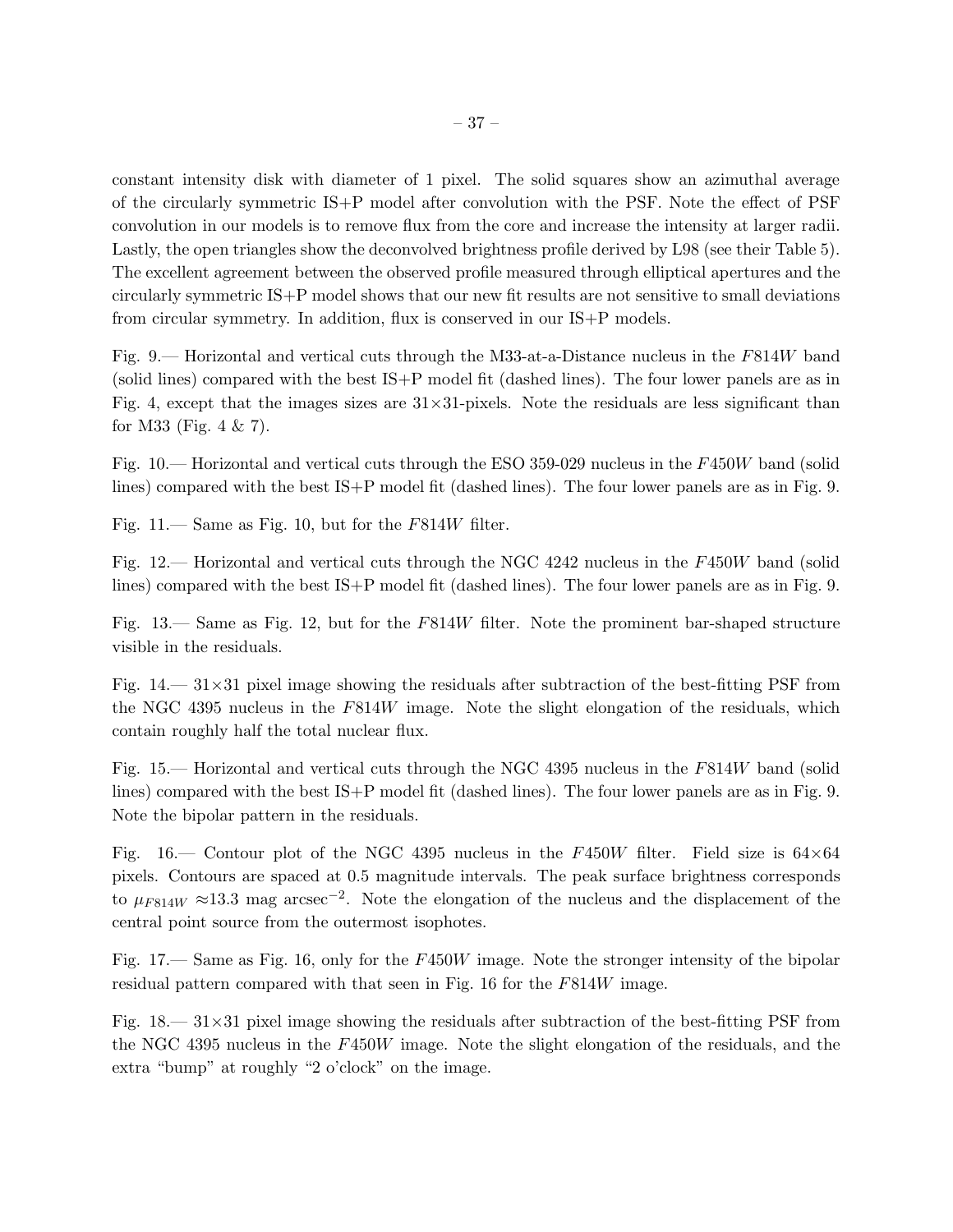constant intensity disk with diameter of 1 pixel. The solid squares show an azimuthal average of the circularly symmetric IS+P model after convolution with the PSF. Note the effect of PSF convolution in our models is to remove flux from the core and increase the intensity at larger radii. Lastly, the open triangles show the deconvolved brightness profile derived by L98 (see their Table 5). The excellent agreement between the observed profile measured through elliptical apertures and the circularly symmetric IS+P model shows that our new fit results are not sensitive to small deviations from circular symmetry. In addition, flux is conserved in our IS+P models.

Fig. 9.— Horizontal and vertical cuts through the M33-at-a-Distance nucleus in the $F814W$ band (solid lines) compared with the best IS+P model fit (dashed lines). The four lower panels are as in Fig. 4, except that the images sizes are 31×31-pixels. Note the residuals are less significant than for M33 (Fig. 4 & 7).

Fig. 10.— Horizontal and vertical cuts through the ESO 359-029 nucleus in the $F450W$ band (solid lines) compared with the best IS+P model fit (dashed lines). The four lower panels are as in Fig. 9.

Fig. 11.— Same as Fig. 10, but for the $F814W$ filter.

Fig. 12.— Horizontal and vertical cuts through the NGC 4242 nucleus in the $F450W$ band (solid lines) compared with the best IS+P model fit (dashed lines). The four lower panels are as in Fig. 9.

Fig. 13.— Same as Fig. 12, but for the $F814W$ filter. Note the prominent bar-shaped structure visible in the residuals.

Fig. 14.— 31×31 pixel image showing the residuals after subtraction of the best-fitting PSF from the NGC 4395 nucleus in the $F814W$ image. Note the slight elongation of the residuals, which contain roughly half the total nuclear flux.

Fig. 15.— Horizontal and vertical cuts through the NGC 4395 nucleus in the $F814W$ band (solid lines) compared with the best IS+P model fit (dashed lines). The four lower panels are as in Fig. 9. Note the bipolar pattern in the residuals.

Fig. 16.— Contour plot of the NGC 4395 nucleus in the $F450W$ filter. Field size is 64×64 pixels. Contours are spaced at 0.5 magnitude intervals. The peak surface brightness corresponds to $\mu_{F814W} \approx 13.3$ mag arcsec$^{-2}$. Note the elongation of the nucleus and the displacement of the central point source from the outermost isophotes.

Fig. 17.— Same as Fig. 16, only for the $F450W$ image. Note the stronger intensity of the bipolar residual pattern compared with that seen in Fig. 16 for the $F814W$ image.

Fig. 18.— 31×31 pixel image showing the residuals after subtraction of the best-fitting PSF from the NGC 4395 nucleus in the $F450W$ image. Note the slight elongation of the residuals, and the extra "bump" at roughly "2 o'clock" on the image.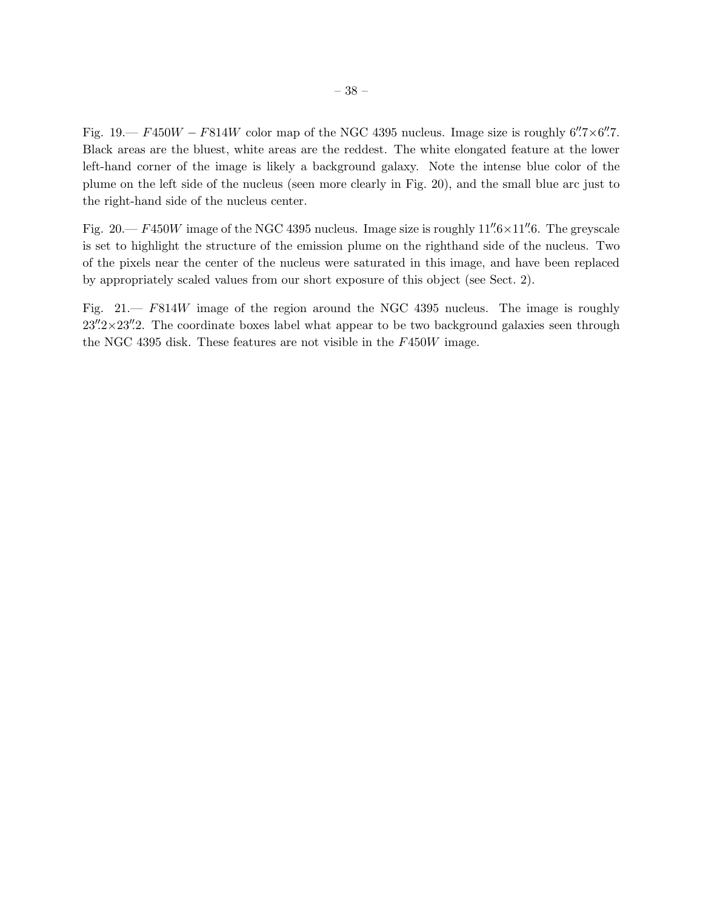Fig. 19.— $F450W - F814W$ color map of the NGC 4395 nucleus. Image size is roughly $6''.7 \times 6''.7$. Black areas are the bluest, white areas are the reddest. The white elongated feature at the lower left-hand corner of the image is likely a background galaxy. Note the intense blue color of the plume on the left side of the nucleus (seen more clearly in Fig. 20), and the small blue arc just to the right-hand side of the nucleus center.

Fig. 20.— $F450W$ image of the NGC 4395 nucleus. Image size is roughly $11''.6 \times 11''.6$. The greyscale is set to highlight the structure of the emission plume on the righthand side of the nucleus. Two of the pixels near the center of the nucleus were saturated in this image, and have been replaced by appropriately scaled values from our short exposure of this object (see Sect. 2).

Fig. 21.— $F814W$ image of the region around the NGC 4395 nucleus. The image is roughly $23''.2 \times 23''.2$. The coordinate boxes label what appear to be two background galaxies seen through the NGC 4395 disk. These features are not visible in the $F450W$ image.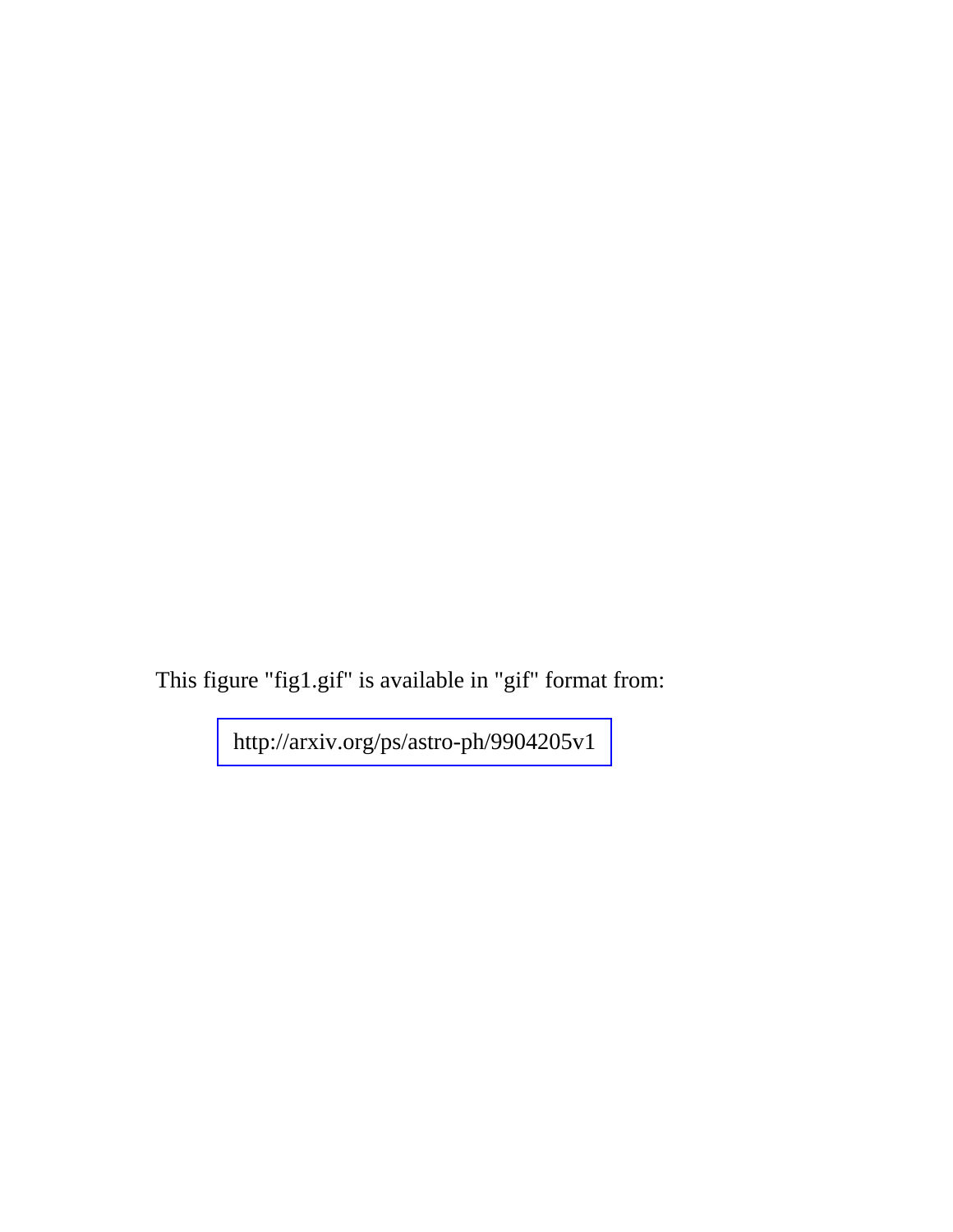This figure "fig1.gif" is available in "gif" format from:

http://arxiv.org/ps/astro-ph/9904205v1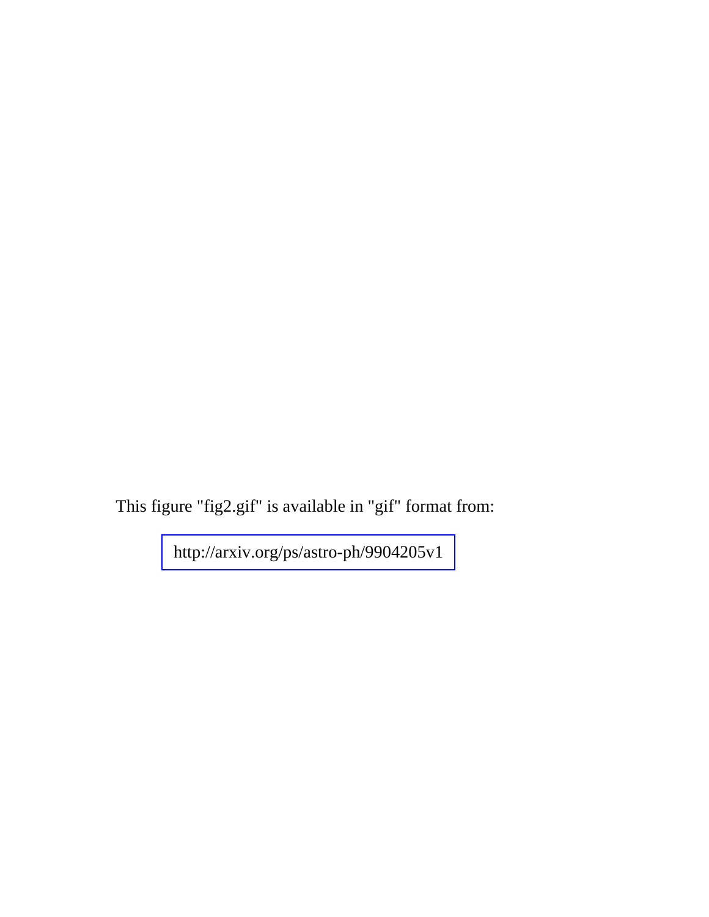This figure "fig2.gif" is available in "gif" format from:

http://arxiv.org/ps/astro-ph/9904205v1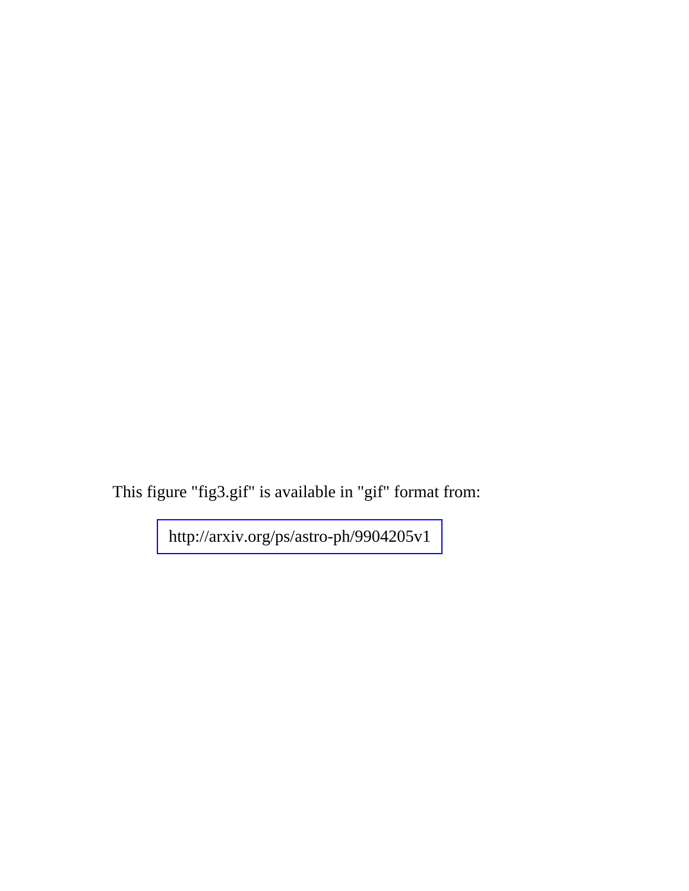This figure "fig3.gif" is available in "gif" format from:

http://arxiv.org/ps/astro-ph/9904205v1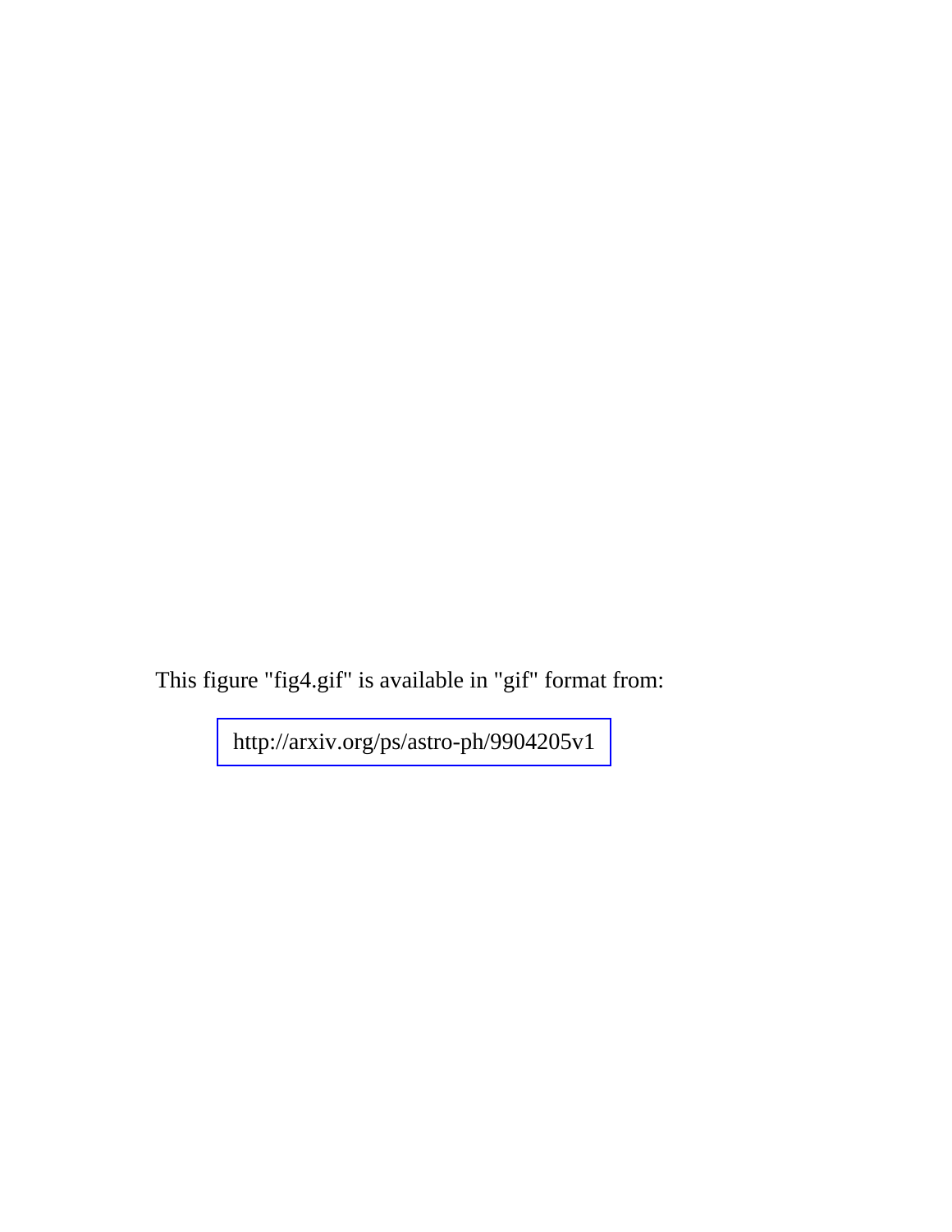This figure "fig4.gif" is available in "gif" format from:

http://arxiv.org/ps/astro-ph/9904205v1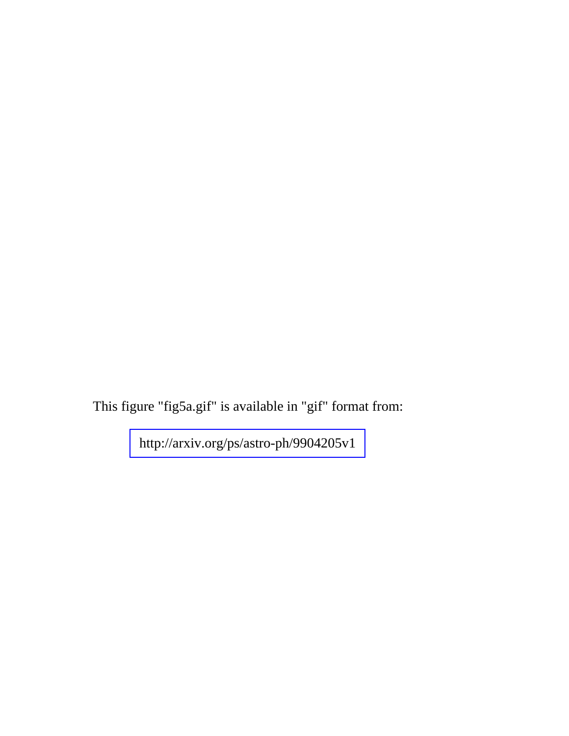This figure "fig5a.gif" is available in "gif" format from:

http://arxiv.org/ps/astro-ph/9904205v1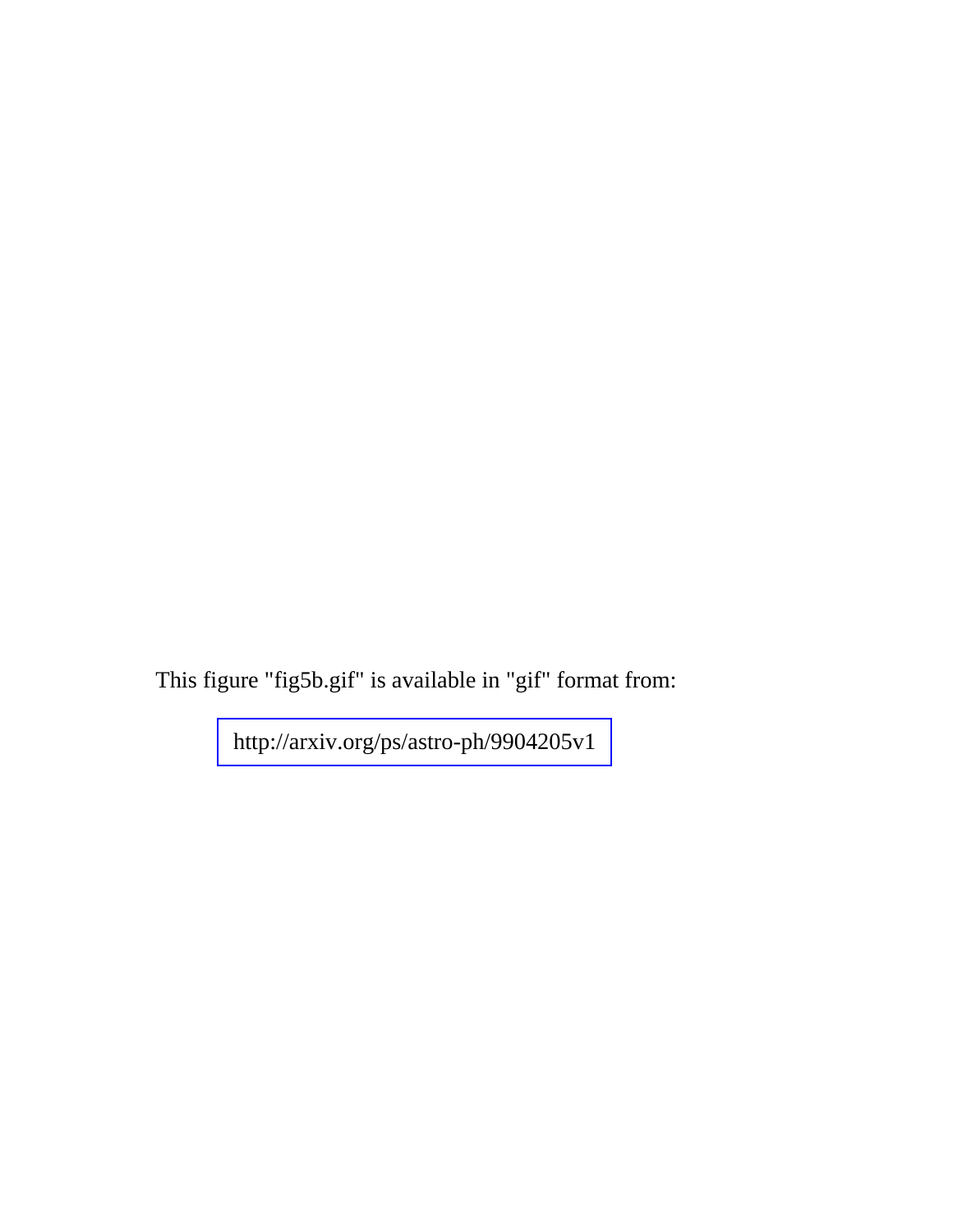This figure "fig5b.gif" is available in "gif" format from:

http://arxiv.org/ps/astro-ph/9904205v1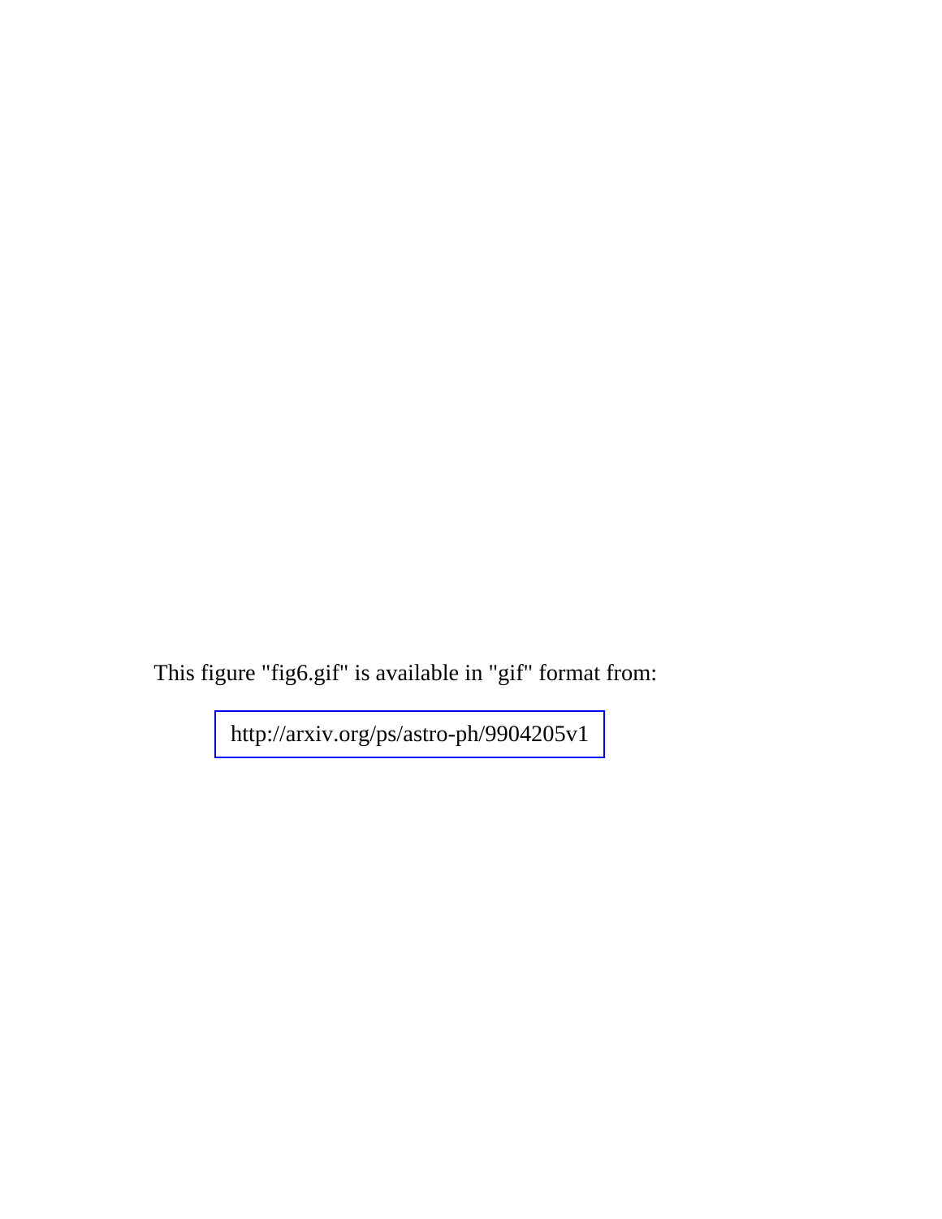This figure "fig6.gif" is available in "gif" format from:

http://arxiv.org/ps/astro-ph/9904205v1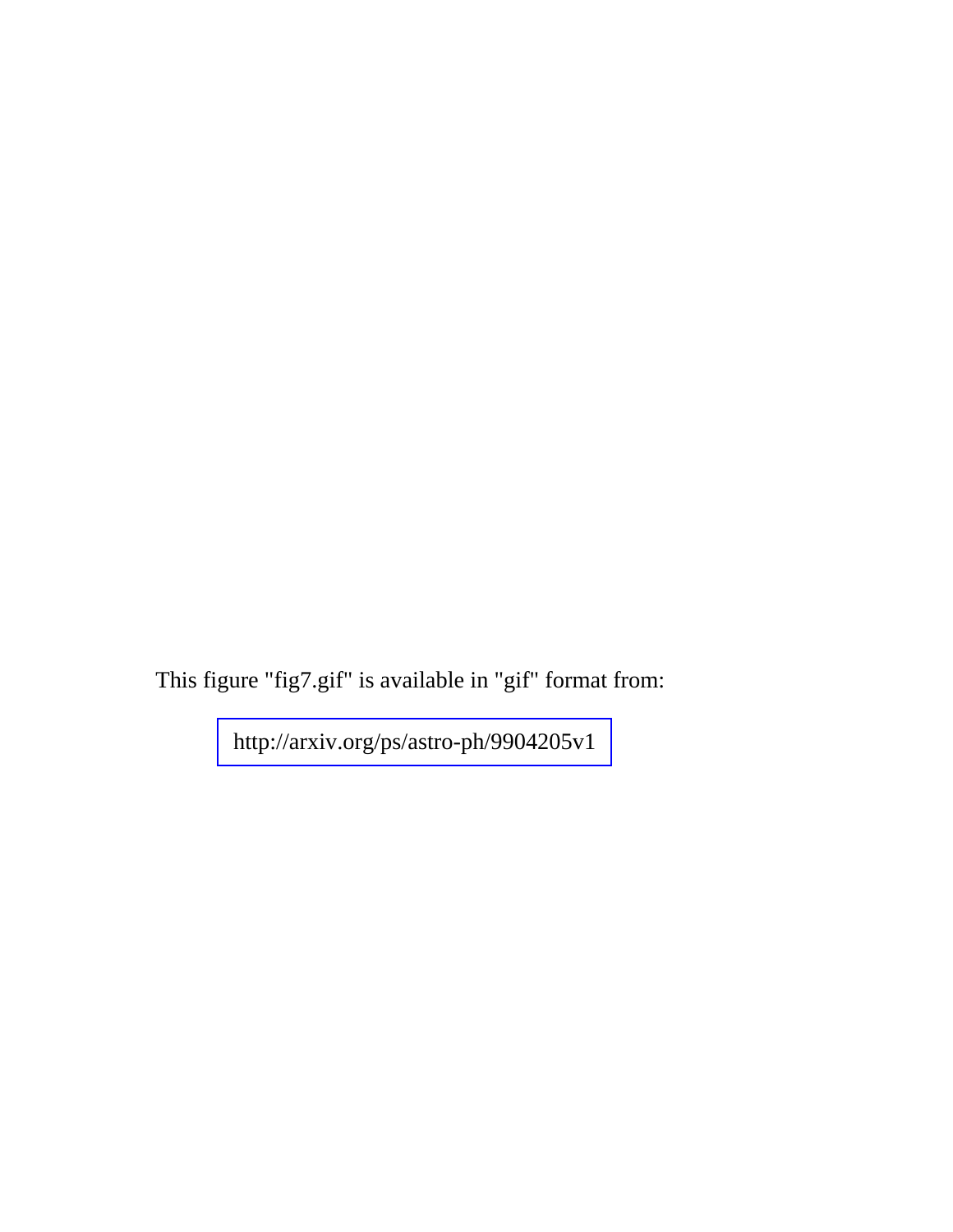This figure "fig7.gif" is available in "gif" format from:

http://arxiv.org/ps/astro-ph/9904205v1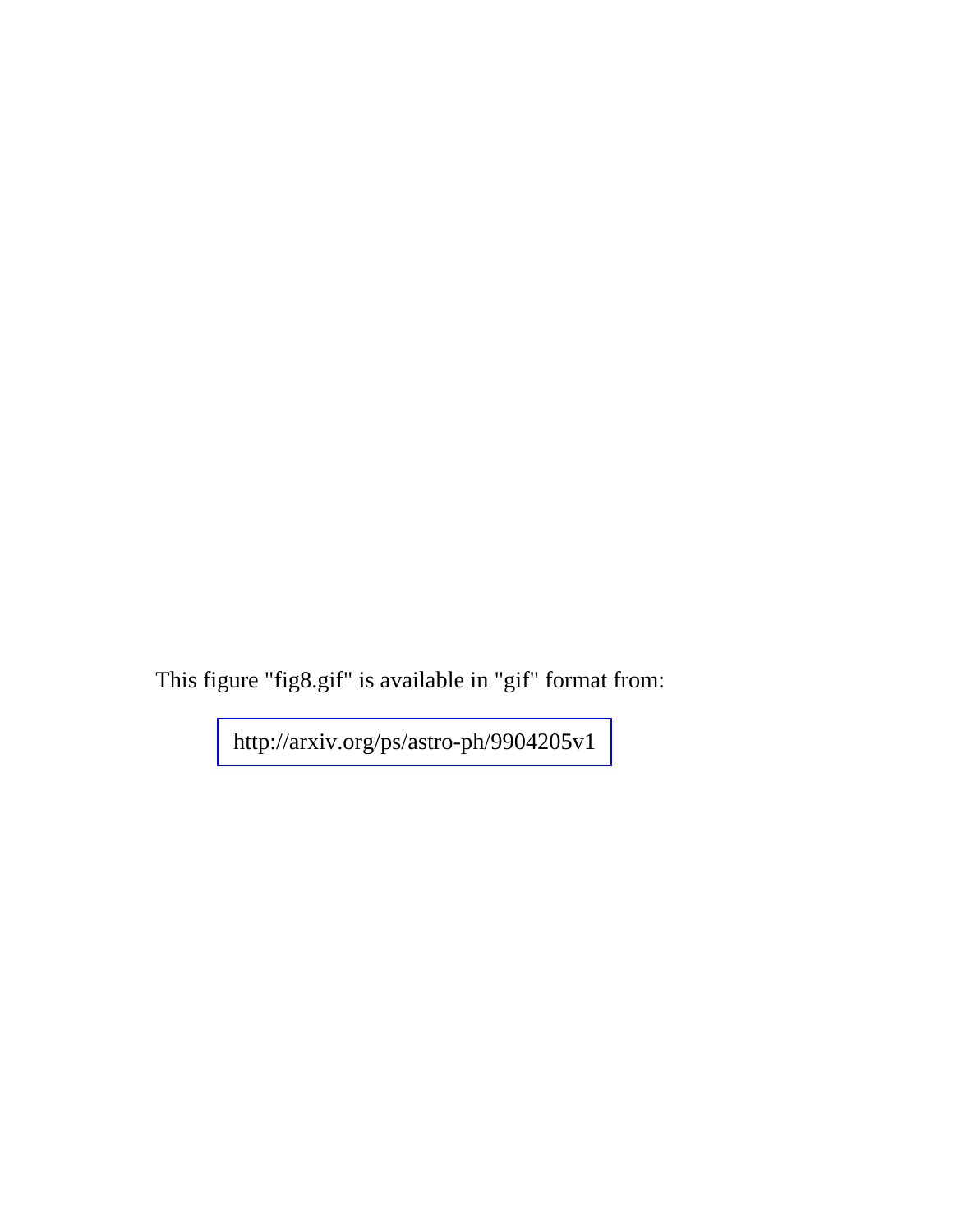This figure "fig8.gif" is available in "gif" format from:

http://arxiv.org/ps/astro-ph/9904205v1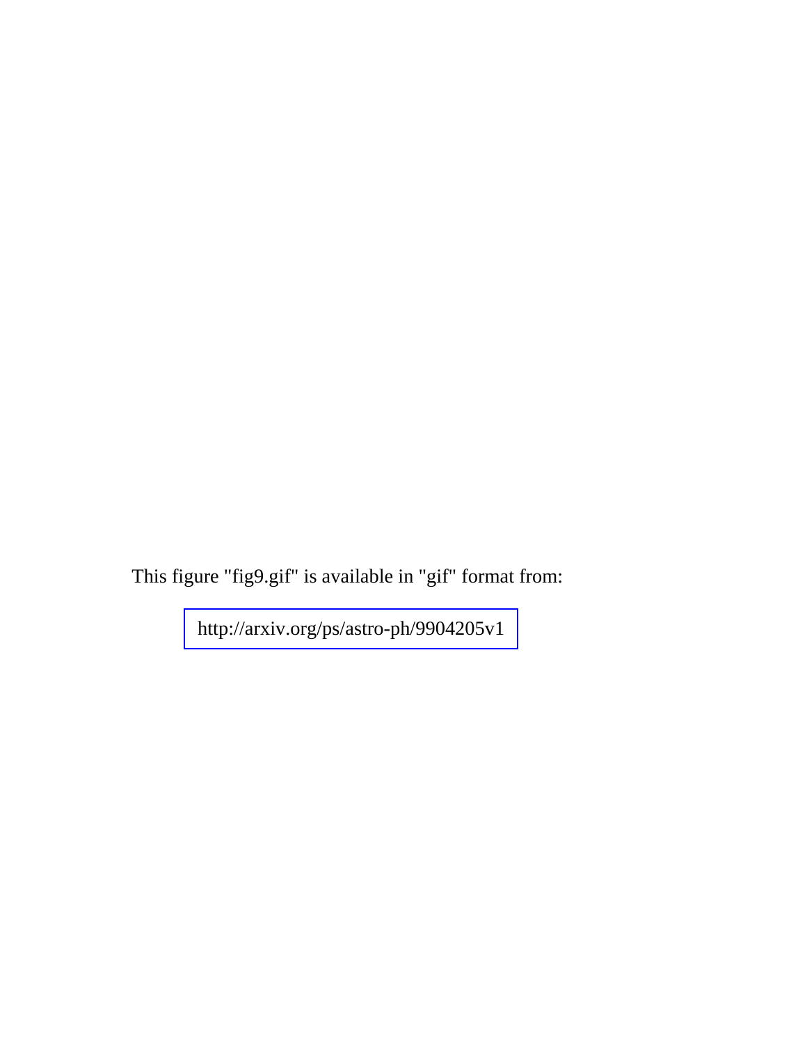This figure "fig9.gif" is available in "gif" format from:

http://arxiv.org/ps/astro-ph/9904205v1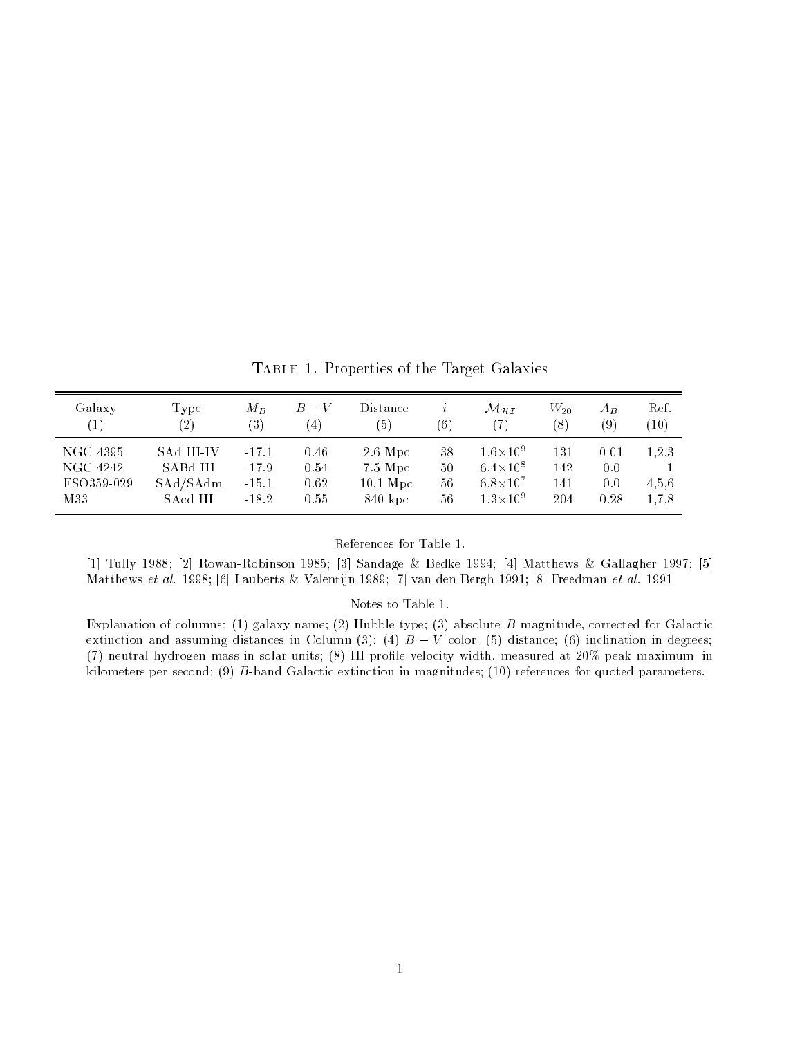Table 1. Properties of the Target Galaxies

| Galaxy (1) | Type (2) | $M_B$ (3) | $B-V$ (4) | Distance (5) | $i$ (6) | $\mathcal{M}_{\mathcal{HI}}$ (7) | $W_{20}$ (8) | $A_B$ (9) | Ref. (10) |
|---|---|---|---|---|---|---|---|---|---|
| NGC 4395 | SAd III-IV | -17.1 | 0.46 | 2.6 Mpc | 38 | $1.6\times10^9$ | 131 | 0.01 | 1,2,3 |
| NGC 4242 | SABd III | -17.9 | 0.54 | 7.5 Mpc | 50 | $6.4\times10^8$ | 142 | 0.0 | 1 |
| ESO359-029 | SAd/SAdm | -15.1 | 0.62 | 10.1 Mpc | 56 | $6.8\times10^7$ | 141 | 0.0 | 4,5,6 |
| M33 | SAcd III | -18.2 | 0.55 | 840 kpc | 56 | $1.3\times10^9$ | 204 | 0.28 | 1,7,8 |

References for Table 1.

[1] Tully 1988; [2] Rowan-Robinson 1985; [3] Sandage & Bedke 1994; [4] Matthews & Gallagher 1997; [5] Matthews *et al.* 1998; [6] Lauberts & Valentijn 1989; [7] van den Bergh 1991; [8] Freedman *et al.* 1991

Notes to Table 1.

Explanation of columns: (1) galaxy name; (2) Hubble type; (3) absolute $B$ magnitude, corrected for Galactic extinction and assuming distances in Column (3); (4) $B-V$ color; (5) distance; (6) inclination in degrees; (7) neutral hydrogen mass in solar units; (8) HI profile velocity width, measured at 20% peak maximum, in kilometers per second; (9) $B$-band Galactic extinction in magnitudes; (10) references for quoted parameters.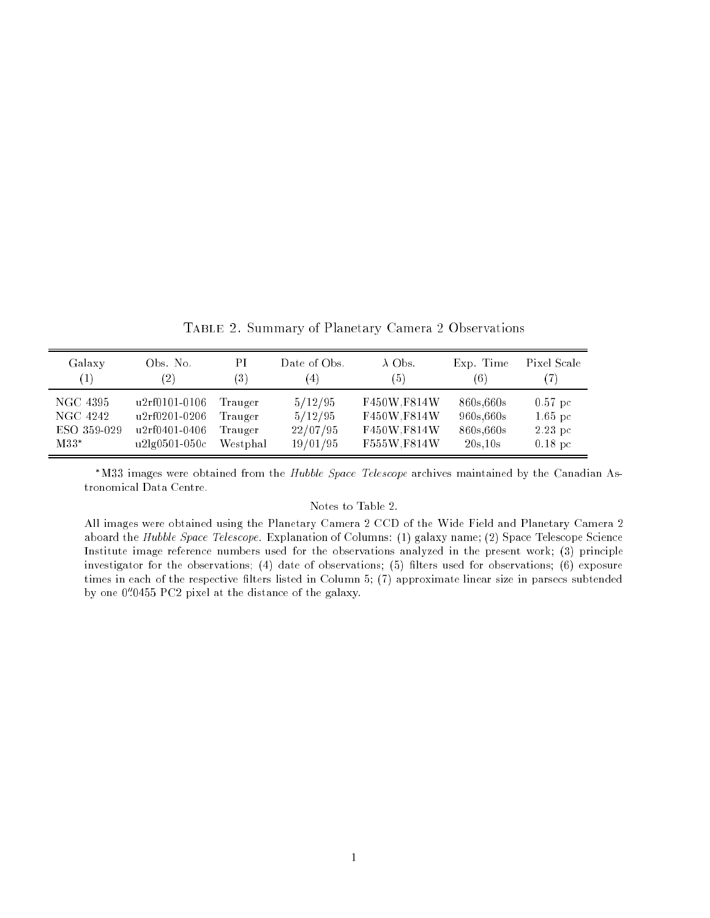Table 2. Summary of Planetary Camera 2 Observations

| Galaxy (1) | Obs. No. (2) | PI (3) | Date of Obs. (4) | $\lambda$ Obs. (5) | Exp. Time (6) | Pixel Scale (7) |
|---|---|---|---|---|---|---|
| NGC 4395 | u2rf0101-0106 | Trauger | 5/12/95 | F450W,F814W | 860s,660s | 0.57 pc |
| NGC 4242 | u2rf0201-0206 | Trauger | 5/12/95 | F450W,F814W | 960s,660s | 1.65 pc |
| ESO 359-029 | u2rf0401-0406 | Trauger | 22/07/95 | F450W,F814W | 860s,660s | 2.23 pc |
| M33* | u2lg0501-050c | Westphal | 19/01/95 | F555W,F814W | 20s,10s | 0.18 pc |

*M33 images were obtained from the *Hubble Space Telescope* archives maintained by the Canadian Astronomical Data Centre.

Notes to Table 2.

All images were obtained using the Planetary Camera 2 CCD of the Wide Field and Planetary Camera 2 aboard the *Hubble Space Telescope*. Explanation of Columns: (1) galaxy name; (2) Space Telescope Science Institute image reference numbers used for the observations analyzed in the present work; (3) principle investigator for the observations; (4) date of observations; (5) filters used for observations; (6) exposure times in each of the respective filters listed in Column 5; (7) approximate linear size in parsecs subtended by one $0\farcs0455$ PC2 pixel at the distance of the galaxy.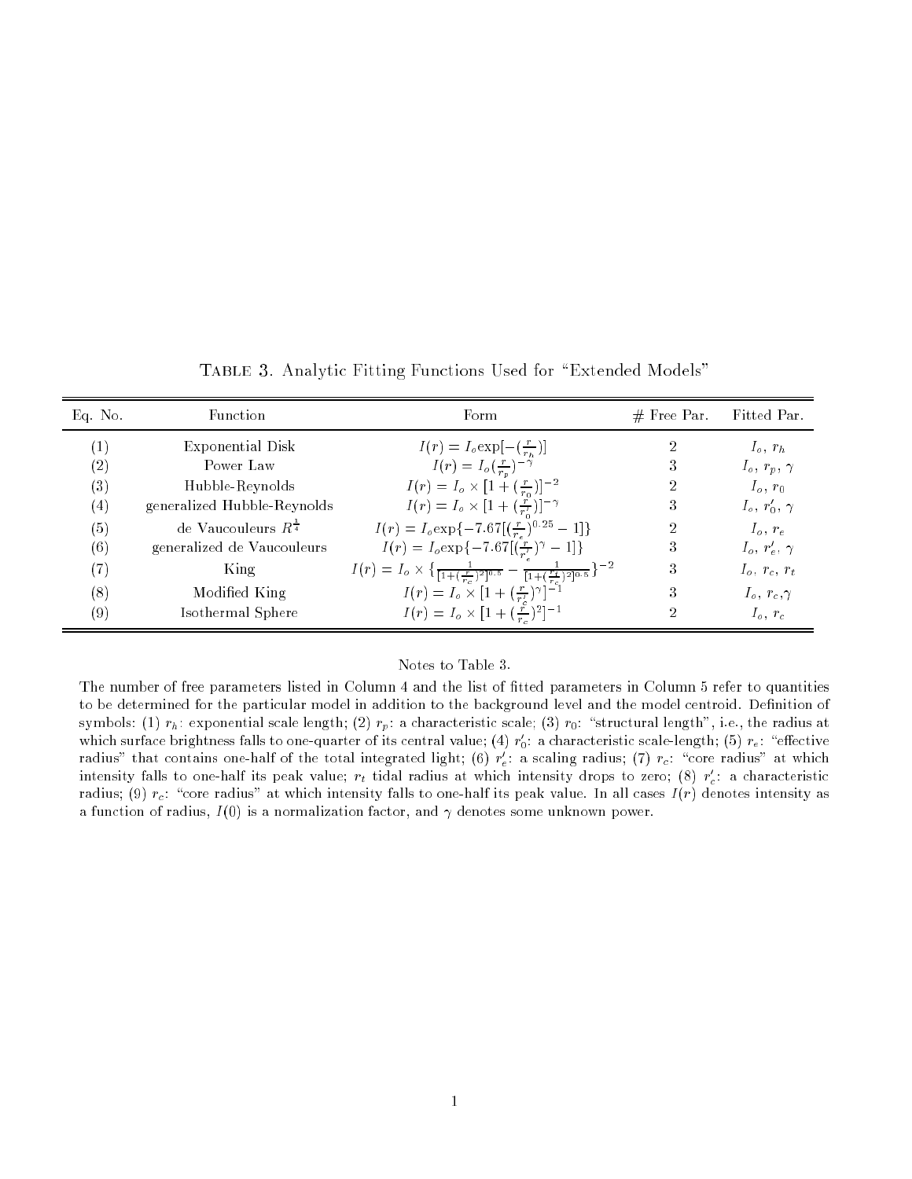TABLE 3. Analytic Fitting Functions Used for "Extended Models"

| Eq. No. | Function | Form | # Free Par. | Fitted Par. |
|---|---|---|---|---|
| (1) | Exponential Disk | $I(r) = I_o \exp[-(\frac{r}{r_h})]$ | 2 | $I_o$, $r_h$ |
| (2) | Power Law | $I(r) = I_o(\frac{r}{r_p})^{-\gamma}$ | 3 | $I_o$, $r_p$, $\gamma$ |
| (3) | Hubble-Reynolds | $I(r) = I_o \times [1 + (\frac{r}{r_0})]^{-2}$ | 2 | $I_o$, $r_0$ |
| (4) | generalized Hubble-Reynolds | $I(r) = I_o \times [1 + (\frac{r}{r'_0})]^{-\gamma}$ | 3 | $I_o$, $r'_0$, $\gamma$ |
| (5) | de Vaucouleurs $R^{\frac{1}{4}}$ | $I(r) = I_o \exp\{-7.67[(\frac{r}{r_e})^{0.25} - 1]\}$ | 2 | $I_o$, $r_e$ |
| (6) | generalized de Vaucouleurs | $I(r) = I_o \exp\{-7.67[(\frac{r}{r'_e})^{\gamma} - 1]\}$ | 3 | $I_o$, $r'_e$, $\gamma$ |
| (7) | King | $I(r) = I_o \times \{\frac{1}{[1+(\frac{r}{r_c})^2]^{0.5}} - \frac{1}{[1+(\frac{r_t}{r_c})^2]^{0.5}}\}^{-2}$ | 3 | $I_o$, $r_c$, $r_t$ |
| (8) | Modified King | $I(r) = I_o \times [1 + (\frac{r}{r'_c})^{\gamma}]^{-1}$ | 3 | $I_o$, $r_c$,$\gamma$ |
| (9) | Isothermal Sphere | $I(r) = I_o \times [1 + (\frac{r}{r_c})^2]^{-1}$ | 2 | $I_o$, $r_c$ |

Notes to Table 3.

The number of free parameters listed in Column 4 and the list of fitted parameters in Column 5 refer to quantities to be determined for the particular model in addition to the background level and the model centroid. Definition of symbols: (1) $r_h$: exponential scale length; (2) $r_p$: a characteristic scale; (3) $r_0$: "structural length", i.e., the radius at which surface brightness falls to one-quarter of its central value; (4) $r'_0$: a characteristic scale-length; (5) $r_e$: "effective radius" that contains one-half of the total integrated light; (6) $r'_e$: a scaling radius; (7) $r_c$: "core radius" at which intensity falls to one-half its peak value; $r_t$ tidal radius at which intensity drops to zero; (8) $r'_c$: a characteristic radius; (9) $r_c$: "core radius" at which intensity falls to one-half its peak value. In all cases $I(r)$ denotes intensity as a function of radius, $I(0)$ is a normalization factor, and $\gamma$ denotes some unknown power.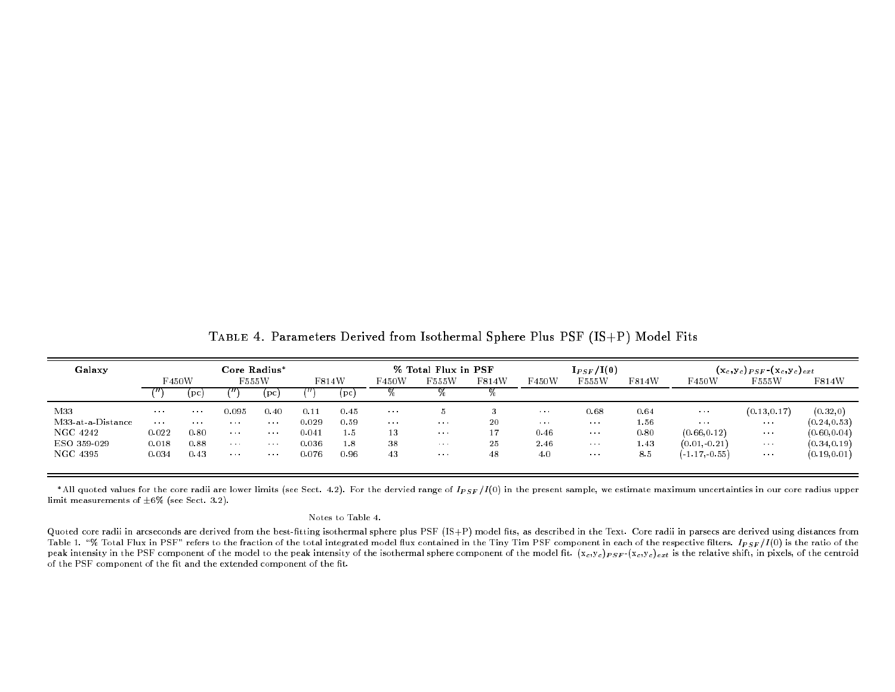Table 4. Parameters Derived from Isothermal Sphere Plus PSF (IS+P) Model Fits

| Galaxy | Core Radius* | | | | | | % Total Flux in PSF | | | $I_{PSF}/I(0)$ | | | $(x_c,y_c)_{PSF}$-$(x_c,y_c)_{ext}$ | | |
|---|---|---|---|---|---|---|---|---|---|---|---|---|---|---|---|
| | F450W | | F555W | | F814W | | F450W | F555W | F814W | F450W | F555W | F814W | F450W | F555W | F814W |
| | (″) | (pc) | (″) | (pc) | (″) | (pc) | % | % | % | | | | | | |
| M33 | ··· | ··· | 0.095 | 0.40 | 0.11 | 0.45 | ··· | 5 | 3 | ··· | 0.68 | 0.64 | ··· | (0.13,0.17) | (0.32,0) |
| M33-at-a-Distance | ··· | ··· | ··· | ··· | 0.029 | 0.59 | ··· | ··· | 20 | ··· | ··· | 1.56 | ··· | ··· | (0.24,0.53) |
| NGC 4242 | 0.022 | 0.80 | ··· | ··· | 0.041 | 1.5 | 13 | ··· | 17 | 0.46 | ··· | 0.80 | (0.66,0.12) | ··· | (0.60,0.04) |
| ESO 359-029 | 0.018 | 0.88 | ··· | ··· | 0.036 | 1.8 | 38 | ··· | 25 | 2.46 | ··· | 1.43 | (0.01,-0.21) | ··· | (0.34,0.19) |
| NGC 4395 | 0.034 | 0.43 | ··· | ··· | 0.076 | 0.96 | 43 | ··· | 48 | 4.0 | ··· | 8.5 | (-1.17,-0.55) | ··· | (0.19,0.01) |

*All quoted values for the core radii are lower limits (see Sect. 4.2). For the dervied range of $I_{PSF}/I(0)$ in the present sample, we estimate maximum uncertainties in our core radius upper limit measurements of ±6% (see Sect. 3.2).

Notes to Table 4.

Quoted core radii in arcseconds are derived from the best-fitting isothermal sphere plus PSF (IS+P) model fits, as described in the Text. Core radii in parsecs are derived using distances from Table 1. "% Total Flux in PSF" refers to the fraction of the total integrated model flux contained in the Tiny Tim PSF component in each of the respective filters. $I_{PSF}/I(0)$ is the ratio of the peak intensity in the PSF component of the model to the peak intensity of the isothermal sphere component of the model fit. $(x_c,y_c)_{PSF}$-$(x_c,y_c)_{ext}$ is the relative shift, in pixels, of the centroid of the PSF component of the fit and the extended component of the fit.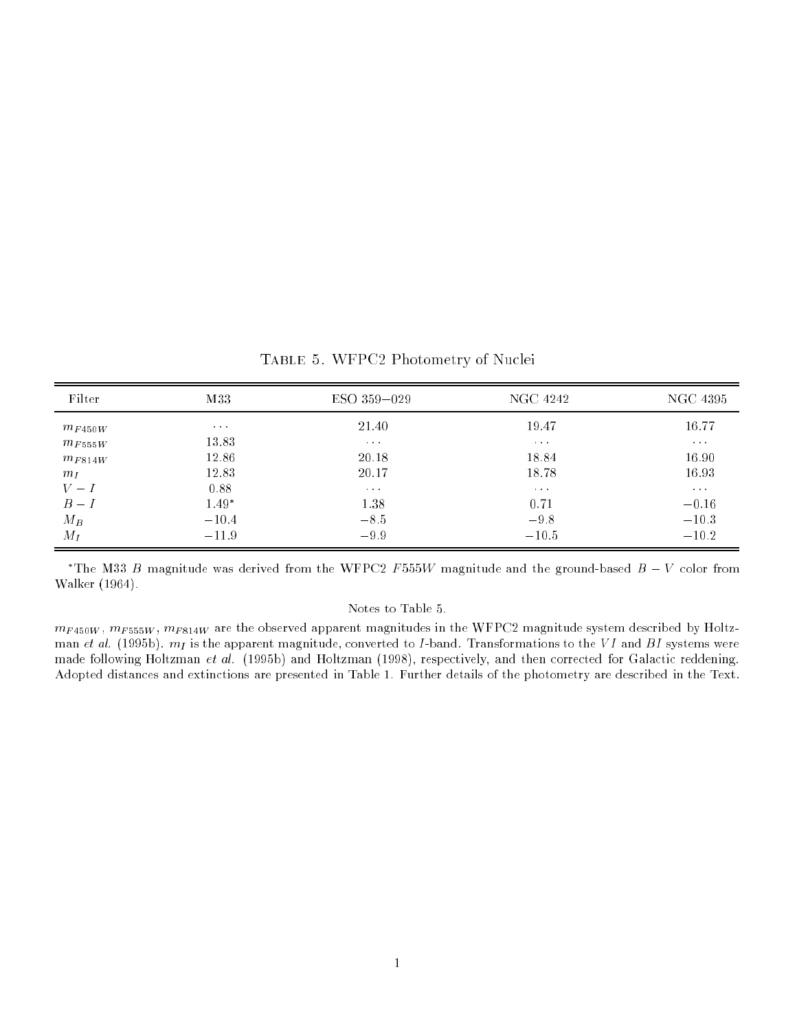Table 5. WFPC2 Photometry of Nuclei

| Filter | M33 | ESO 359−029 | NGC 4242 | NGC 4395 |
|---|---|---|---|---|
| $m_{F450W}$ | ... | 21.40 | 19.47 | 16.77 |
| $m_{F555W}$ | 13.83 | ... | ... | ... |
| $m_{F814W}$ | 12.86 | 20.18 | 18.84 | 16.90 |
| $m_I$ | 12.83 | 20.17 | 18.78 | 16.93 |
| $V-I$ | 0.88 | ... | ... | ... |
| $B-I$ | 1.49* | 1.38 | 0.71 | −0.16 |
| $M_B$ | −10.4 | −8.5 | −9.8 | −10.3 |
| $M_I$ | −11.9 | −9.9 | −10.5 | −10.2 |

*The M33 $B$ magnitude was derived from the WFPC2 $F555W$ magnitude and the ground-based $B-V$ color from Walker (1964).

Notes to Table 5.

$m_{F450W}$, $m_{F555W}$, $m_{F814W}$ are the observed apparent magnitudes in the WFPC2 magnitude system described by Holtzman *et al.* (1995b). $m_I$ is the apparent magnitude, converted to $I$-band. Transformations to the $VI$ and $BI$ systems were made following Holtzman *et al.* (1995b) and Holtzman (1998), respectively, and then corrected for Galactic reddening. Adopted distances and extinctions are presented in Table 1. Further details of the photometry are described in the Text.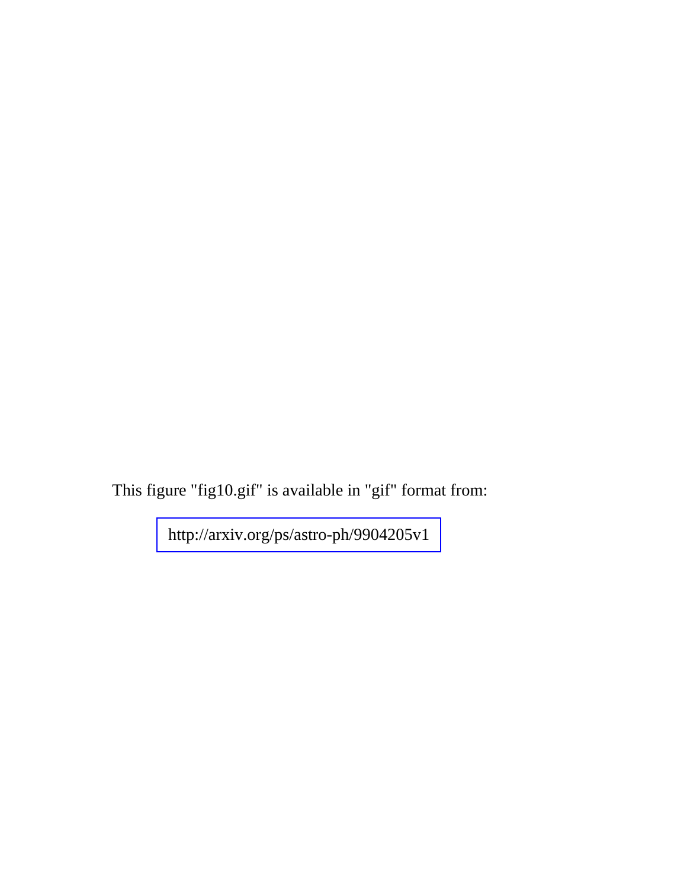This figure "fig10.gif" is available in "gif" format from:

http://arxiv.org/ps/astro-ph/9904205v1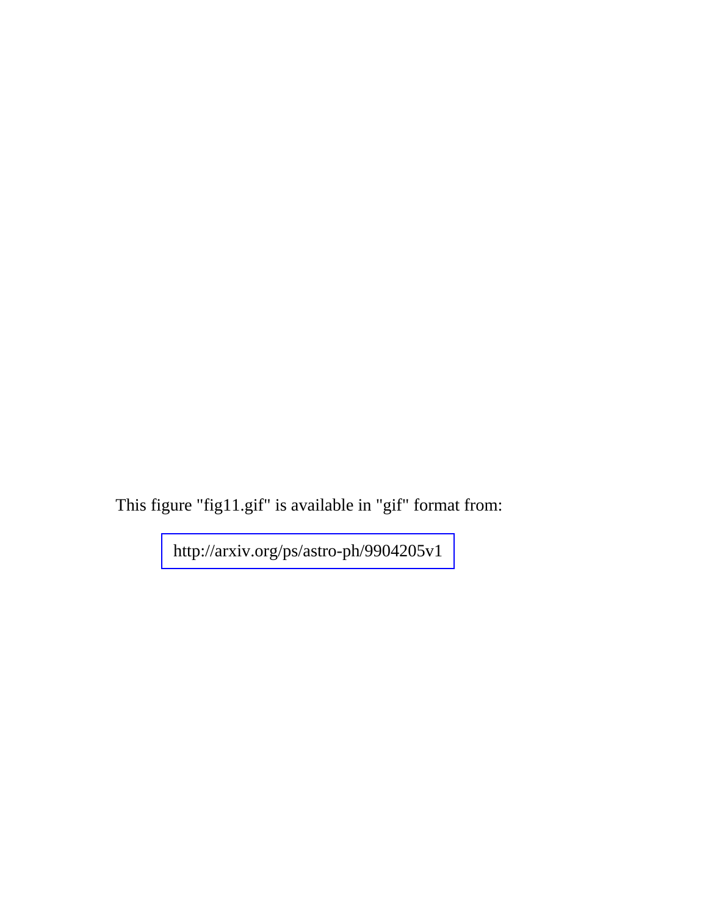This figure "fig11.gif" is available in "gif" format from:

http://arxiv.org/ps/astro-ph/9904205v1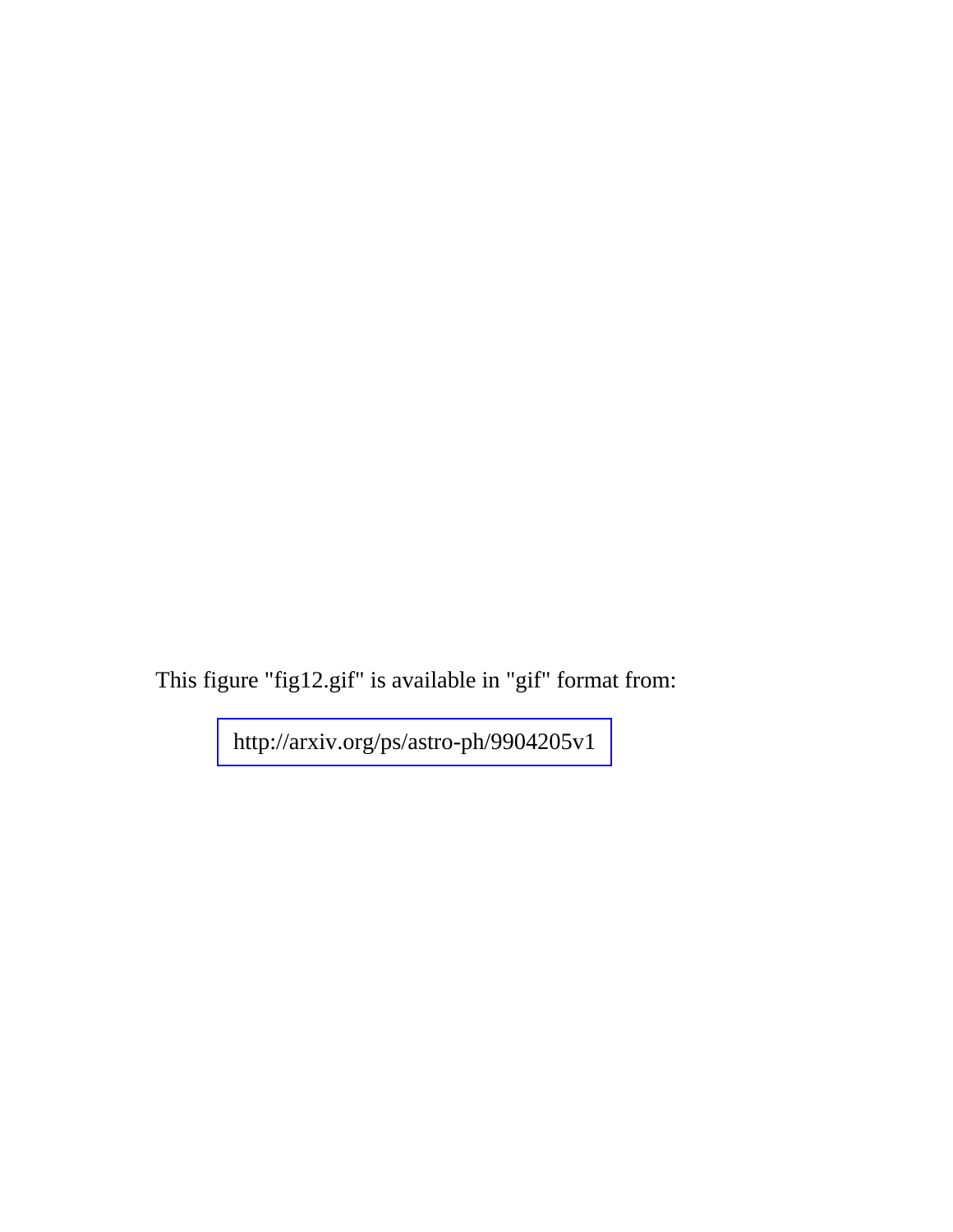This figure "fig12.gif" is available in "gif" format from:

http://arxiv.org/ps/astro-ph/9904205v1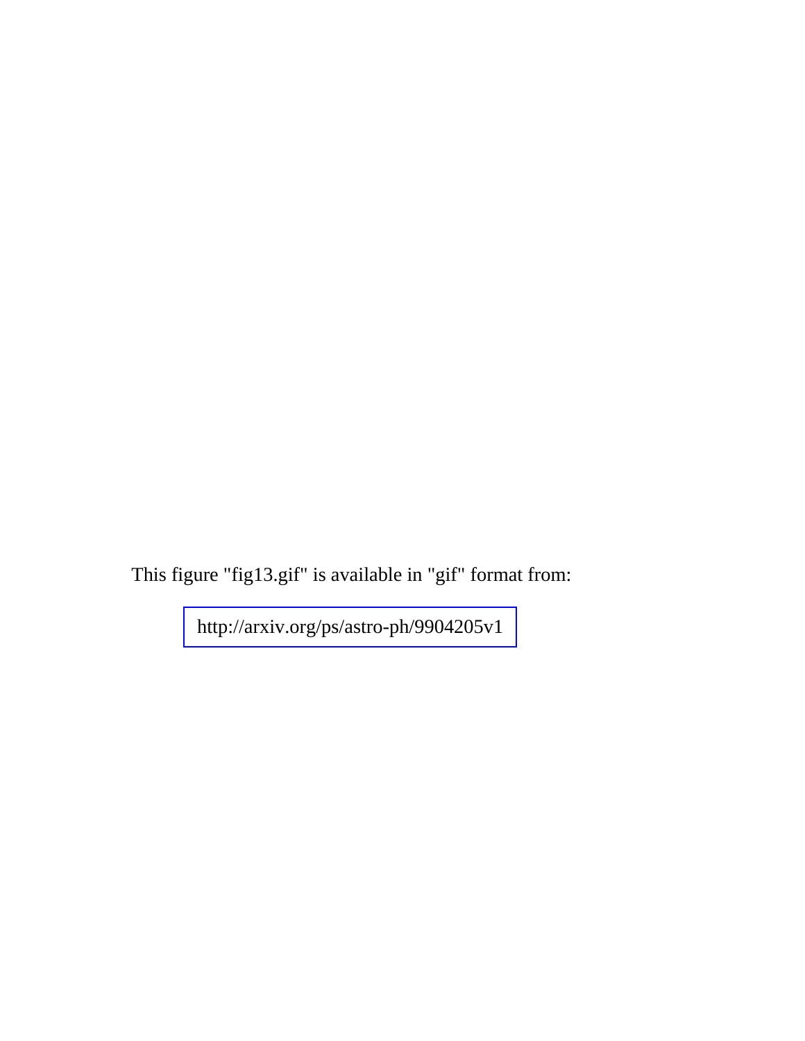This figure "fig13.gif" is available in "gif" format from:

http://arxiv.org/ps/astro-ph/9904205v1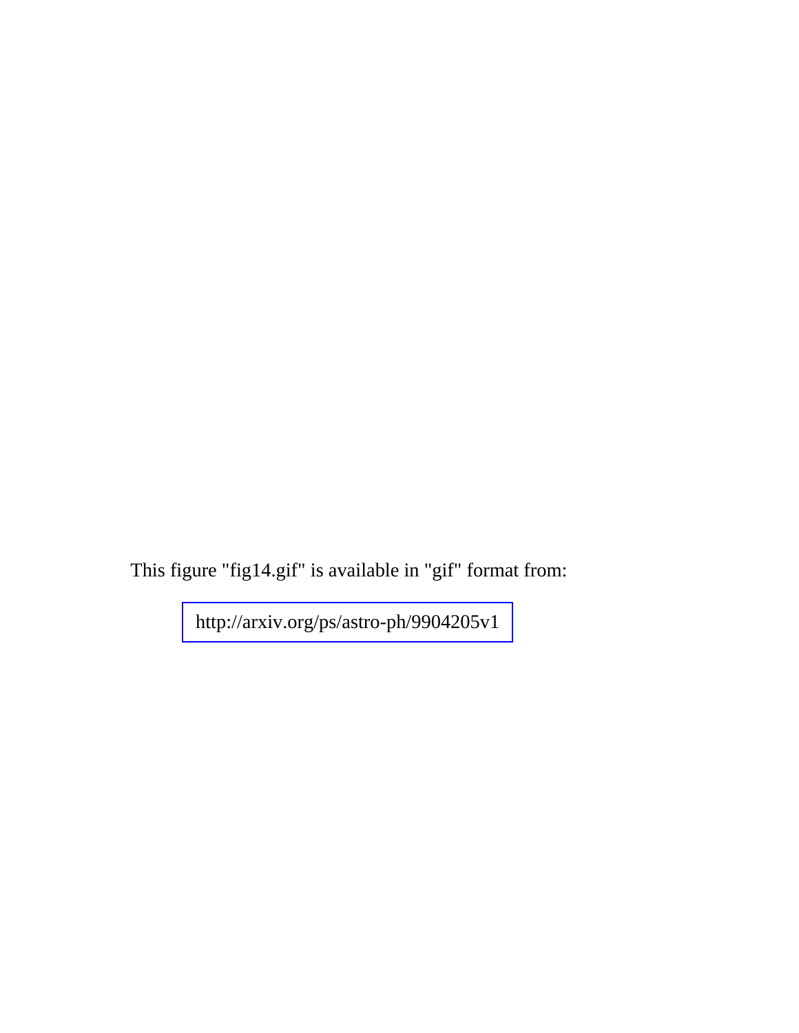This figure "fig14.gif" is available in "gif" format from:

http://arxiv.org/ps/astro-ph/9904205v1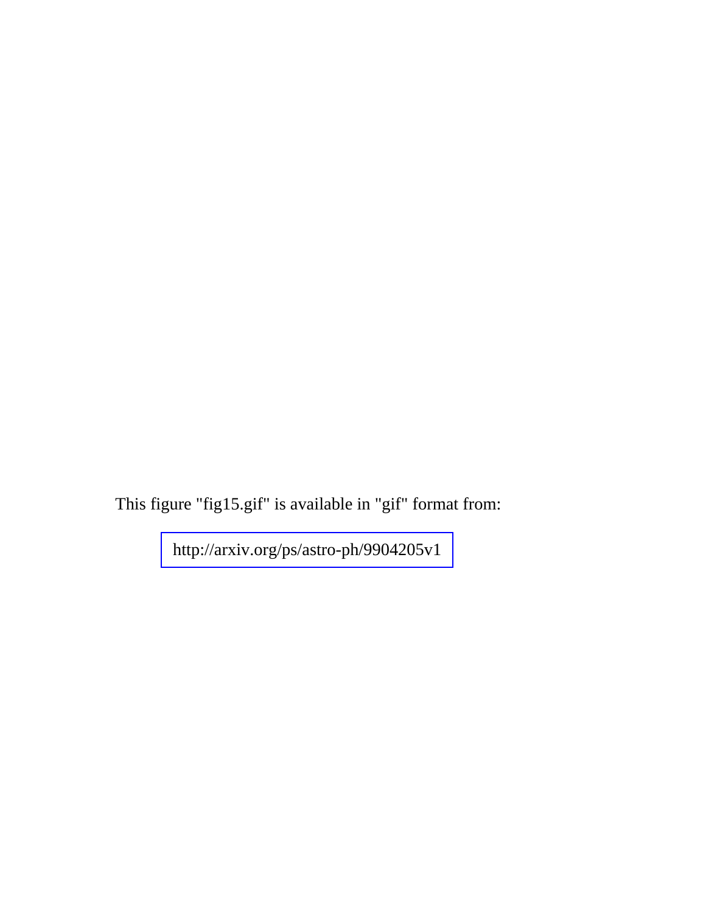This figure "fig15.gif" is available in "gif" format from:

http://arxiv.org/ps/astro-ph/9904205v1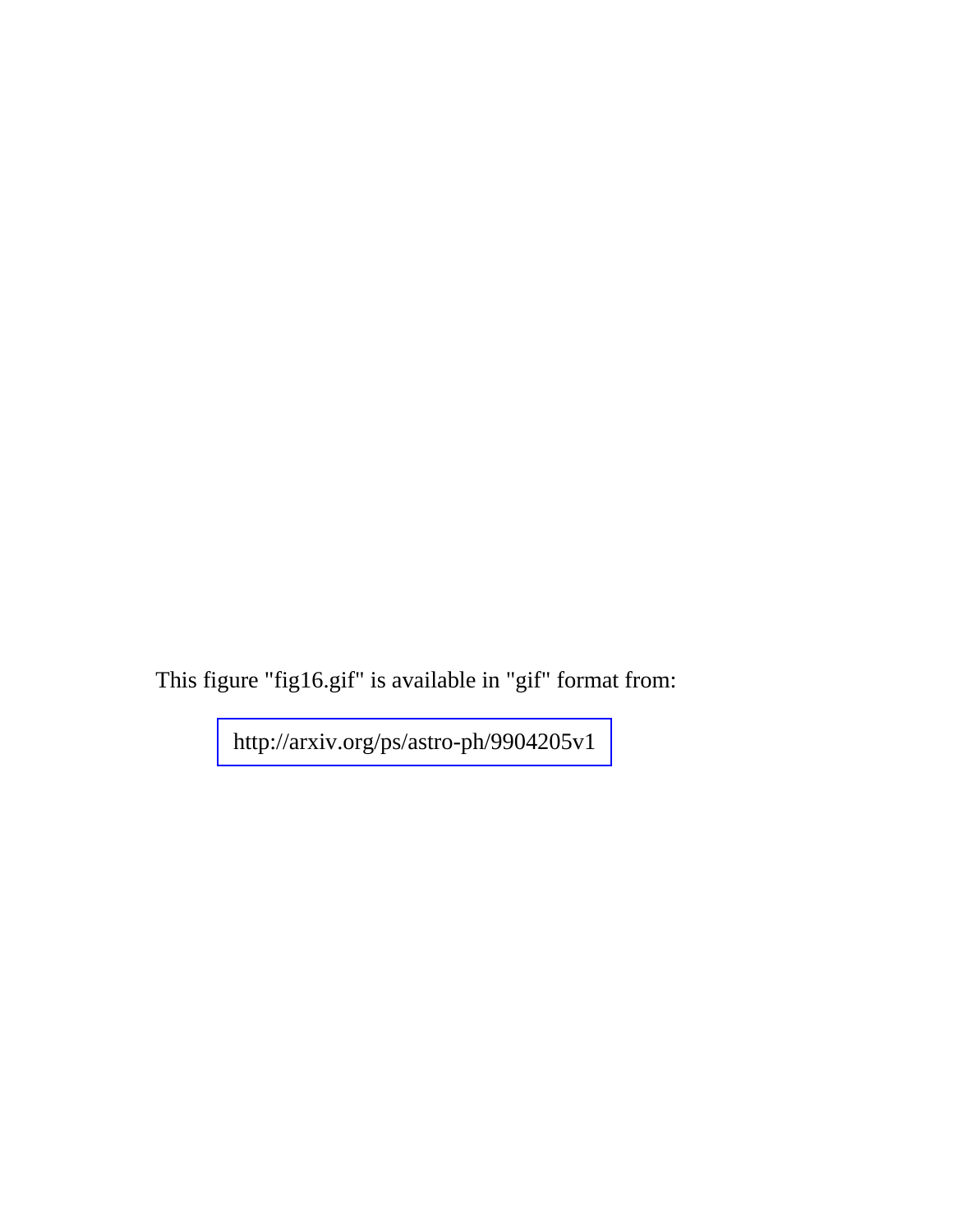This figure "fig16.gif" is available in "gif" format from:

http://arxiv.org/ps/astro-ph/9904205v1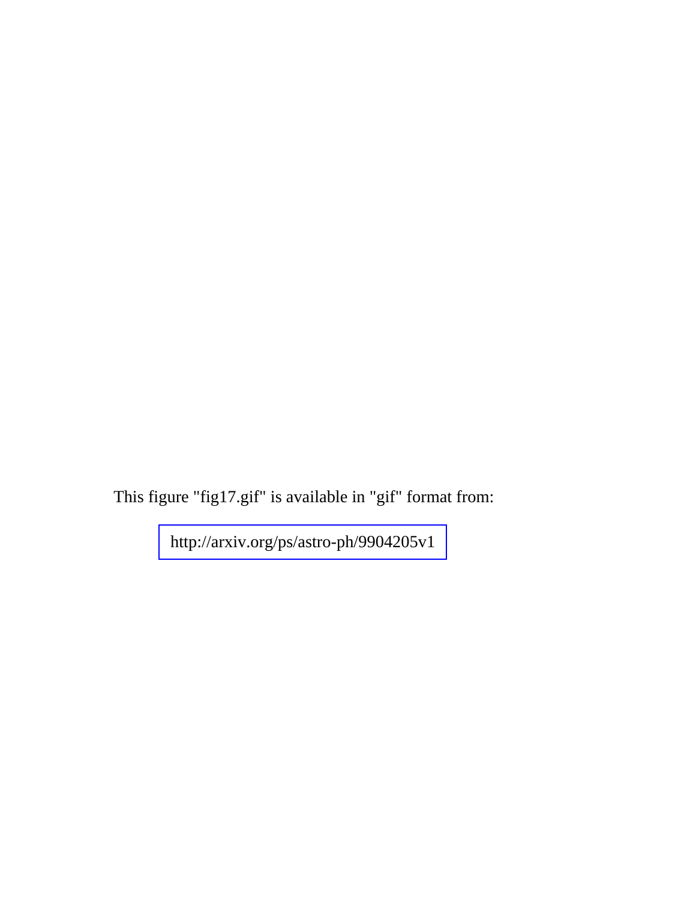This figure "fig17.gif" is available in "gif" format from:

http://arxiv.org/ps/astro-ph/9904205v1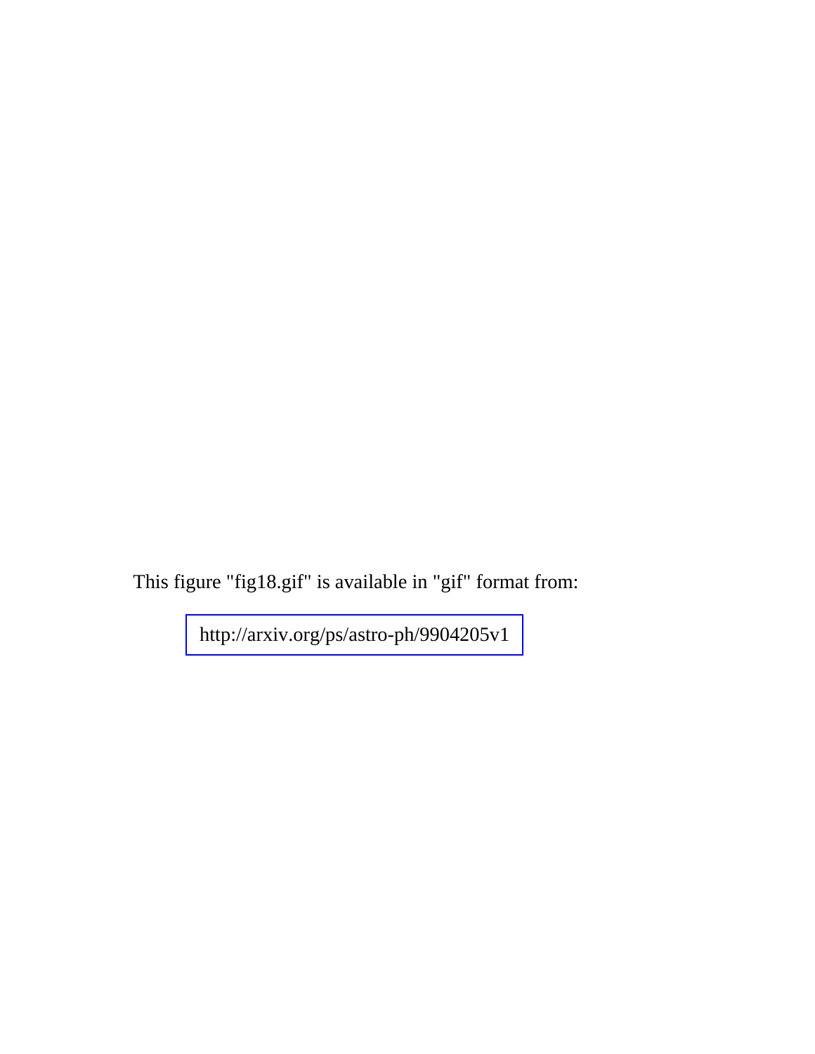This figure "fig18.gif" is available in "gif" format from:

http://arxiv.org/ps/astro-ph/9904205v1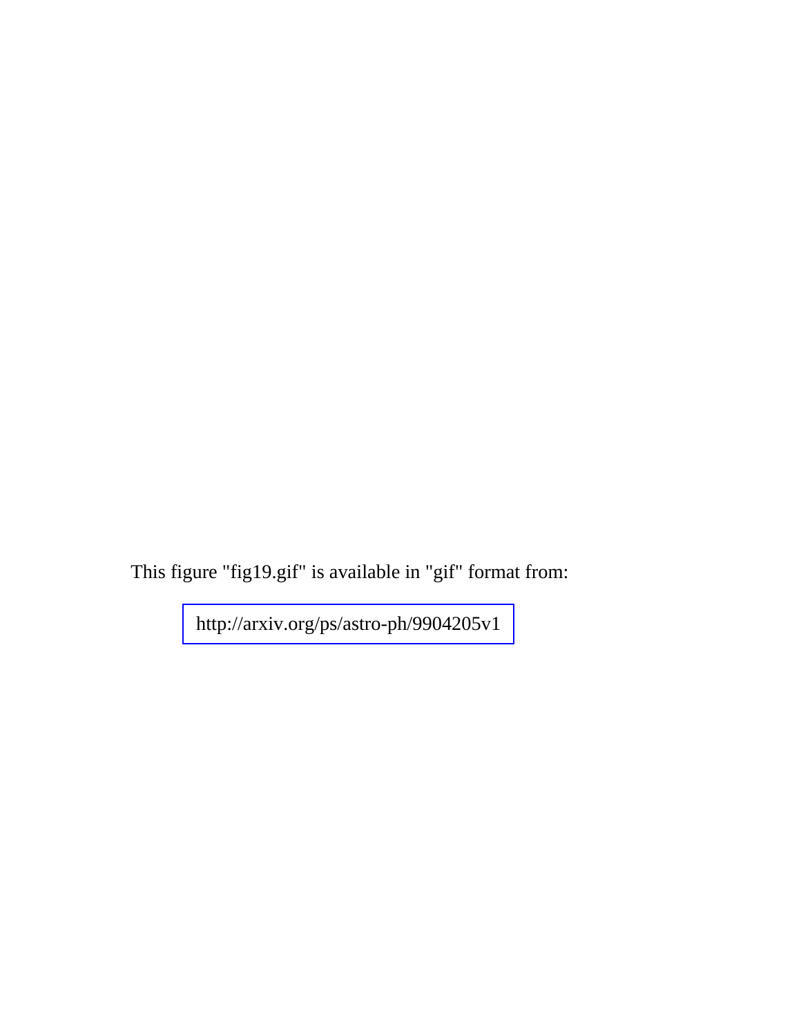This figure "fig19.gif" is available in "gif" format from:

http://arxiv.org/ps/astro-ph/9904205v1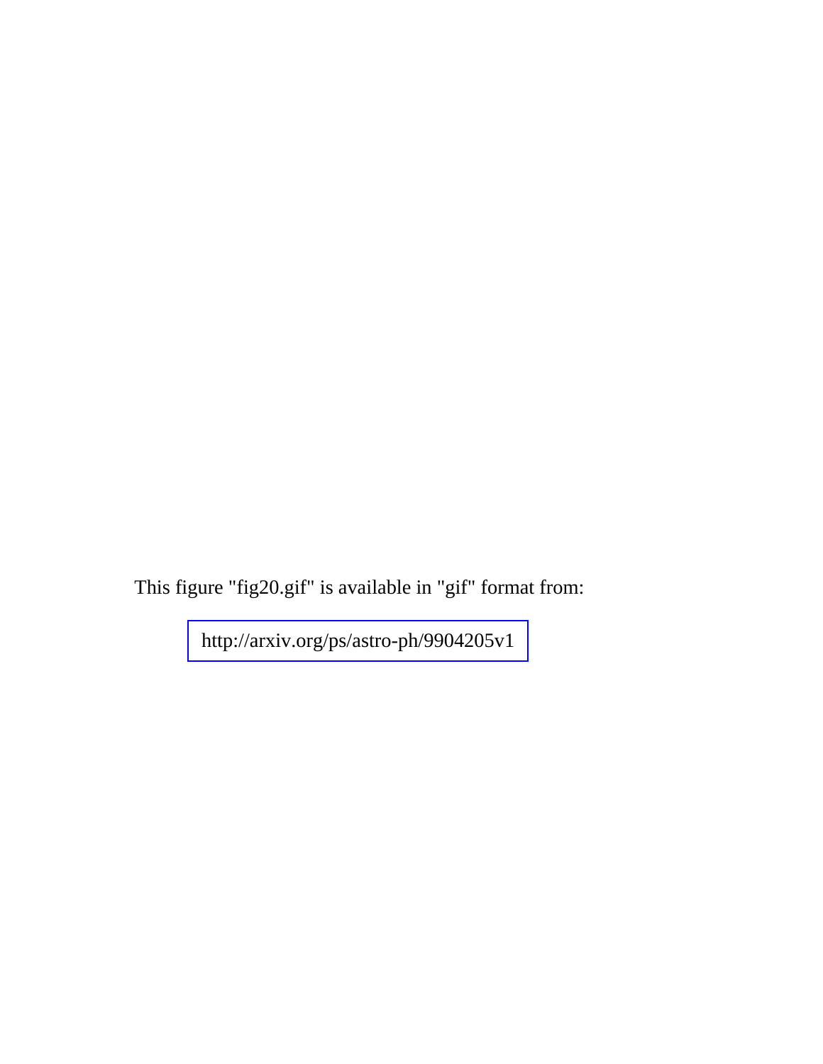This figure "fig20.gif" is available in "gif" format from:

http://arxiv.org/ps/astro-ph/9904205v1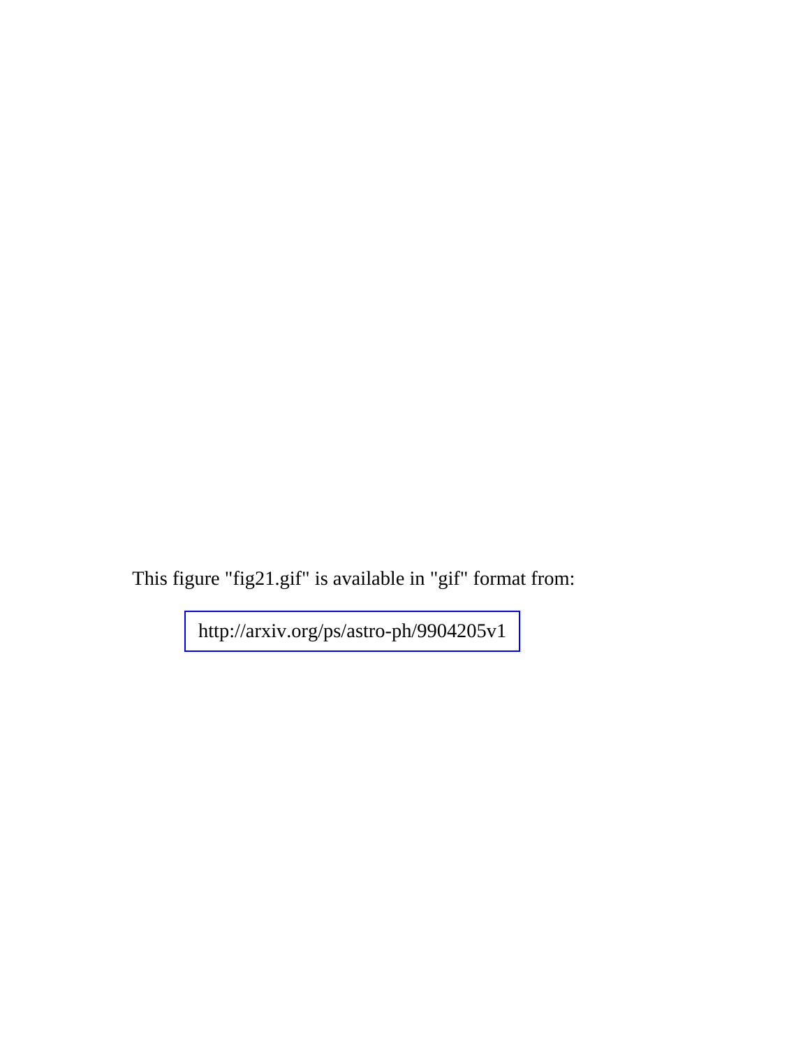This figure "fig21.gif" is available in "gif" format from:

http://arxiv.org/ps/astro-ph/9904205v1